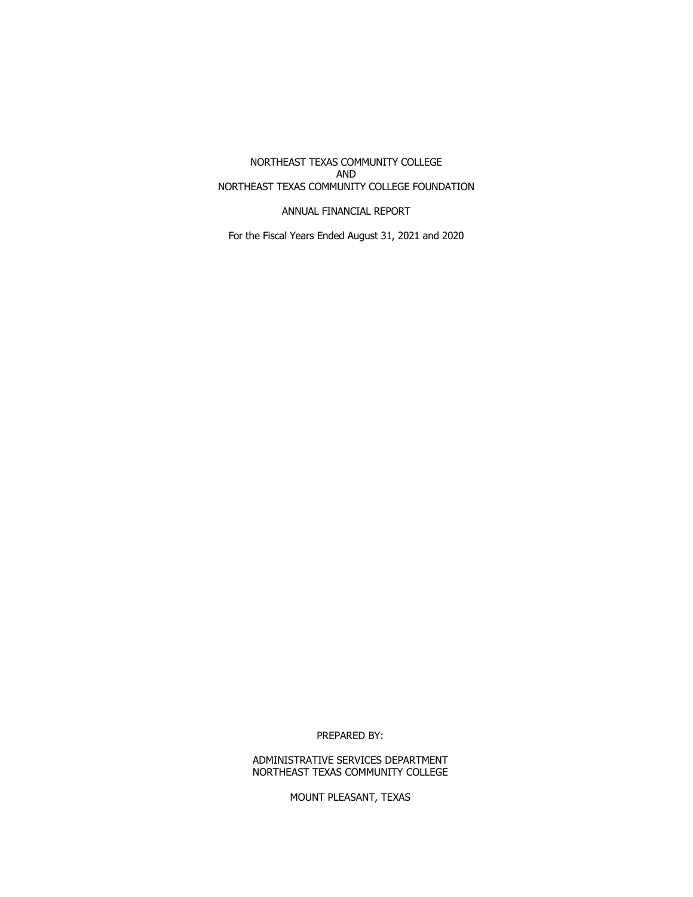# NORTHEAST TEXAS COMMUNITY COLLEGE
# AND
# NORTHEAST TEXAS COMMUNITY COLLEGE FOUNDATION

## ANNUAL FINANCIAL REPORT

For the Fiscal Years Ended August 31, 2021 and 2020

PREPARED BY:

ADMINISTRATIVE SERVICES DEPARTMENT
NORTHEAST TEXAS COMMUNITY COLLEGE

MOUNT PLEASANT, TEXAS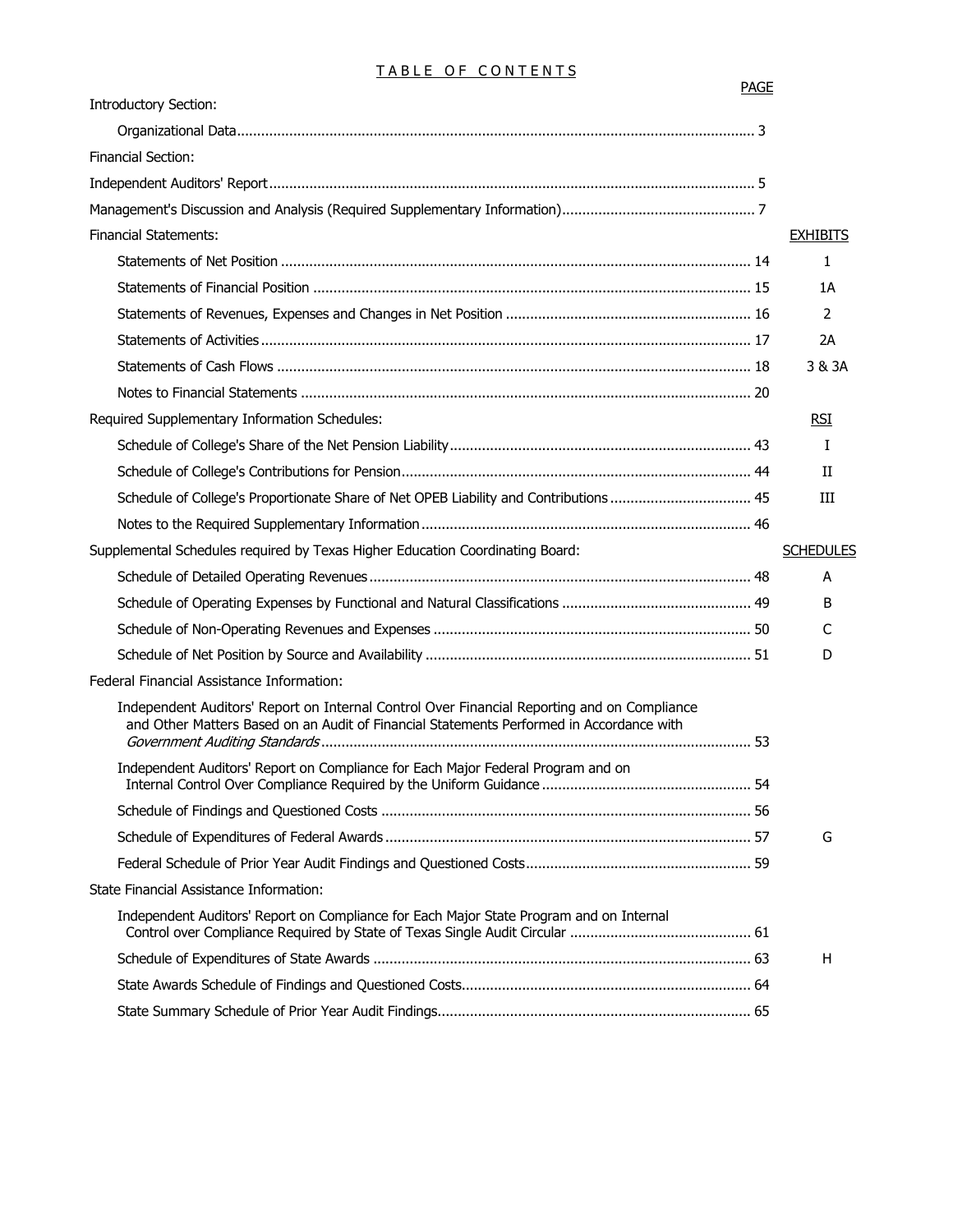# TABLE OF CONTENTS

| | PAGE | |
|---|---|---|
| Introductory Section: | | |
| Organizational Data | 3 | |
| Financial Section: | | |
| Independent Auditors' Report | 5 | |
| Management's Discussion and Analysis (Required Supplementary Information) | 7 | |
| Financial Statements: | | EXHIBITS |
| Statements of Net Position | 14 | 1 |
| Statements of Financial Position | 15 | 1A |
| Statements of Revenues, Expenses and Changes in Net Position | 16 | 2 |
| Statements of Activities | 17 | 2A |
| Statements of Cash Flows | 18 | 3 & 3A |
| Notes to Financial Statements | 20 | |
| Required Supplementary Information Schedules: | | RSI |
| Schedule of College's Share of the Net Pension Liability | 43 | I |
| Schedule of College's Contributions for Pension | 44 | II |
| Schedule of College's Proportionate Share of Net OPEB Liability and Contributions | 45 | III |
| Notes to the Required Supplementary Information | 46 | |
| Supplemental Schedules required by Texas Higher Education Coordinating Board: | | SCHEDULES |
| Schedule of Detailed Operating Revenues | 48 | A |
| Schedule of Operating Expenses by Functional and Natural Classifications | 49 | B |
| Schedule of Non-Operating Revenues and Expenses | 50 | C |
| Schedule of Net Position by Source and Availability | 51 | D |
| Federal Financial Assistance Information: | | |
| Independent Auditors' Report on Internal Control Over Financial Reporting and on Compliance and Other Matters Based on an Audit of Financial Statements Performed in Accordance with *Government Auditing Standards* | 53 | |
| Independent Auditors' Report on Compliance for Each Major Federal Program and on Internal Control Over Compliance Required by the Uniform Guidance | 54 | |
| Schedule of Findings and Questioned Costs | 56 | |
| Schedule of Expenditures of Federal Awards | 57 | G |
| Federal Schedule of Prior Year Audit Findings and Questioned Costs | 59 | |
| State Financial Assistance Information: | | |
| Independent Auditors' Report on Compliance for Each Major State Program and on Internal Control over Compliance Required by State of Texas Single Audit Circular | 61 | |
| Schedule of Expenditures of State Awards | 63 | H |
| State Awards Schedule of Findings and Questioned Costs | 64 | |
| State Summary Schedule of Prior Year Audit Findings | 65 | |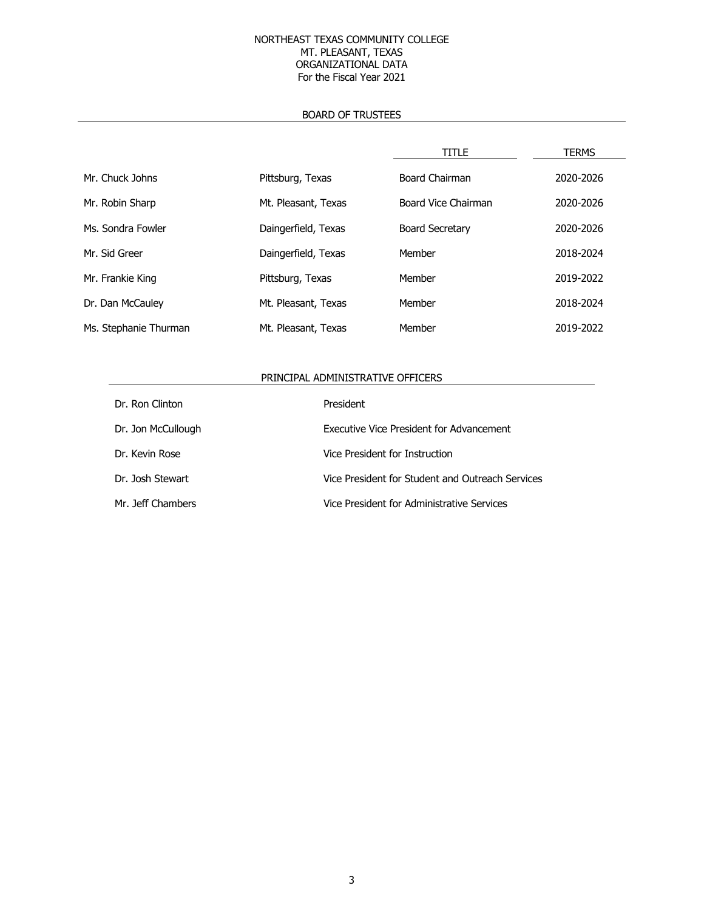# NORTHEAST TEXAS COMMUNITY COLLEGE
## MT. PLEASANT, TEXAS
## ORGANIZATIONAL DATA
### For the Fiscal Year 2021

## BOARD OF TRUSTEES

| | | TITLE | TERMS |
|---|---|---|---|
| Mr. Chuck Johns | Pittsburg, Texas | Board Chairman | 2020-2026 |
| Mr. Robin Sharp | Mt. Pleasant, Texas | Board Vice Chairman | 2020-2026 |
| Ms. Sondra Fowler | Daingerfield, Texas | Board Secretary | 2020-2026 |
| Mr. Sid Greer | Daingerfield, Texas | Member | 2018-2024 |
| Mr. Frankie King | Pittsburg, Texas | Member | 2019-2022 |
| Dr. Dan McCauley | Mt. Pleasant, Texas | Member | 2018-2024 |
| Ms. Stephanie Thurman | Mt. Pleasant, Texas | Member | 2019-2022 |

## PRINCIPAL ADMINISTRATIVE OFFICERS

| | |
|---|---|
| Dr. Ron Clinton | President |
| Dr. Jon McCullough | Executive Vice President for Advancement |
| Dr. Kevin Rose | Vice President for Instruction |
| Dr. Josh Stewart | Vice President for Student and Outreach Services |
| Mr. Jeff Chambers | Vice President for Administrative Services |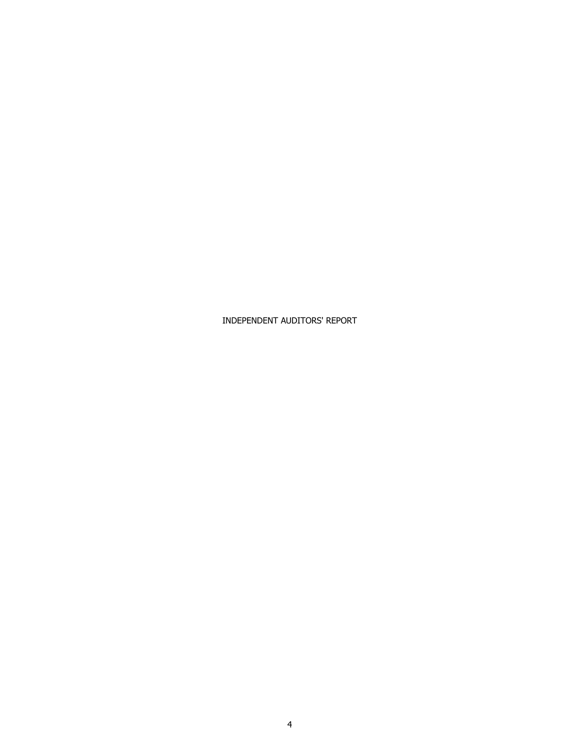# INDEPENDENT AUDITORS' REPORT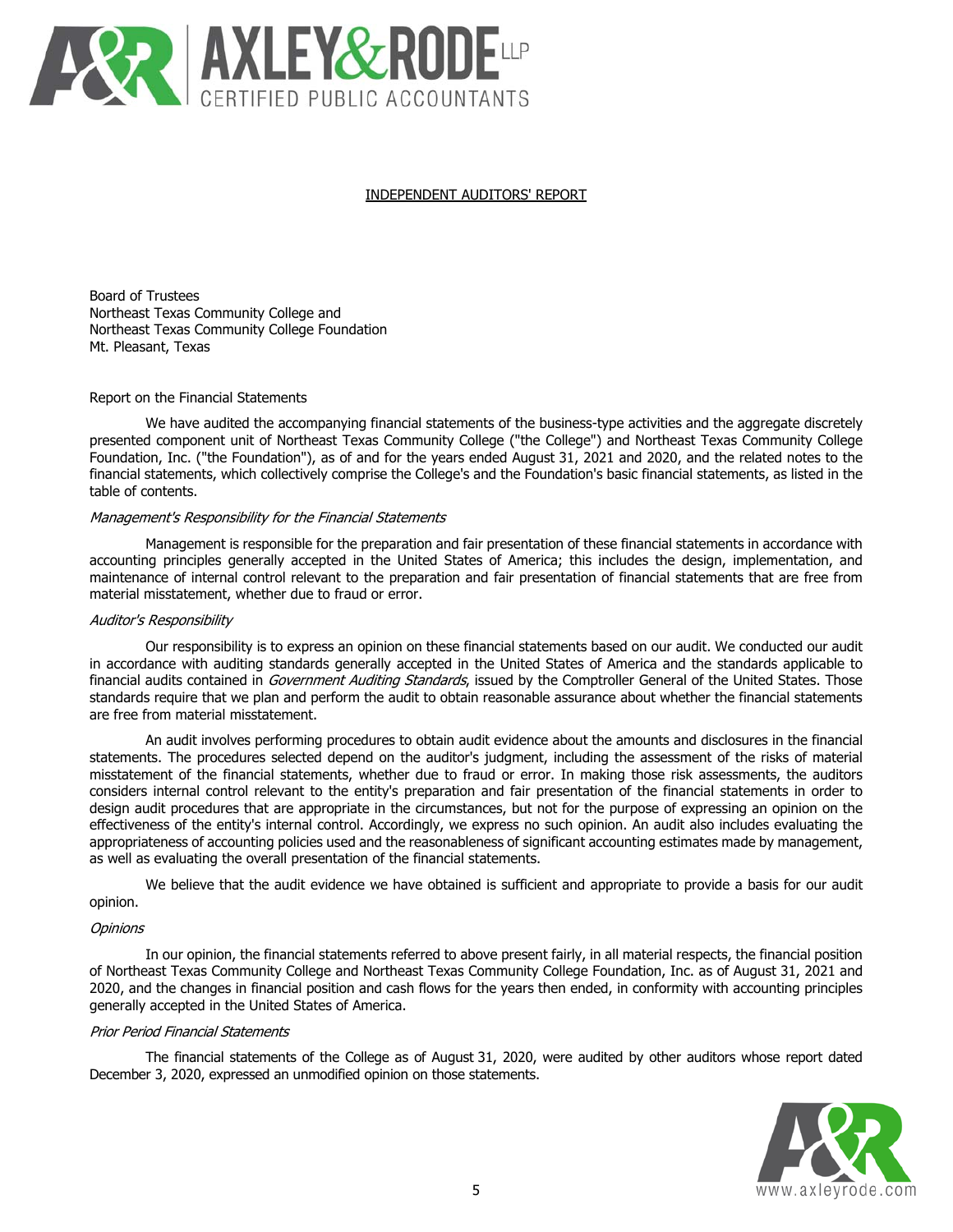# INDEPENDENT AUDITORS' REPORT

Board of Trustees
Northeast Texas Community College and
Northeast Texas Community College Foundation
Mt. Pleasant, Texas

## Report on the Financial Statements

We have audited the accompanying financial statements of the business-type activities and the aggregate discretely presented component unit of Northeast Texas Community College ("the College") and Northeast Texas Community College Foundation, Inc. ("the Foundation"), as of and for the years ended August 31, 2021 and 2020, and the related notes to the financial statements, which collectively comprise the College's and the Foundation's basic financial statements, as listed in the table of contents.

### *Management's Responsibility for the Financial Statements*

Management is responsible for the preparation and fair presentation of these financial statements in accordance with accounting principles generally accepted in the United States of America; this includes the design, implementation, and maintenance of internal control relevant to the preparation and fair presentation of financial statements that are free from material misstatement, whether due to fraud or error.

### *Auditor's Responsibility*

Our responsibility is to express an opinion on these financial statements based on our audit. We conducted our audit in accordance with auditing standards generally accepted in the United States of America and the standards applicable to financial audits contained in *Government Auditing Standards*, issued by the Comptroller General of the United States. Those standards require that we plan and perform the audit to obtain reasonable assurance about whether the financial statements are free from material misstatement.

An audit involves performing procedures to obtain audit evidence about the amounts and disclosures in the financial statements. The procedures selected depend on the auditor's judgment, including the assessment of the risks of material misstatement of the financial statements, whether due to fraud or error. In making those risk assessments, the auditors considers internal control relevant to the entity's preparation and fair presentation of the financial statements in order to design audit procedures that are appropriate in the circumstances, but not for the purpose of expressing an opinion on the effectiveness of the entity's internal control. Accordingly, we express no such opinion. An audit also includes evaluating the appropriateness of accounting policies used and the reasonableness of significant accounting estimates made by management, as well as evaluating the overall presentation of the financial statements.

We believe that the audit evidence we have obtained is sufficient and appropriate to provide a basis for our audit opinion.

### *Opinions*

In our opinion, the financial statements referred to above present fairly, in all material respects, the financial position of Northeast Texas Community College and Northeast Texas Community College Foundation, Inc. as of August 31, 2021 and 2020, and the changes in financial position and cash flows for the years then ended, in conformity with accounting principles generally accepted in the United States of America.

### *Prior Period Financial Statements*

The financial statements of the College as of August 31, 2020, were audited by other auditors whose report dated December 3, 2020, expressed an unmodified opinion on those statements.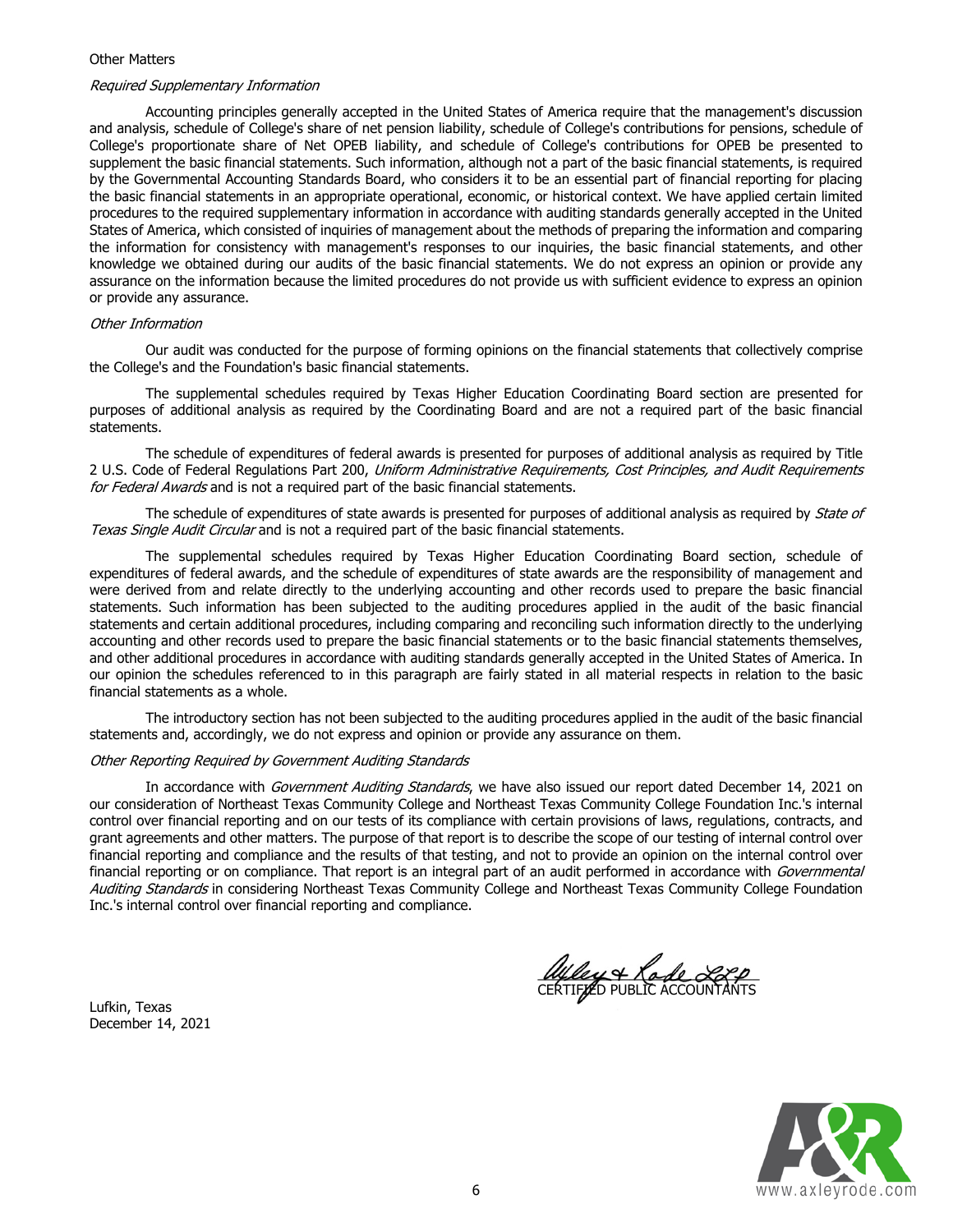Other Matters

*Required Supplementary Information*

Accounting principles generally accepted in the United States of America require that the management's discussion and analysis, schedule of College's share of net pension liability, schedule of College's contributions for pensions, schedule of College's proportionate share of Net OPEB liability, and schedule of College's contributions for OPEB be presented to supplement the basic financial statements. Such information, although not a part of the basic financial statements, is required by the Governmental Accounting Standards Board, who considers it to be an essential part of financial reporting for placing the basic financial statements in an appropriate operational, economic, or historical context. We have applied certain limited procedures to the required supplementary information in accordance with auditing standards generally accepted in the United States of America, which consisted of inquiries of management about the methods of preparing the information and comparing the information for consistency with management's responses to our inquiries, the basic financial statements, and other knowledge we obtained during our audits of the basic financial statements. We do not express an opinion or provide any assurance on the information because the limited procedures do not provide us with sufficient evidence to express an opinion or provide any assurance.

*Other Information*

Our audit was conducted for the purpose of forming opinions on the financial statements that collectively comprise the College's and the Foundation's basic financial statements.

The supplemental schedules required by Texas Higher Education Coordinating Board section are presented for purposes of additional analysis as required by the Coordinating Board and are not a required part of the basic financial statements.

The schedule of expenditures of federal awards is presented for purposes of additional analysis as required by Title 2 U.S. Code of Federal Regulations Part 200, *Uniform Administrative Requirements, Cost Principles, and Audit Requirements for Federal Awards* and is not a required part of the basic financial statements.

The schedule of expenditures of state awards is presented for purposes of additional analysis as required by *State of Texas Single Audit Circular* and is not a required part of the basic financial statements.

The supplemental schedules required by Texas Higher Education Coordinating Board section, schedule of expenditures of federal awards, and the schedule of expenditures of state awards are the responsibility of management and were derived from and relate directly to the underlying accounting and other records used to prepare the basic financial statements. Such information has been subjected to the auditing procedures applied in the audit of the basic financial statements and certain additional procedures, including comparing and reconciling such information directly to the underlying accounting and other records used to prepare the basic financial statements or to the basic financial statements themselves, and other additional procedures in accordance with auditing standards generally accepted in the United States of America. In our opinion the schedules referenced to in this paragraph are fairly stated in all material respects in relation to the basic financial statements as a whole.

The introductory section has not been subjected to the auditing procedures applied in the audit of the basic financial statements and, accordingly, we do not express and opinion or provide any assurance on them.

*Other Reporting Required by Government Auditing Standards*

In accordance with *Government Auditing Standards*, we have also issued our report dated December 14, 2021 on our consideration of Northeast Texas Community College and Northeast Texas Community College Foundation Inc.'s internal control over financial reporting and on our tests of its compliance with certain provisions of laws, regulations, contracts, and grant agreements and other matters. The purpose of that report is to describe the scope of our testing of internal control over financial reporting and compliance and the results of that testing, and not to provide an opinion on the internal control over financial reporting or on compliance. That report is an integral part of an audit performed in accordance with *Governmental Auditing Standards* in considering Northeast Texas Community College and Northeast Texas Community College Foundation Inc.'s internal control over financial reporting and compliance.

Axley & Rode LLP
CERTIFIED PUBLIC ACCOUNTANTS

Lufkin, Texas
December 14, 2021

www.axleyrode.com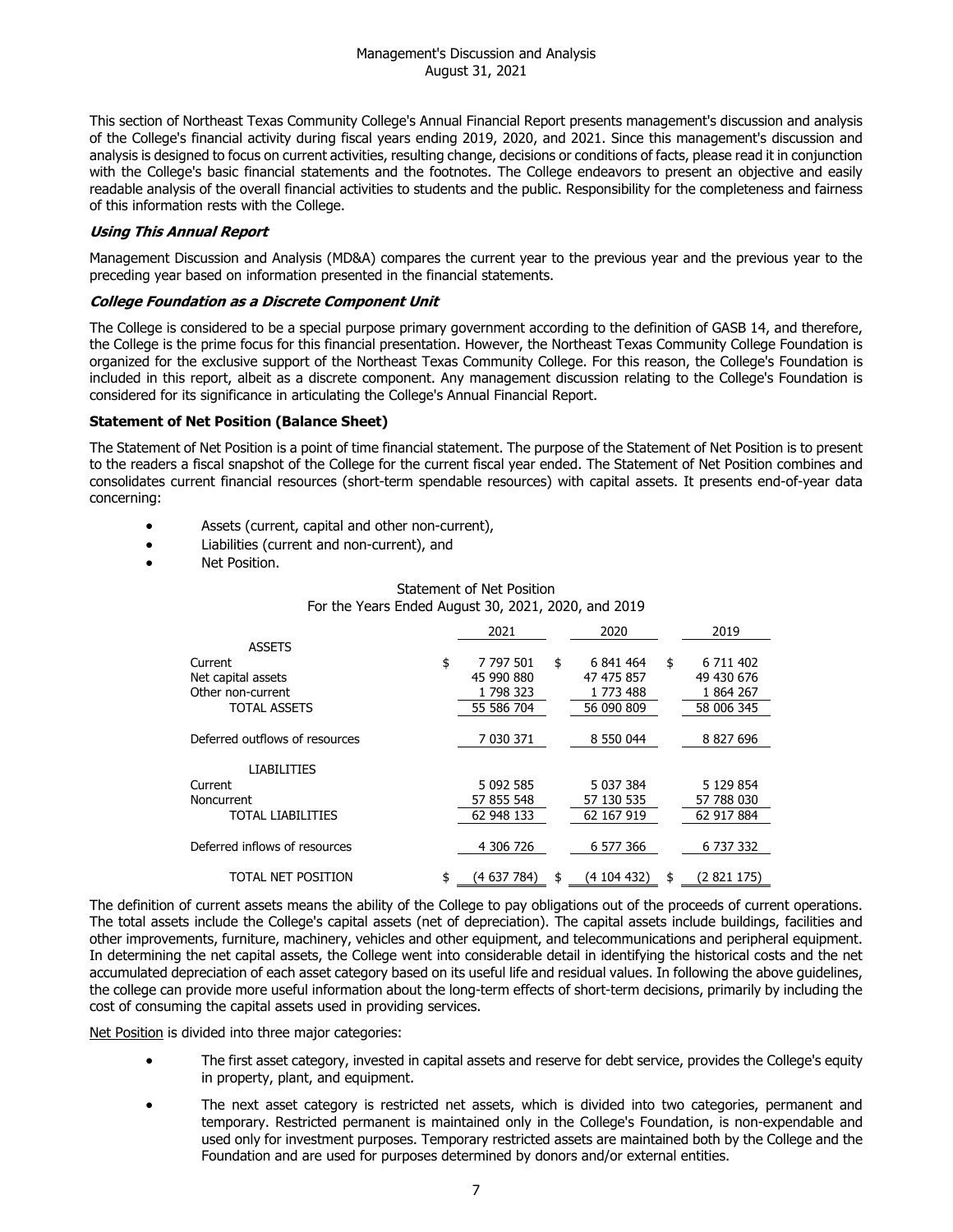# Management's Discussion and Analysis
August 31, 2021

This section of Northeast Texas Community College's Annual Financial Report presents management's discussion and analysis of the College's financial activity during fiscal years ending 2019, 2020, and 2021. Since this management's discussion and analysis is designed to focus on current activities, resulting change, decisions or conditions of facts, please read it in conjunction with the College's basic financial statements and the footnotes. The College endeavors to present an objective and easily readable analysis of the overall financial activities to students and the public. Responsibility for the completeness and fairness of this information rests with the College.

### *Using This Annual Report*

Management Discussion and Analysis (MD&A) compares the current year to the previous year and the previous year to the preceding year based on information presented in the financial statements.

### *College Foundation as a Discrete Component Unit*

The College is considered to be a special purpose primary government according to the definition of GASB 14, and therefore, the College is the prime focus for this financial presentation. However, the Northeast Texas Community College Foundation is organized for the exclusive support of the Northeast Texas Community College. For this reason, the College's Foundation is included in this report, albeit as a discrete component. Any management discussion relating to the College's Foundation is considered for its significance in articulating the College's Annual Financial Report.

### **Statement of Net Position (Balance Sheet)**

The Statement of Net Position is a point of time financial statement. The purpose of the Statement of Net Position is to present to the readers a fiscal snapshot of the College for the current fiscal year ended. The Statement of Net Position combines and consolidates current financial resources (short-term spendable resources) with capital assets. It presents end-of-year data concerning:

- Assets (current, capital and other non-current),
- Liabilities (current and non-current), and
- Net Position.

Statement of Net Position
For the Years Ended August 30, 2021, 2020, and 2019

| | 2021 | 2020 | 2019 |
|---|---|---|---|
| ASSETS | | | |
| Current | $ 7 797 501 | $ 6 841 464 | $ 6 711 402 |
| Net capital assets | 45 990 880 | 47 475 857 | 49 430 676 |
| Other non-current | 1 798 323 | 1 773 488 | 1 864 267 |
| TOTAL ASSETS | 55 586 704 | 56 090 809 | 58 006 345 |
| Deferred outflows of resources | 7 030 371 | 8 550 044 | 8 827 696 |
| LIABILITIES | | | |
| Current | 5 092 585 | 5 037 384 | 5 129 854 |
| Noncurrent | 57 855 548 | 57 130 535 | 57 788 030 |
| TOTAL LIABILITIES | 62 948 133 | 62 167 919 | 62 917 884 |
| Deferred inflows of resources | 4 306 726 | 6 577 366 | 6 737 332 |
| TOTAL NET POSITION | $ (4 637 784) | $ (4 104 432) | $ (2 821 175) |

The definition of current assets means the ability of the College to pay obligations out of the proceeds of current operations. The total assets include the College's capital assets (net of depreciation). The capital assets include buildings, facilities and other improvements, furniture, machinery, vehicles and other equipment, and telecommunications and peripheral equipment. In determining the net capital assets, the College went into considerable detail in identifying the historical costs and the net accumulated depreciation of each asset category based on its useful life and residual values. In following the above guidelines, the college can provide more useful information about the long-term effects of short-term decisions, primarily by including the cost of consuming the capital assets used in providing services.

Net Position is divided into three major categories:

- The first asset category, invested in capital assets and reserve for debt service, provides the College's equity in property, plant, and equipment.
- The next asset category is restricted net assets, which is divided into two categories, permanent and temporary. Restricted permanent is maintained only in the College's Foundation, is non-expendable and used only for investment purposes. Temporary restricted assets are maintained both by the College and the Foundation and are used for purposes determined by donors and/or external entities.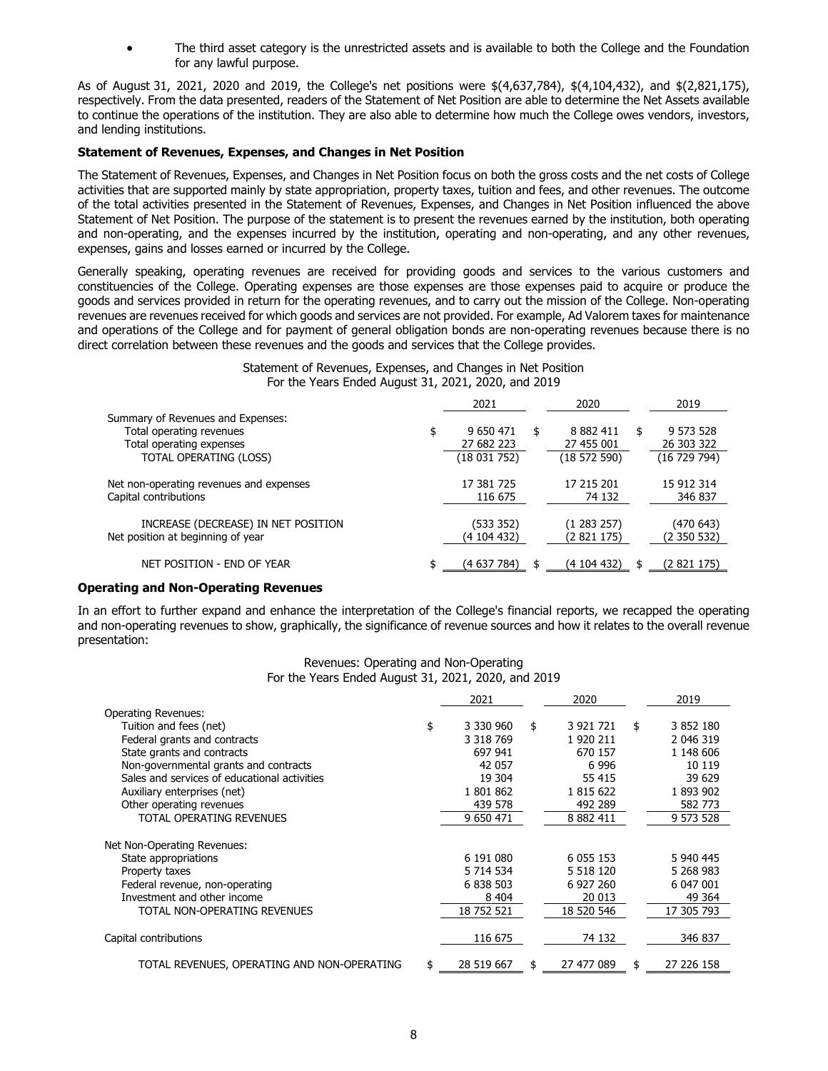- The third asset category is the unrestricted assets and is available to both the College and the Foundation for any lawful purpose.

As of August 31, 2021, 2020 and 2019, the College's net positions were $(4,637,784), $(4,104,432), and $(2,821,175), respectively. From the data presented, readers of the Statement of Net Position are able to determine the Net Assets available to continue the operations of the institution. They are also able to determine how much the College owes vendors, investors, and lending institutions.

**Statement of Revenues, Expenses, and Changes in Net Position**

The Statement of Revenues, Expenses, and Changes in Net Position focus on both the gross costs and the net costs of College activities that are supported mainly by state appropriation, property taxes, tuition and fees, and other revenues. The outcome of the total activities presented in the Statement of Revenues, Expenses, and Changes in Net Position influenced the above Statement of Net Position. The purpose of the statement is to present the revenues earned by the institution, both operating and non-operating, and the expenses incurred by the institution, operating and non-operating, and any other revenues, expenses, gains and losses earned or incurred by the College.

Generally speaking, operating revenues are received for providing goods and services to the various customers and constituencies of the College. Operating expenses are those expenses are those expenses paid to acquire or produce the goods and services provided in return for the operating revenues, and to carry out the mission of the College. Non-operating revenues are revenues received for which goods and services are not provided. For example, Ad Valorem taxes for maintenance and operations of the College and for payment of general obligation bonds are non-operating revenues because there is no direct correlation between these revenues and the goods and services that the College provides.

Statement of Revenues, Expenses, and Changes in Net Position
For the Years Ended August 31, 2021, 2020, and 2019

| | 2021 | 2020 | 2019 |
|---|---|---|---|
| Summary of Revenues and Expenses: | | | |
| Total operating revenues | $ 9 650 471 | $ 8 882 411 | $ 9 573 528 |
| Total operating expenses | 27 682 223 | 27 455 001 | 26 303 322 |
| TOTAL OPERATING (LOSS) | (18 031 752) | (18 572 590) | (16 729 794) |
| Net non-operating revenues and expenses | 17 381 725 | 17 215 201 | 15 912 314 |
| Capital contributions | 116 675 | 74 132 | 346 837 |
| INCREASE (DECREASE) IN NET POSITION | (533 352) | (1 283 257) | (470 643) |
| Net position at beginning of year | (4 104 432) | (2 821 175) | (2 350 532) |
| NET POSITION - END OF YEAR | $ (4 637 784) | $ (4 104 432) | $ (2 821 175) |

**Operating and Non-Operating Revenues**

In an effort to further expand and enhance the interpretation of the College's financial reports, we recapped the operating and non-operating revenues to show, graphically, the significance of revenue sources and how it relates to the overall revenue presentation:

Revenues: Operating and Non-Operating
For the Years Ended August 31, 2021, 2020, and 2019

| | 2021 | 2020 | 2019 |
|---|---|---|---|
| Operating Revenues: | | | |
| Tuition and fees (net) | $ 3 330 960 | $ 3 921 721 | $ 3 852 180 |
| Federal grants and contracts | 3 318 769 | 1 920 211 | 2 046 319 |
| State grants and contracts | 697 941 | 670 157 | 1 148 606 |
| Non-governmental grants and contracts | 42 057 | 6 996 | 10 119 |
| Sales and services of educational activities | 19 304 | 55 415 | 39 629 |
| Auxiliary enterprises (net) | 1 801 862 | 1 815 622 | 1 893 902 |
| Other operating revenues | 439 578 | 492 289 | 582 773 |
| TOTAL OPERATING REVENUES | 9 650 471 | 8 882 411 | 9 573 528 |
| Net Non-Operating Revenues: | | | |
| State appropriations | 6 191 080 | 6 055 153 | 5 940 445 |
| Property taxes | 5 714 534 | 5 518 120 | 5 268 983 |
| Federal revenue, non-operating | 6 838 503 | 6 927 260 | 6 047 001 |
| Investment and other income | 8 404 | 20 013 | 49 364 |
| TOTAL NON-OPERATING REVENUES | 18 752 521 | 18 520 546 | 17 305 793 |
| Capital contributions | 116 675 | 74 132 | 346 837 |
| TOTAL REVENUES, OPERATING AND NON-OPERATING | $ 28 519 667 | $ 27 477 089 | $ 27 226 158 |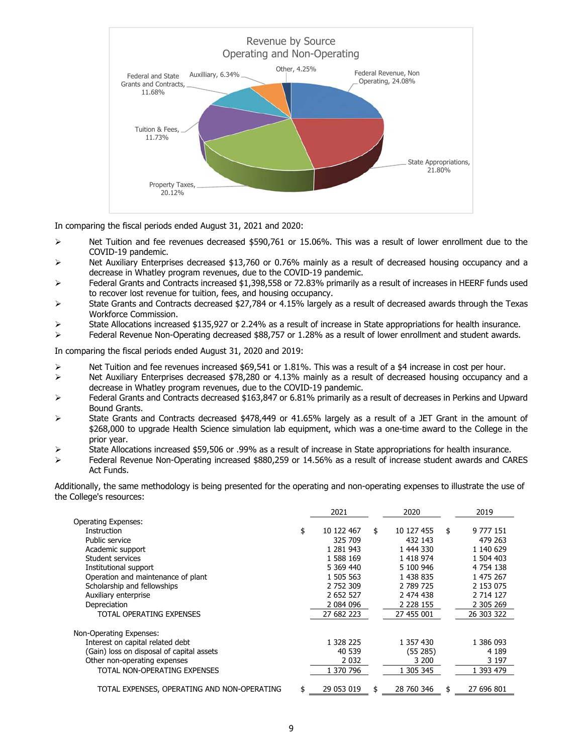Revenue by Source
Operating and Non-Operating

Federal Revenue, Non Operating, 24.08%
State Appropriations, 21.80%
Property Taxes, 20.12%
Tuition & Fees, 11.73%
Federal and State Grants and Contracts, 11.68%
Auxilliary, 6.34%
Other, 4.25%

In comparing the fiscal periods ended August 31, 2021 and 2020:

- Net Tuition and fee revenues decreased $590,761 or 15.06%. This was a result of lower enrollment due to the COVID-19 pandemic.
- Net Auxiliary Enterprises decreased $13,760 or 0.76% mainly as a result of decreased housing occupancy and a decrease in Whatley program revenues, due to the COVID-19 pandemic.
- Federal Grants and Contracts increased $1,398,558 or 72.83% primarily as a result of increases in HEERF funds used to recover lost revenue for tuition, fees, and housing occupancy.
- State Grants and Contracts decreased $27,784 or 4.15% largely as a result of decreased awards through the Texas Workforce Commission.
- State Allocations increased $135,927 or 2.24% as a result of increase in State appropriations for health insurance.
- Federal Revenue Non-Operating decreased $88,757 or 1.28% as a result of lower enrollment and student awards.

In comparing the fiscal periods ended August 31, 2020 and 2019:

- Net Tuition and fee revenues increased $69,541 or 1.81%. This was a result of a $4 increase in cost per hour.
- Net Auxiliary Enterprises decreased $78,280 or 4.13% mainly as a result of decreased housing occupancy and a decrease in Whatley program revenues, due to the COVID-19 pandemic.
- Federal Grants and Contracts decreased $163,847 or 6.81% primarily as a result of decreases in Perkins and Upward Bound Grants.
- State Grants and Contracts decreased $478,449 or 41.65% largely as a result of a JET Grant in the amount of $268,000 to upgrade Health Science simulation lab equipment, which was a one-time award to the College in the prior year.
- State Allocations increased $59,506 or .99% as a result of increase in State appropriations for health insurance.
- Federal Revenue Non-Operating increased $880,259 or 14.56% as a result of increase student awards and CARES Act Funds.

Additionally, the same methodology is being presented for the operating and non-operating expenses to illustrate the use of the College's resources:

| | 2021 | 2020 | 2019 |
|---|---|---|---|
| Operating Expenses: | | | |
| Instruction | $ 10 122 467 | $ 10 127 455 | $ 9 777 151 |
| Public service | 325 709 | 432 143 | 479 263 |
| Academic support | 1 281 943 | 1 444 330 | 1 140 629 |
| Student services | 1 588 169 | 1 418 974 | 1 504 403 |
| Institutional support | 5 369 440 | 5 100 946 | 4 754 138 |
| Operation and maintenance of plant | 1 505 563 | 1 438 835 | 1 475 267 |
| Scholarship and fellowships | 2 752 309 | 2 789 725 | 2 153 075 |
| Auxiliary enterprise | 2 652 527 | 2 474 438 | 2 714 127 |
| Depreciation | 2 084 096 | 2 228 155 | 2 305 269 |
| TOTAL OPERATING EXPENSES | 27 682 223 | 27 455 001 | 26 303 322 |
| Non-Operating Expenses: | | | |
| Interest on capital related debt | 1 328 225 | 1 357 430 | 1 386 093 |
| (Gain) loss on disposal of capital assets | 40 539 | (55 285) | 4 189 |
| Other non-operating expenses | 2 032 | 3 200 | 3 197 |
| TOTAL NON-OPERATING EXPENSES | 1 370 796 | 1 305 345 | 1 393 479 |
| TOTAL EXPENSES, OPERATING AND NON-OPERATING | $ 29 053 019 | $ 28 760 346 | $ 27 696 801 |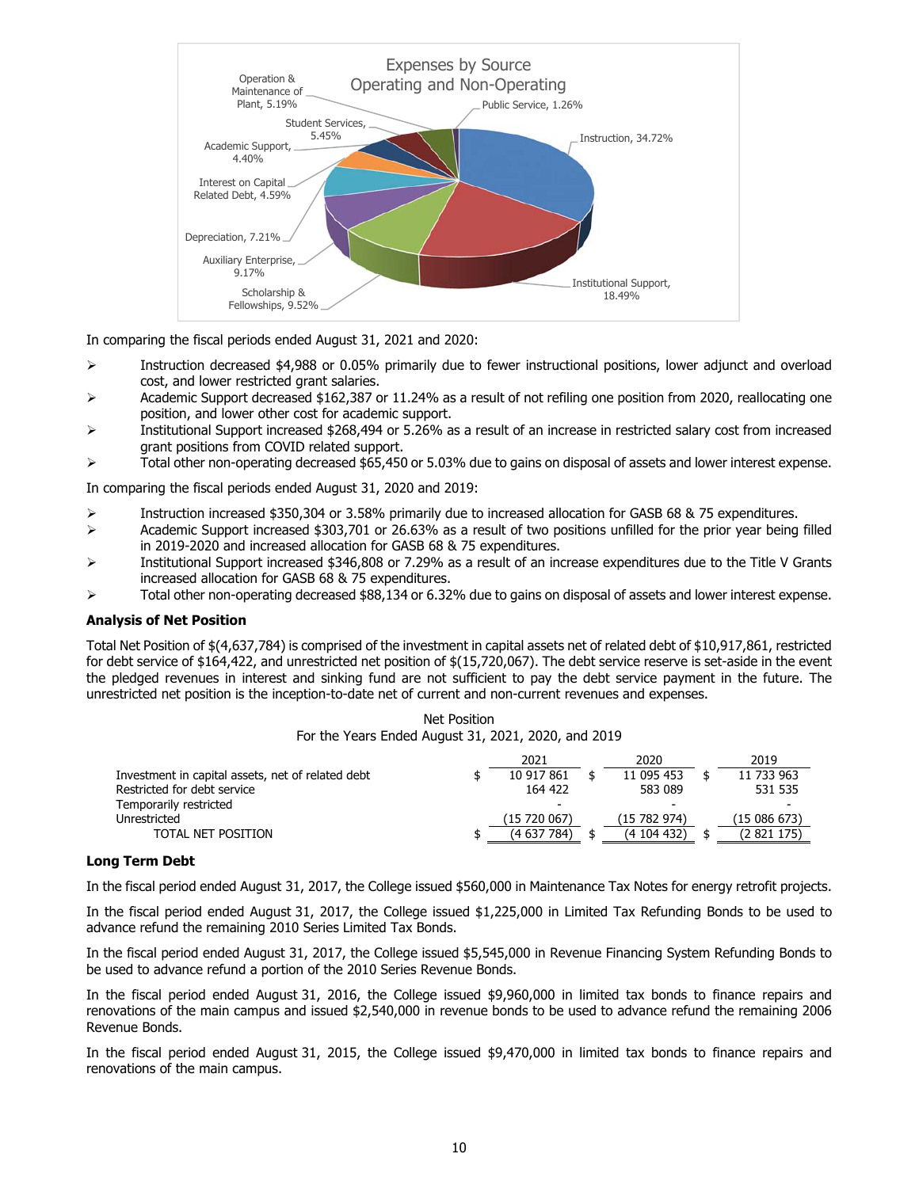Expenses by Source
Operating and Non-Operating

- Instruction, 34.72%
- Institutional Support, 18.49%
- Scholarship & Fellowships, 9.52%
- Auxiliary Enterprise, 9.17%
- Depreciation, 7.21%
- Interest on Capital Related Debt, 4.59%
- Academic Support, 4.40%
- Student Services, 5.45%
- Operation & Maintenance of Plant, 5.19%
- Public Service, 1.26%

In comparing the fiscal periods ended August 31, 2021 and 2020:

- Instruction decreased $4,988 or 0.05% primarily due to fewer instructional positions, lower adjunct and overload cost, and lower restricted grant salaries.
- Academic Support decreased $162,387 or 11.24% as a result of not refiling one position from 2020, reallocating one position, and lower other cost for academic support.
- Institutional Support increased $268,494 or 5.26% as a result of an increase in restricted salary cost from increased grant positions from COVID related support.
- Total other non-operating decreased $65,450 or 5.03% due to gains on disposal of assets and lower interest expense.

In comparing the fiscal periods ended August 31, 2020 and 2019:

- Instruction increased $350,304 or 3.58% primarily due to increased allocation for GASB 68 & 75 expenditures.
- Academic Support increased $303,701 or 26.63% as a result of two positions unfilled for the prior year being filled in 2019-2020 and increased allocation for GASB 68 & 75 expenditures.
- Institutional Support increased $346,808 or 7.29% as a result of an increase expenditures due to the Title V Grants increased allocation for GASB 68 & 75 expenditures.
- Total other non-operating decreased $88,134 or 6.32% due to gains on disposal of assets and lower interest expense.

**Analysis of Net Position**

Total Net Position of $(4,637,784) is comprised of the investment in capital assets net of related debt of $10,917,861, restricted for debt service of $164,422, and unrestricted net position of $(15,720,067). The debt service reserve is set-aside in the event the pledged revenues in interest and sinking fund are not sufficient to pay the debt service payment in the future. The unrestricted net position is the inception-to-date net of current and non-current revenues and expenses.

Net Position
For the Years Ended August 31, 2021, 2020, and 2019

| | | 2021 | | 2020 | | 2019 |
|---|---|---|---|---|---|---|
| Investment in capital assets, net of related debt | $ | 10 917 861 | $ | 11 095 453 | $ | 11 733 963 |
| Restricted for debt service | | 164 422 | | 583 089 | | 531 535 |
| Temporarily restricted | | - | | - | | - |
| Unrestricted | | (15 720 067) | | (15 782 974) | | (15 086 673) |
| TOTAL NET POSITION | $ | (4 637 784) | $ | (4 104 432) | $ | (2 821 175) |

**Long Term Debt**

In the fiscal period ended August 31, 2017, the College issued $560,000 in Maintenance Tax Notes for energy retrofit projects.

In the fiscal period ended August 31, 2017, the College issued $1,225,000 in Limited Tax Refunding Bonds to be used to advance refund the remaining 2010 Series Limited Tax Bonds.

In the fiscal period ended August 31, 2017, the College issued $5,545,000 in Revenue Financing System Refunding Bonds to be used to advance refund a portion of the 2010 Series Revenue Bonds.

In the fiscal period ended August 31, 2016, the College issued $9,960,000 in limited tax bonds to finance repairs and renovations of the main campus and issued $2,540,000 in revenue bonds to be used to advance refund the remaining 2006 Revenue Bonds.

In the fiscal period ended August 31, 2015, the College issued $9,470,000 in limited tax bonds to finance repairs and renovations of the main campus.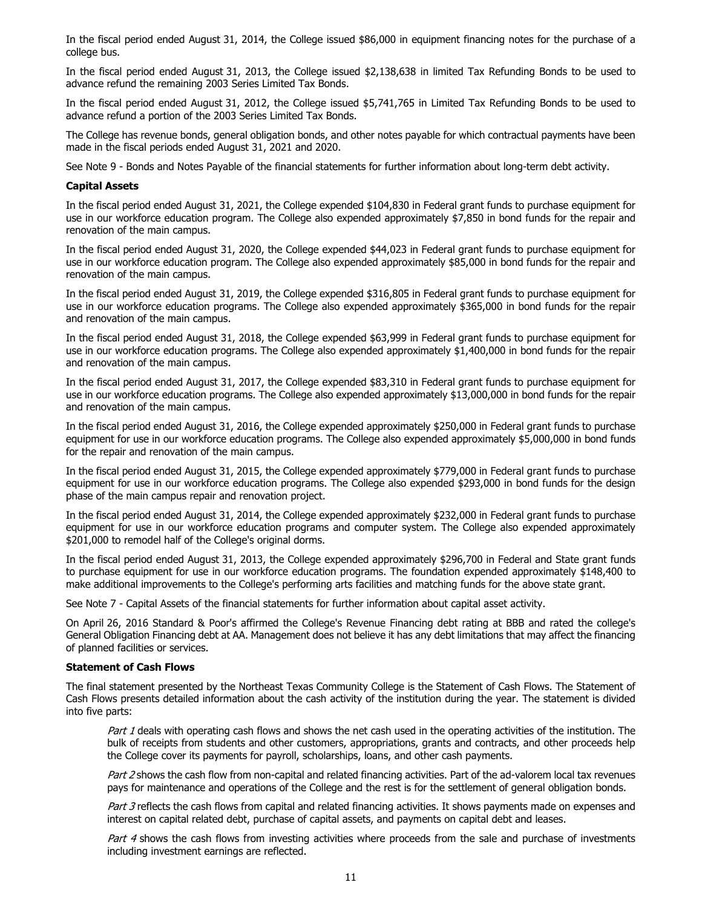In the fiscal period ended August 31, 2014, the College issued $86,000 in equipment financing notes for the purchase of a college bus.

In the fiscal period ended August 31, 2013, the College issued $2,138,638 in limited Tax Refunding Bonds to be used to advance refund the remaining 2003 Series Limited Tax Bonds.

In the fiscal period ended August 31, 2012, the College issued $5,741,765 in Limited Tax Refunding Bonds to be used to advance refund a portion of the 2003 Series Limited Tax Bonds.

The College has revenue bonds, general obligation bonds, and other notes payable for which contractual payments have been made in the fiscal periods ended August 31, 2021 and 2020.

See Note 9 - Bonds and Notes Payable of the financial statements for further information about long-term debt activity.

**Capital Assets**

In the fiscal period ended August 31, 2021, the College expended $104,830 in Federal grant funds to purchase equipment for use in our workforce education program. The College also expended approximately $7,850 in bond funds for the repair and renovation of the main campus.

In the fiscal period ended August 31, 2020, the College expended $44,023 in Federal grant funds to purchase equipment for use in our workforce education program. The College also expended approximately $85,000 in bond funds for the repair and renovation of the main campus.

In the fiscal period ended August 31, 2019, the College expended $316,805 in Federal grant funds to purchase equipment for use in our workforce education programs. The College also expended approximately $365,000 in bond funds for the repair and renovation of the main campus.

In the fiscal period ended August 31, 2018, the College expended $63,999 in Federal grant funds to purchase equipment for use in our workforce education programs. The College also expended approximately $1,400,000 in bond funds for the repair and renovation of the main campus.

In the fiscal period ended August 31, 2017, the College expended $83,310 in Federal grant funds to purchase equipment for use in our workforce education programs. The College also expended approximately $13,000,000 in bond funds for the repair and renovation of the main campus.

In the fiscal period ended August 31, 2016, the College expended approximately $250,000 in Federal grant funds to purchase equipment for use in our workforce education programs. The College also expended approximately $5,000,000 in bond funds for the repair and renovation of the main campus.

In the fiscal period ended August 31, 2015, the College expended approximately $779,000 in Federal grant funds to purchase equipment for use in our workforce education programs. The College also expended $293,000 in bond funds for the design phase of the main campus repair and renovation project.

In the fiscal period ended August 31, 2014, the College expended approximately $232,000 in Federal grant funds to purchase equipment for use in our workforce education programs and computer system. The College also expended approximately $201,000 to remodel half of the College's original dorms.

In the fiscal period ended August 31, 2013, the College expended approximately $296,700 in Federal and State grant funds to purchase equipment for use in our workforce education programs. The foundation expended approximately $148,400 to make additional improvements to the College's performing arts facilities and matching funds for the above state grant.

See Note 7 - Capital Assets of the financial statements for further information about capital asset activity.

On April 26, 2016 Standard & Poor's affirmed the College's Revenue Financing debt rating at BBB and rated the college's General Obligation Financing debt at AA. Management does not believe it has any debt limitations that may affect the financing of planned facilities or services.

**Statement of Cash Flows**

The final statement presented by the Northeast Texas Community College is the Statement of Cash Flows. The Statement of Cash Flows presents detailed information about the cash activity of the institution during the year. The statement is divided into five parts:

*Part 1* deals with operating cash flows and shows the net cash used in the operating activities of the institution. The bulk of receipts from students and other customers, appropriations, grants and contracts, and other proceeds help the College cover its payments for payroll, scholarships, loans, and other cash payments.

*Part 2* shows the cash flow from non-capital and related financing activities. Part of the ad-valorem local tax revenues pays for maintenance and operations of the College and the rest is for the settlement of general obligation bonds.

*Part 3* reflects the cash flows from capital and related financing activities. It shows payments made on expenses and interest on capital related debt, purchase of capital assets, and payments on capital debt and leases.

*Part 4* shows the cash flows from investing activities where proceeds from the sale and purchase of investments including investment earnings are reflected.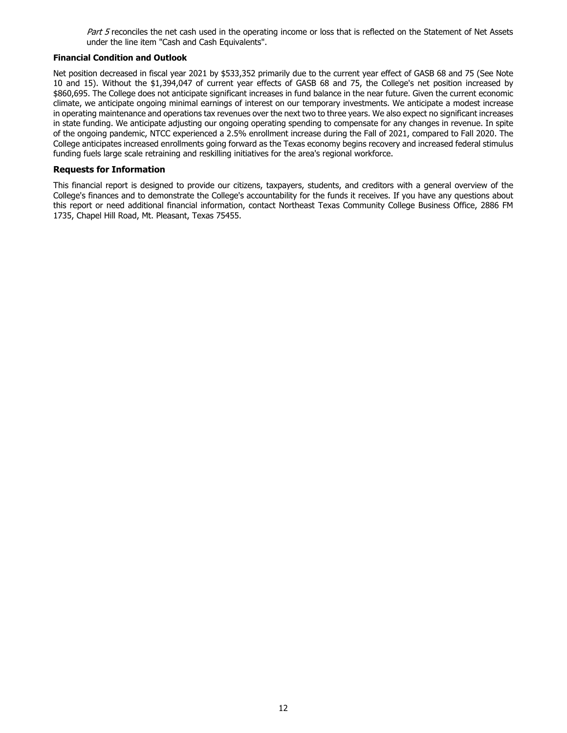*Part 5* reconciles the net cash used in the operating income or loss that is reflected on the Statement of Net Assets under the line item "Cash and Cash Equivalents".

**Financial Condition and Outlook**

Net position decreased in fiscal year 2021 by $533,352 primarily due to the current year effect of GASB 68 and 75 (See Note 10 and 15). Without the $1,394,047 of current year effects of GASB 68 and 75, the College's net position increased by $860,695. The College does not anticipate significant increases in fund balance in the near future. Given the current economic climate, we anticipate ongoing minimal earnings of interest on our temporary investments. We anticipate a modest increase in operating maintenance and operations tax revenues over the next two to three years. We also expect no significant increases in state funding. We anticipate adjusting our ongoing operating spending to compensate for any changes in revenue. In spite of the ongoing pandemic, NTCC experienced a 2.5% enrollment increase during the Fall of 2021, compared to Fall 2020. The College anticipates increased enrollments going forward as the Texas economy begins recovery and increased federal stimulus funding fuels large scale retraining and reskilling initiatives for the area's regional workforce.

## Requests for Information

This financial report is designed to provide our citizens, taxpayers, students, and creditors with a general overview of the College's finances and to demonstrate the College's accountability for the funds it receives. If you have any questions about this report or need additional financial information, contact Northeast Texas Community College Business Office, 2886 FM 1735, Chapel Hill Road, Mt. Pleasant, Texas 75455.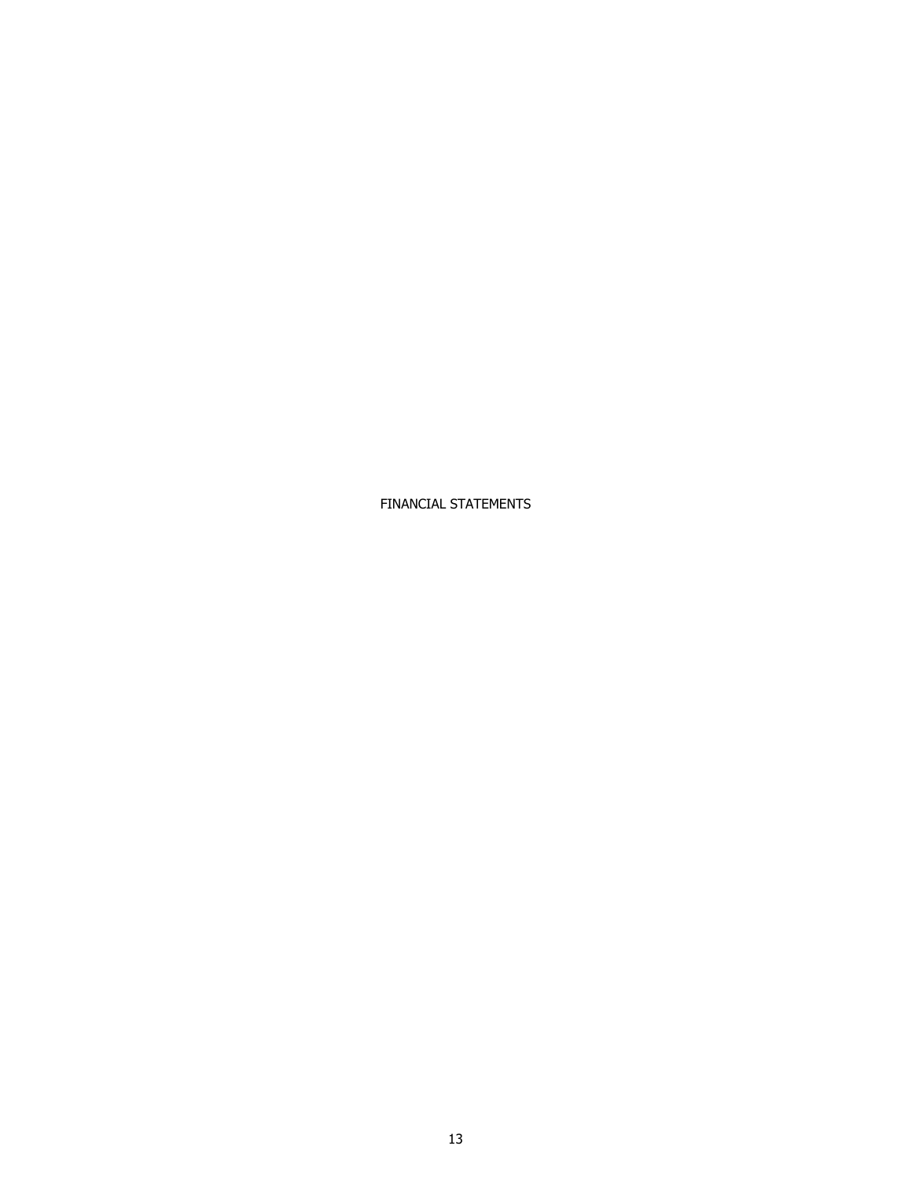# FINANCIAL STATEMENTS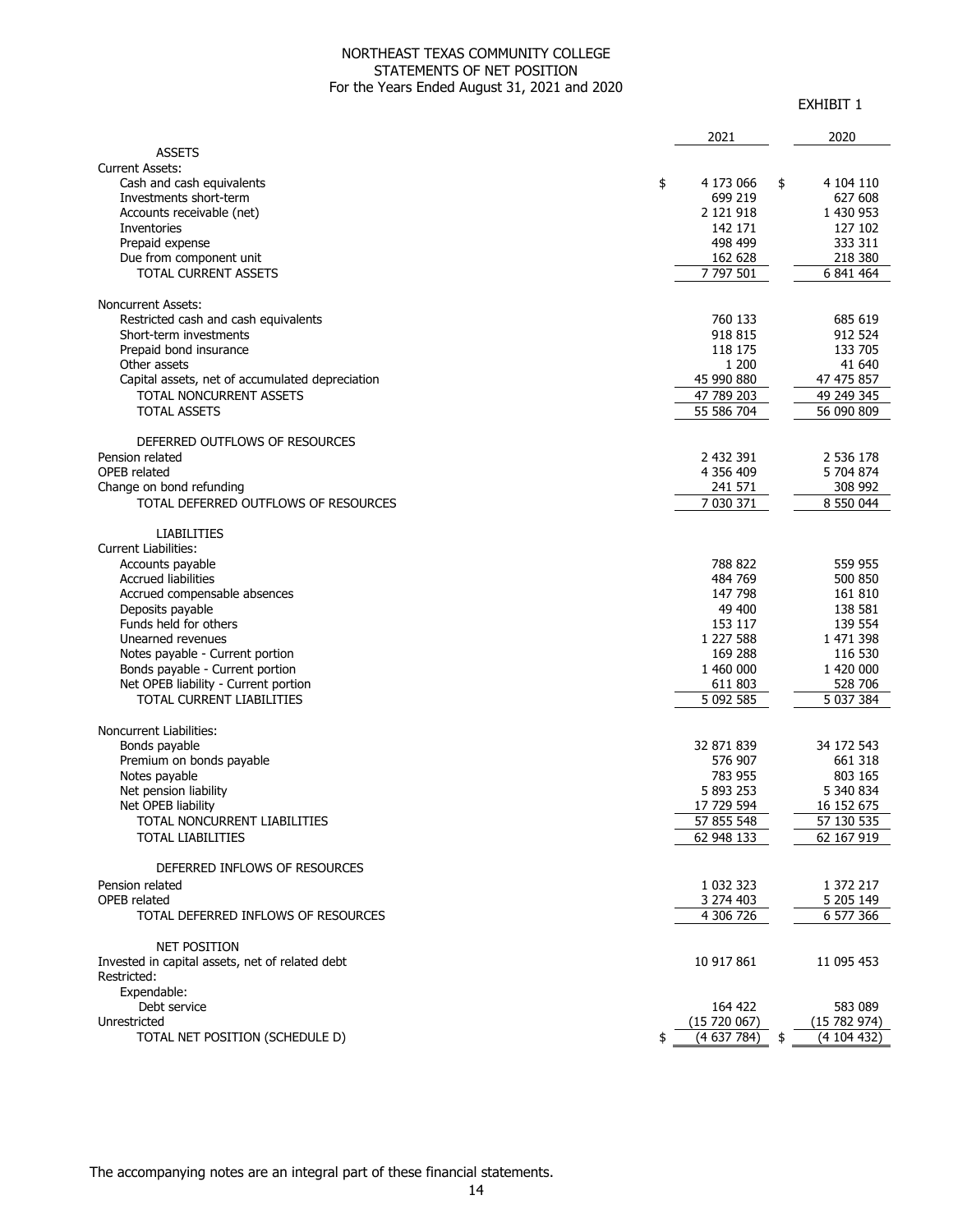# NORTHEAST TEXAS COMMUNITY COLLEGE
## STATEMENTS OF NET POSITION
### For the Years Ended August 31, 2021 and 2020

EXHIBIT 1

| | 2021 | 2020 |
|---|---|---|
| **ASSETS** | | |
| Current Assets: | | |
| Cash and cash equivalents | $ 4 173 066 | $ 4 104 110 |
| Investments short-term | 699 219 | 627 608 |
| Accounts receivable (net) | 2 121 918 | 1 430 953 |
| Inventories | 142 171 | 127 102 |
| Prepaid expense | 498 499 | 333 311 |
| Due from component unit | 162 628 | 218 380 |
| TOTAL CURRENT ASSETS | 7 797 501 | 6 841 464 |
| Noncurrent Assets: | | |
| Restricted cash and cash equivalents | 760 133 | 685 619 |
| Short-term investments | 918 815 | 912 524 |
| Prepaid bond insurance | 118 175 | 133 705 |
| Other assets | 1 200 | 41 640 |
| Capital assets, net of accumulated depreciation | 45 990 880 | 47 475 857 |
| TOTAL NONCURRENT ASSETS | 47 789 203 | 49 249 345 |
| TOTAL ASSETS | 55 586 704 | 56 090 809 |
| **DEFERRED OUTFLOWS OF RESOURCES** | | |
| Pension related | 2 432 391 | 2 536 178 |
| OPEB related | 4 356 409 | 5 704 874 |
| Change on bond refunding | 241 571 | 308 992 |
| TOTAL DEFERRED OUTFLOWS OF RESOURCES | 7 030 371 | 8 550 044 |
| **LIABILITIES** | | |
| Current Liabilities: | | |
| Accounts payable | 788 822 | 559 955 |
| Accrued liabilities | 484 769 | 500 850 |
| Accrued compensable absences | 147 798 | 161 810 |
| Deposits payable | 49 400 | 138 581 |
| Funds held for others | 153 117 | 139 554 |
| Unearned revenues | 1 227 588 | 1 471 398 |
| Notes payable - Current portion | 169 288 | 116 530 |
| Bonds payable - Current portion | 1 460 000 | 1 420 000 |
| Net OPEB liability - Current portion | 611 803 | 528 706 |
| TOTAL CURRENT LIABILITIES | 5 092 585 | 5 037 384 |
| Noncurrent Liabilities: | | |
| Bonds payable | 32 871 839 | 34 172 543 |
| Premium on bonds payable | 576 907 | 661 318 |
| Notes payable | 783 955 | 803 165 |
| Net pension liability | 5 893 253 | 5 340 834 |
| Net OPEB liability | 17 729 594 | 16 152 675 |
| TOTAL NONCURRENT LIABILITIES | 57 855 548 | 57 130 535 |
| TOTAL LIABILITIES | 62 948 133 | 62 167 919 |
| **DEFERRED INFLOWS OF RESOURCES** | | |
| Pension related | 1 032 323 | 1 372 217 |
| OPEB related | 3 274 403 | 5 205 149 |
| TOTAL DEFERRED INFLOWS OF RESOURCES | 4 306 726 | 6 577 366 |
| **NET POSITION** | | |
| Invested in capital assets, net of related debt | 10 917 861 | 11 095 453 |
| Restricted: | | |
| Expendable: | | |
| Debt service | 164 422 | 583 089 |
| Unrestricted | (15 720 067) | (15 782 974) |
| TOTAL NET POSITION (SCHEDULE D) | $ (4 637 784) | $ (4 104 432) |

The accompanying notes are an integral part of these financial statements.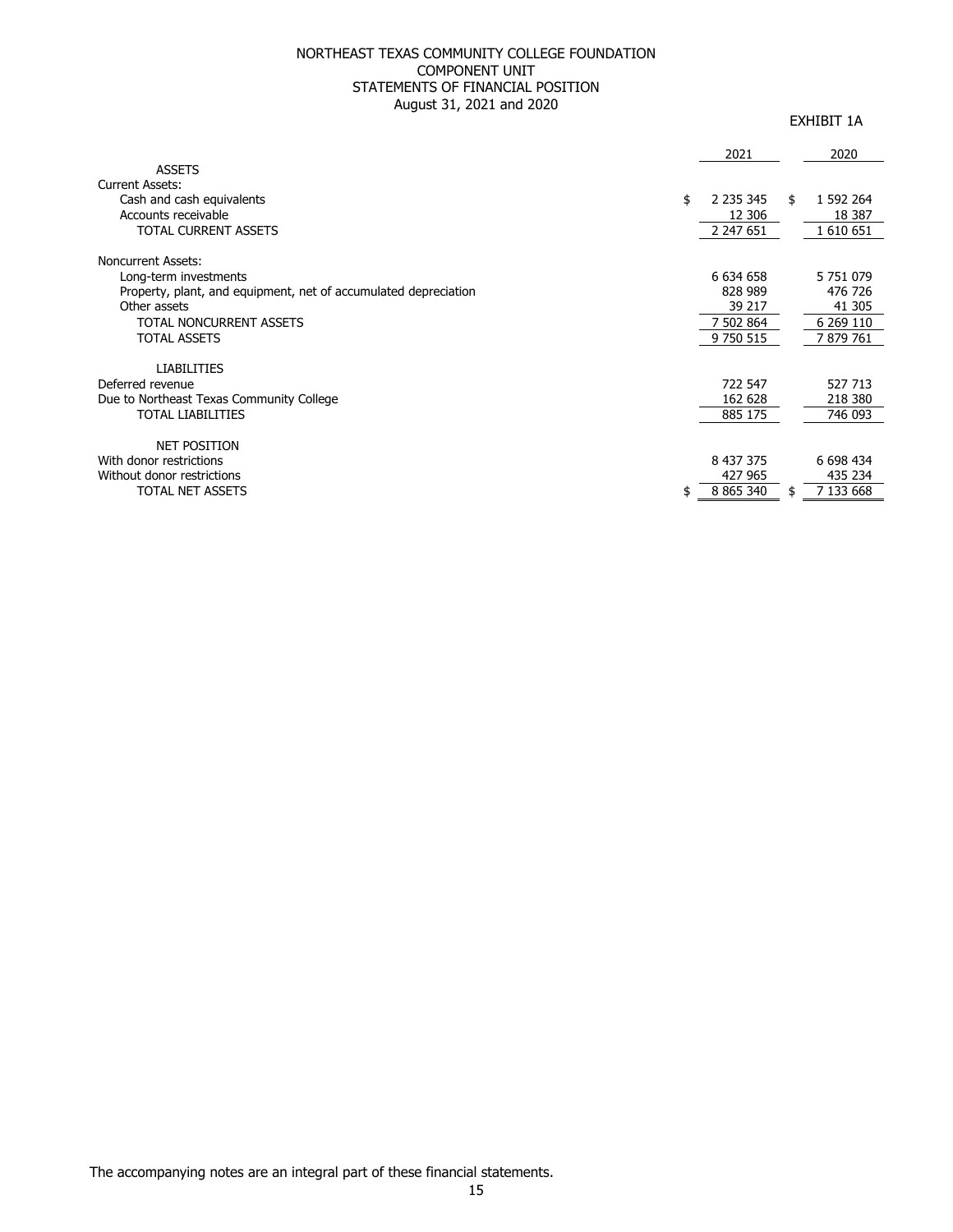# NORTHEAST TEXAS COMMUNITY COLLEGE FOUNDATION
## COMPONENT UNIT
## STATEMENTS OF FINANCIAL POSITION
### August 31, 2021 and 2020

EXHIBIT 1A

| | 2021 | 2020 |
|---|---|---|
| **ASSETS** | | |
| Current Assets: | | |
| Cash and cash equivalents | $ 2 235 345 | $ 1 592 264 |
| Accounts receivable | 12 306 | 18 387 |
| TOTAL CURRENT ASSETS | 2 247 651 | 1 610 651 |
| | | |
| Noncurrent Assets: | | |
| Long-term investments | 6 634 658 | 5 751 079 |
| Property, plant, and equipment, net of accumulated depreciation | 828 989 | 476 726 |
| Other assets | 39 217 | 41 305 |
| TOTAL NONCURRENT ASSETS | 7 502 864 | 6 269 110 |
| TOTAL ASSETS | 9 750 515 | 7 879 761 |
| | | |
| **LIABILITIES** | | |
| Deferred revenue | 722 547 | 527 713 |
| Due to Northeast Texas Community College | 162 628 | 218 380 |
| TOTAL LIABILITIES | 885 175 | 746 093 |
| | | |
| **NET POSITION** | | |
| With donor restrictions | 8 437 375 | 6 698 434 |
| Without donor restrictions | 427 965 | 435 234 |
| TOTAL NET ASSETS | $ 8 865 340 | $ 7 133 668 |

The accompanying notes are an integral part of these financial statements.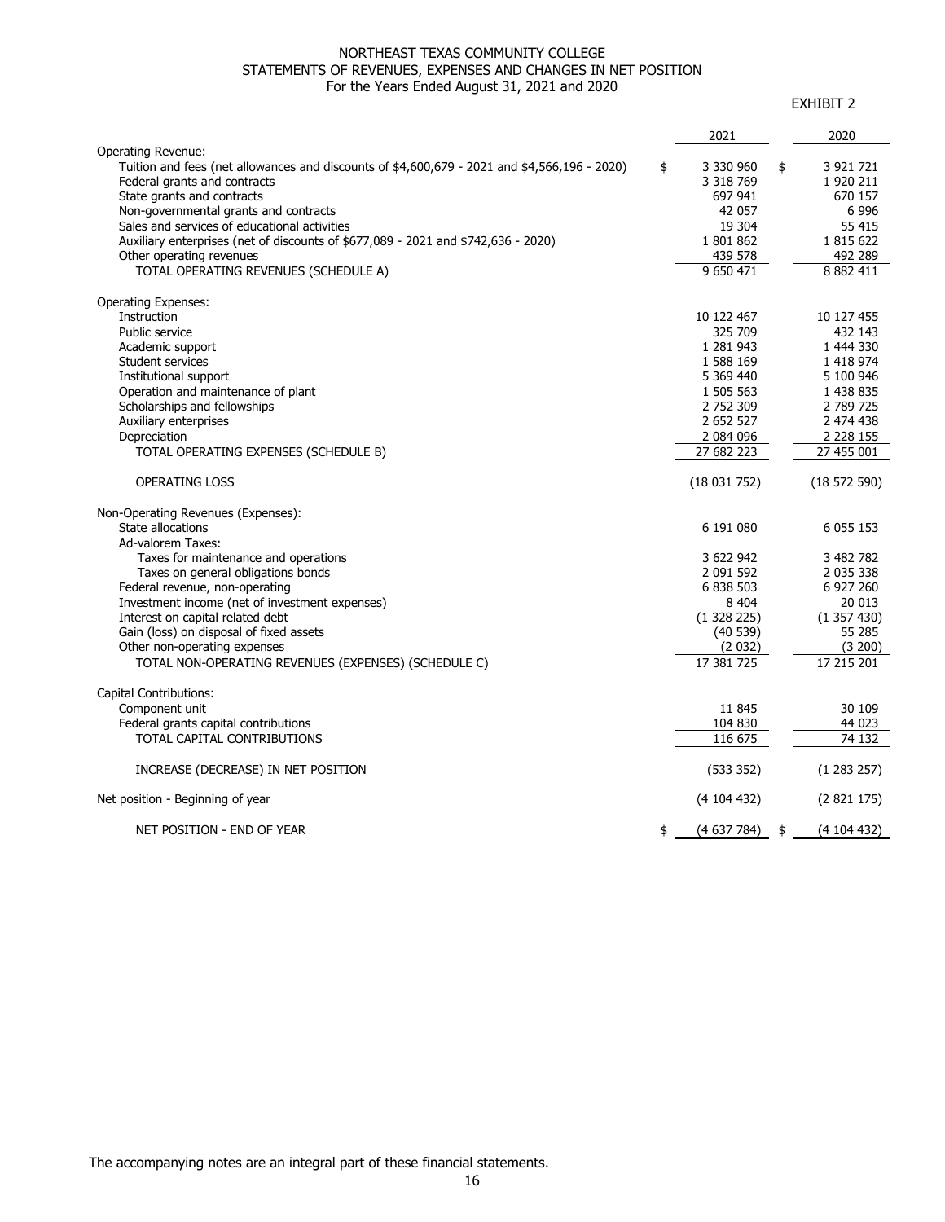NORTHEAST TEXAS COMMUNITY COLLEGE
STATEMENTS OF REVENUES, EXPENSES AND CHANGES IN NET POSITION
For the Years Ended August 31, 2021 and 2020

EXHIBIT 2

| | 2021 | 2020 |
|---|---|---|
| Operating Revenue: | | |
| Tuition and fees (net allowances and discounts of $4,600,679 - 2021 and $4,566,196 - 2020) | $ 3 330 960 | $ 3 921 721 |
| Federal grants and contracts | 3 318 769 | 1 920 211 |
| State grants and contracts | 697 941 | 670 157 |
| Non-governmental grants and contracts | 42 057 | 6 996 |
| Sales and services of educational activities | 19 304 | 55 415 |
| Auxiliary enterprises (net of discounts of $677,089 - 2021 and $742,636 - 2020) | 1 801 862 | 1 815 622 |
| Other operating revenues | 439 578 | 492 289 |
| TOTAL OPERATING REVENUES (SCHEDULE A) | 9 650 471 | 8 882 411 |
| | | |
| Operating Expenses: | | |
| Instruction | 10 122 467 | 10 127 455 |
| Public service | 325 709 | 432 143 |
| Academic support | 1 281 943 | 1 444 330 |
| Student services | 1 588 169 | 1 418 974 |
| Institutional support | 5 369 440 | 5 100 946 |
| Operation and maintenance of plant | 1 505 563 | 1 438 835 |
| Scholarships and fellowships | 2 752 309 | 2 789 725 |
| Auxiliary enterprises | 2 652 527 | 2 474 438 |
| Depreciation | 2 084 096 | 2 228 155 |
| TOTAL OPERATING EXPENSES (SCHEDULE B) | 27 682 223 | 27 455 001 |
| | | |
| OPERATING LOSS | (18 031 752) | (18 572 590) |
| | | |
| Non-Operating Revenues (Expenses): | | |
| State allocations | 6 191 080 | 6 055 153 |
| Ad-valorem Taxes: | | |
| Taxes for maintenance and operations | 3 622 942 | 3 482 782 |
| Taxes on general obligations bonds | 2 091 592 | 2 035 338 |
| Federal revenue, non-operating | 6 838 503 | 6 927 260 |
| Investment income (net of investment expenses) | 8 404 | 20 013 |
| Interest on capital related debt | (1 328 225) | (1 357 430) |
| Gain (loss) on disposal of fixed assets | (40 539) | 55 285 |
| Other non-operating expenses | (2 032) | (3 200) |
| TOTAL NON-OPERATING REVENUES (EXPENSES) (SCHEDULE C) | 17 381 725 | 17 215 201 |
| | | |
| Capital Contributions: | | |
| Component unit | 11 845 | 30 109 |
| Federal grants capital contributions | 104 830 | 44 023 |
| TOTAL CAPITAL CONTRIBUTIONS | 116 675 | 74 132 |
| | | |
| INCREASE (DECREASE) IN NET POSITION | (533 352) | (1 283 257) |
| | | |
| Net position - Beginning of year | (4 104 432) | (2 821 175) |
| | | |
| NET POSITION - END OF YEAR | $ (4 637 784) | $ (4 104 432) |

The accompanying notes are an integral part of these financial statements.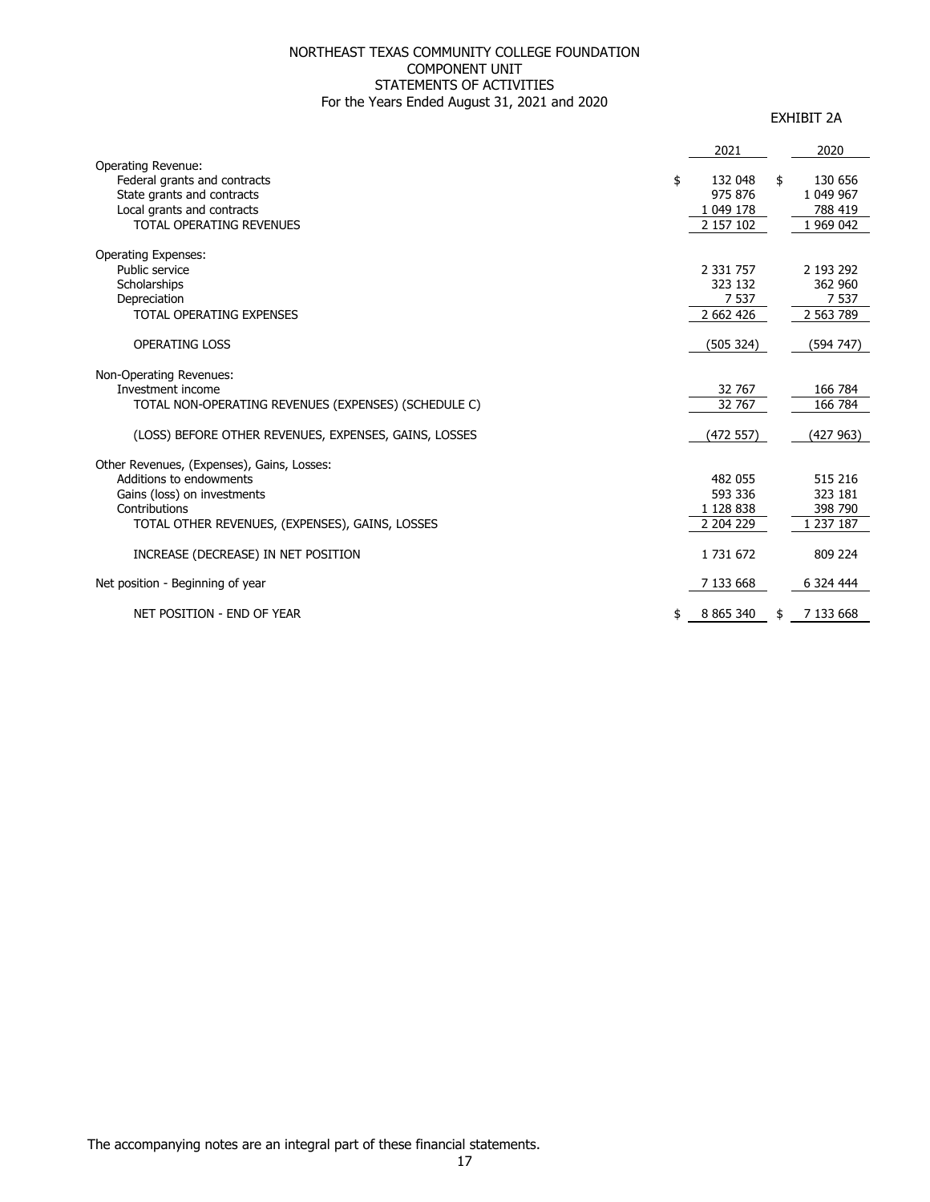NORTHEAST TEXAS COMMUNITY COLLEGE FOUNDATION
COMPONENT UNIT
STATEMENTS OF ACTIVITIES
For the Years Ended August 31, 2021 and 2020

EXHIBIT 2A

| | 2021 | 2020 |
|---|---|---|
| Operating Revenue: | | |
| Federal grants and contracts | $ 132 048 | $ 130 656 |
| State grants and contracts | 975 876 | 1 049 967 |
| Local grants and contracts | 1 049 178 | 788 419 |
| TOTAL OPERATING REVENUES | 2 157 102 | 1 969 042 |
| | | |
| Operating Expenses: | | |
| Public service | 2 331 757 | 2 193 292 |
| Scholarships | 323 132 | 362 960 |
| Depreciation | 7 537 | 7 537 |
| TOTAL OPERATING EXPENSES | 2 662 426 | 2 563 789 |
| | | |
| OPERATING LOSS | (505 324) | (594 747) |
| | | |
| Non-Operating Revenues: | | |
| Investment income | 32 767 | 166 784 |
| TOTAL NON-OPERATING REVENUES (EXPENSES) (SCHEDULE C) | 32 767 | 166 784 |
| | | |
| (LOSS) BEFORE OTHER REVENUES, EXPENSES, GAINS, LOSSES | (472 557) | (427 963) |
| | | |
| Other Revenues, (Expenses), Gains, Losses: | | |
| Additions to endowments | 482 055 | 515 216 |
| Gains (loss) on investments | 593 336 | 323 181 |
| Contributions | 1 128 838 | 398 790 |
| TOTAL OTHER REVENUES, (EXPENSES), GAINS, LOSSES | 2 204 229 | 1 237 187 |
| | | |
| INCREASE (DECREASE) IN NET POSITION | 1 731 672 | 809 224 |
| | | |
| Net position - Beginning of year | 7 133 668 | 6 324 444 |
| | | |
| NET POSITION - END OF YEAR | $ 8 865 340 | $ 7 133 668 |

The accompanying notes are an integral part of these financial statements.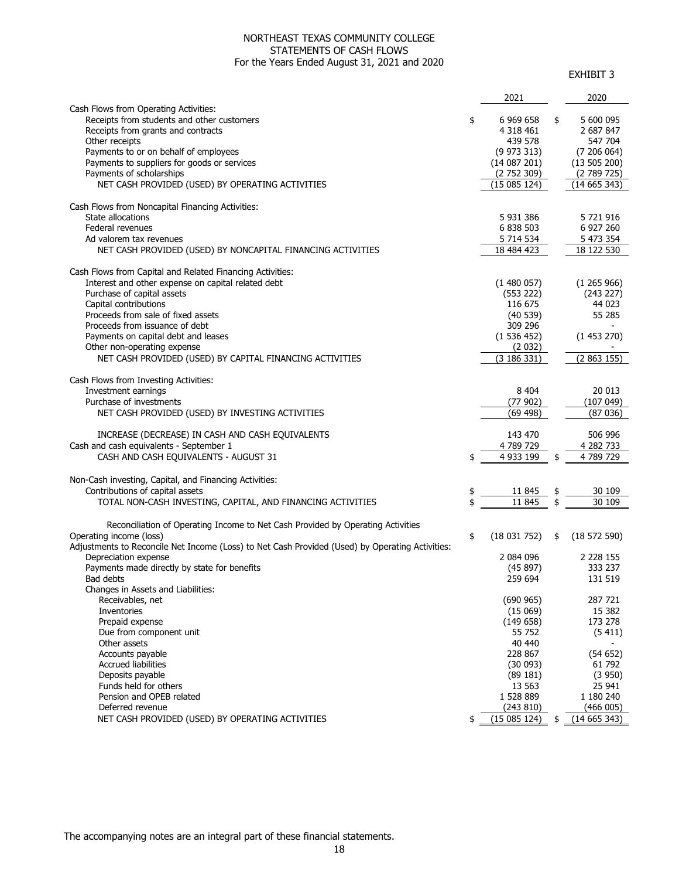# NORTHEAST TEXAS COMMUNITY COLLEGE
## STATEMENTS OF CASH FLOWS
### For the Years Ended August 31, 2021 and 2020

EXHIBIT 3

| | 2021 | 2020 |
|---|---|---|
| **Cash Flows from Operating Activities:** | | |
| Receipts from students and other customers | $ 6 969 658 | $ 5 600 095 |
| Receipts from grants and contracts | 4 318 461 | 2 687 847 |
| Other receipts | 439 578 | 547 704 |
| Payments to or on behalf of employees | (9 973 313) | (7 206 064) |
| Payments to suppliers for goods or services | (14 087 201) | (13 505 200) |
| Payments of scholarships | (2 752 309) | (2 789 725) |
| NET CASH PROVIDED (USED) BY OPERATING ACTIVITIES | (15 085 124) | (14 665 343) |
| **Cash Flows from Noncapital Financing Activities:** | | |
| State allocations | 5 931 386 | 5 721 916 |
| Federal revenues | 6 838 503 | 6 927 260 |
| Ad valorem tax revenues | 5 714 534 | 5 473 354 |
| NET CASH PROVIDED (USED) BY NONCAPITAL FINANCING ACTIVITIES | 18 484 423 | 18 122 530 |
| **Cash Flows from Capital and Related Financing Activities:** | | |
| Interest and other expense on capital related debt | (1 480 057) | (1 265 966) |
| Purchase of capital assets | (553 222) | (243 227) |
| Capital contributions | 116 675 | 44 023 |
| Proceeds from sale of fixed assets | (40 539) | 55 285 |
| Proceeds from issuance of debt | 309 296 | - |
| Payments on capital debt and leases | (1 536 452) | (1 453 270) |
| Other non-operating expense | (2 032) | - |
| NET CASH PROVIDED (USED) BY CAPITAL FINANCING ACTIVITIES | (3 186 331) | (2 863 155) |
| **Cash Flows from Investing Activities:** | | |
| Investment earnings | 8 404 | 20 013 |
| Purchase of investments | (77 902) | (107 049) |
| NET CASH PROVIDED (USED) BY INVESTING ACTIVITIES | (69 498) | (87 036) |
| INCREASE (DECREASE) IN CASH AND CASH EQUIVALENTS | 143 470 | 506 996 |
| Cash and cash equivalents - September 1 | 4 789 729 | 4 282 733 |
| CASH AND CASH EQUIVALENTS - AUGUST 31 | $ 4 933 199 | $ 4 789 729 |
| **Non-Cash investing, Capital, and Financing Activities:** | | |
| Contributions of capital assets | $ 11 845 | $ 30 109 |
| TOTAL NON-CASH INVESTING, CAPITAL, AND FINANCING ACTIVITIES | $ 11 845 | $ 30 109 |
| **Reconciliation of Operating Income to Net Cash Provided by Operating Activities** | | |
| Operating income (loss) | $ (18 031 752) | $ (18 572 590) |
| Adjustments to Reconcile Net Income (Loss) to Net Cash Provided (Used) by Operating Activities: | | |
| Depreciation expense | 2 084 096 | 2 228 155 |
| Payments made directly by state for benefits | (45 897) | 333 237 |
| Bad debts | 259 694 | 131 519 |
| Changes in Assets and Liabilities: | | |
| Receivables, net | (690 965) | 287 721 |
| Inventories | (15 069) | 15 382 |
| Prepaid expense | (149 658) | 173 278 |
| Due from component unit | 55 752 | (5 411) |
| Other assets | 40 440 | - |
| Accounts payable | 228 867 | (54 652) |
| Accrued liabilities | (30 093) | 61 792 |
| Deposits payable | (89 181) | (3 950) |
| Funds held for others | 13 563 | 25 941 |
| Pension and OPEB related | 1 528 889 | 1 180 240 |
| Deferred revenue | (243 810) | (466 005) |
| NET CASH PROVIDED (USED) BY OPERATING ACTIVITIES | $ (15 085 124) | $ (14 665 343) |

The accompanying notes are an integral part of these financial statements.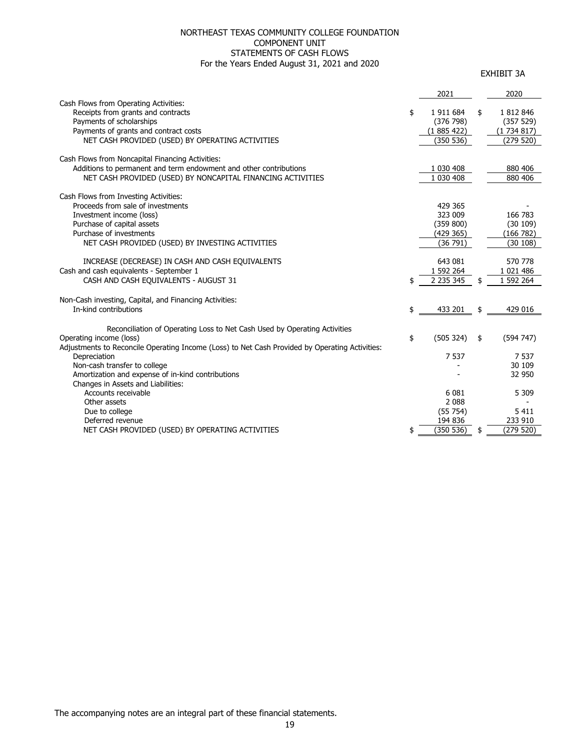# NORTHEAST TEXAS COMMUNITY COLLEGE FOUNDATION
## COMPONENT UNIT
## STATEMENTS OF CASH FLOWS
### For the Years Ended August 31, 2021 and 2020

EXHIBIT 3A

| | 2021 | 2020 |
|---|---|---|
| Cash Flows from Operating Activities: | | |
| Receipts from grants and contracts | $ 1 911 684 | $ 1 812 846 |
| Payments of scholarships | (376 798) | (357 529) |
| Payments of grants and contract costs | (1 885 422) | (1 734 817) |
| NET CASH PROVIDED (USED) BY OPERATING ACTIVITIES | (350 536) | (279 520) |
| Cash Flows from Noncapital Financing Activities: | | |
| Additions to permanent and term endowment and other contributions | 1 030 408 | 880 406 |
| NET CASH PROVIDED (USED) BY NONCAPITAL FINANCING ACTIVITIES | 1 030 408 | 880 406 |
| Cash Flows from Investing Activities: | | |
| Proceeds from sale of investments | 429 365 | - |
| Investment income (loss) | 323 009 | 166 783 |
| Purchase of capital assets | (359 800) | (30 109) |
| Purchase of investments | (429 365) | (166 782) |
| NET CASH PROVIDED (USED) BY INVESTING ACTIVITIES | (36 791) | (30 108) |
| INCREASE (DECREASE) IN CASH AND CASH EQUIVALENTS | 643 081 | 570 778 |
| Cash and cash equivalents - September 1 | 1 592 264 | 1 021 486 |
| CASH AND CASH EQUIVALENTS - AUGUST 31 | $ 2 235 345 | $ 1 592 264 |
| Non-Cash investing, Capital, and Financing Activities: | | |
| In-kind contributions | $ 433 201 | $ 429 016 |
| Reconciliation of Operating Loss to Net Cash Used by Operating Activities | | |
| Operating income (loss) | $ (505 324) | $ (594 747) |
| Adjustments to Reconcile Operating Income (Loss) to Net Cash Provided by Operating Activities: | | |
| Depreciation | 7 537 | 7 537 |
| Non-cash transfer to college | - | 30 109 |
| Amortization and expense of in-kind contributions | - | 32 950 |
| Changes in Assets and Liabilities: | | |
| Accounts receivable | 6 081 | 5 309 |
| Other assets | 2 088 | - |
| Due to college | (55 754) | 5 411 |
| Deferred revenue | 194 836 | 233 910 |
| NET CASH PROVIDED (USED) BY OPERATING ACTIVITIES | $ (350 536) | $ (279 520) |

The accompanying notes are an integral part of these financial statements.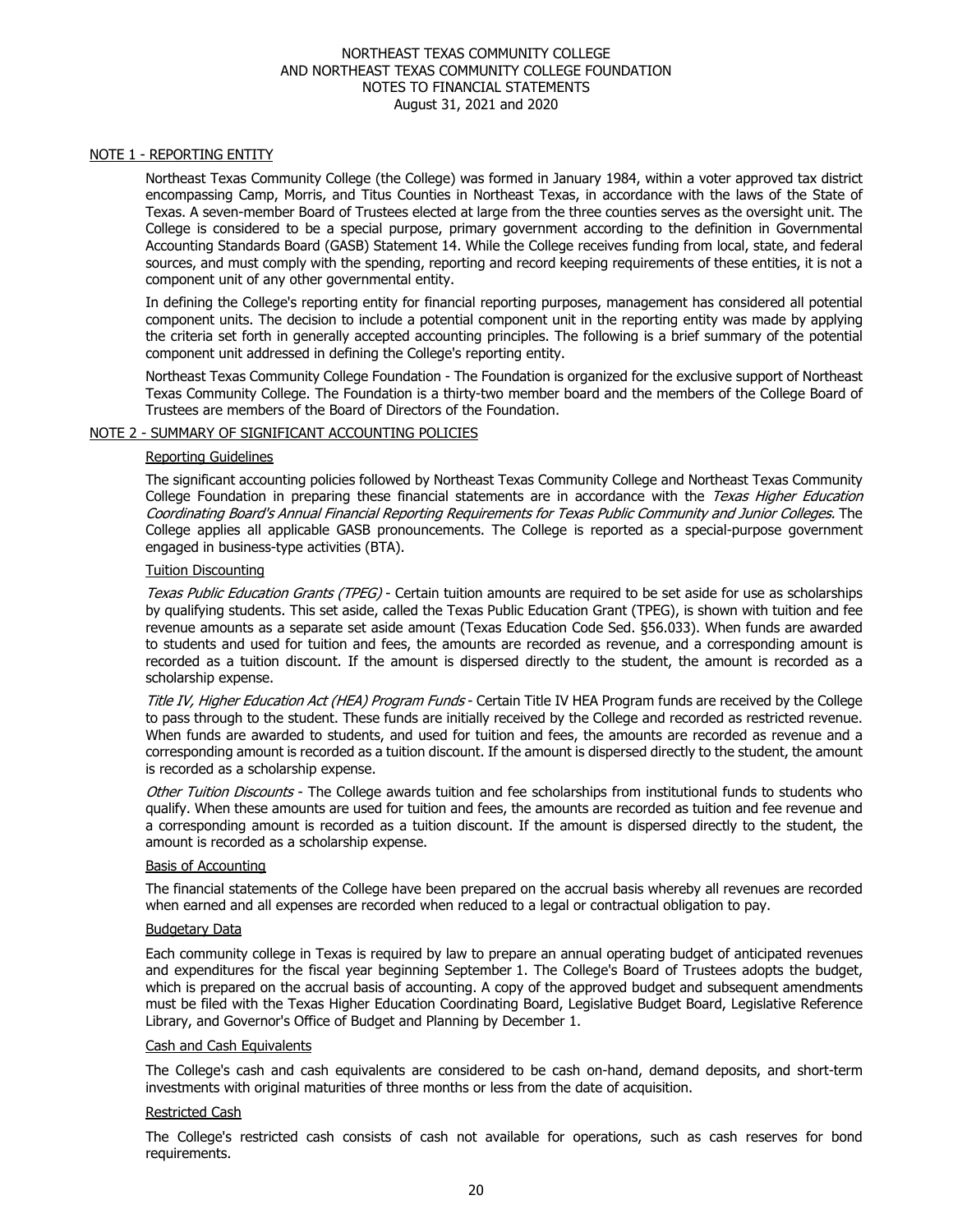NORTHEAST TEXAS COMMUNITY COLLEGE
AND NORTHEAST TEXAS COMMUNITY COLLEGE FOUNDATION
NOTES TO FINANCIAL STATEMENTS
August 31, 2021 and 2020

## NOTE 1 - REPORTING ENTITY

Northeast Texas Community College (the College) was formed in January 1984, within a voter approved tax district encompassing Camp, Morris, and Titus Counties in Northeast Texas, in accordance with the laws of the State of Texas. A seven-member Board of Trustees elected at large from the three counties serves as the oversight unit. The College is considered to be a special purpose, primary government according to the definition in Governmental Accounting Standards Board (GASB) Statement 14. While the College receives funding from local, state, and federal sources, and must comply with the spending, reporting and record keeping requirements of these entities, it is not a component unit of any other governmental entity.

In defining the College's reporting entity for financial reporting purposes, management has considered all potential component units. The decision to include a potential component unit in the reporting entity was made by applying the criteria set forth in generally accepted accounting principles. The following is a brief summary of the potential component unit addressed in defining the College's reporting entity.

Northeast Texas Community College Foundation - The Foundation is organized for the exclusive support of Northeast Texas Community College. The Foundation is a thirty-two member board and the members of the College Board of Trustees are members of the Board of Directors of the Foundation.

## NOTE 2 - SUMMARY OF SIGNIFICANT ACCOUNTING POLICIES

### Reporting Guidelines

The significant accounting policies followed by Northeast Texas Community College and Northeast Texas Community College Foundation in preparing these financial statements are in accordance with the *Texas Higher Education Coordinating Board's Annual Financial Reporting Requirements for Texas Public Community and Junior Colleges.* The College applies all applicable GASB pronouncements. The College is reported as a special-purpose government engaged in business-type activities (BTA).

### Tuition Discounting

*Texas Public Education Grants (TPEG)* - Certain tuition amounts are required to be set aside for use as scholarships by qualifying students. This set aside, called the Texas Public Education Grant (TPEG), is shown with tuition and fee revenue amounts as a separate set aside amount (Texas Education Code Sed. §56.033). When funds are awarded to students and used for tuition and fees, the amounts are recorded as revenue, and a corresponding amount is recorded as a tuition discount. If the amount is dispersed directly to the student, the amount is recorded as a scholarship expense.

*Title IV, Higher Education Act (HEA) Program Funds* - Certain Title IV HEA Program funds are received by the College to pass through to the student. These funds are initially received by the College and recorded as restricted revenue. When funds are awarded to students, and used for tuition and fees, the amounts are recorded as revenue and a corresponding amount is recorded as a tuition discount. If the amount is dispersed directly to the student, the amount is recorded as a scholarship expense.

*Other Tuition Discounts* - The College awards tuition and fee scholarships from institutional funds to students who qualify. When these amounts are used for tuition and fees, the amounts are recorded as tuition and fee revenue and a corresponding amount is recorded as a tuition discount. If the amount is dispersed directly to the student, the amount is recorded as a scholarship expense.

### Basis of Accounting

The financial statements of the College have been prepared on the accrual basis whereby all revenues are recorded when earned and all expenses are recorded when reduced to a legal or contractual obligation to pay.

### Budgetary Data

Each community college in Texas is required by law to prepare an annual operating budget of anticipated revenues and expenditures for the fiscal year beginning September 1. The College's Board of Trustees adopts the budget, which is prepared on the accrual basis of accounting. A copy of the approved budget and subsequent amendments must be filed with the Texas Higher Education Coordinating Board, Legislative Budget Board, Legislative Reference Library, and Governor's Office of Budget and Planning by December 1.

### Cash and Cash Equivalents

The College's cash and cash equivalents are considered to be cash on-hand, demand deposits, and short-term investments with original maturities of three months or less from the date of acquisition.

### Restricted Cash

The College's restricted cash consists of cash not available for operations, such as cash reserves for bond requirements.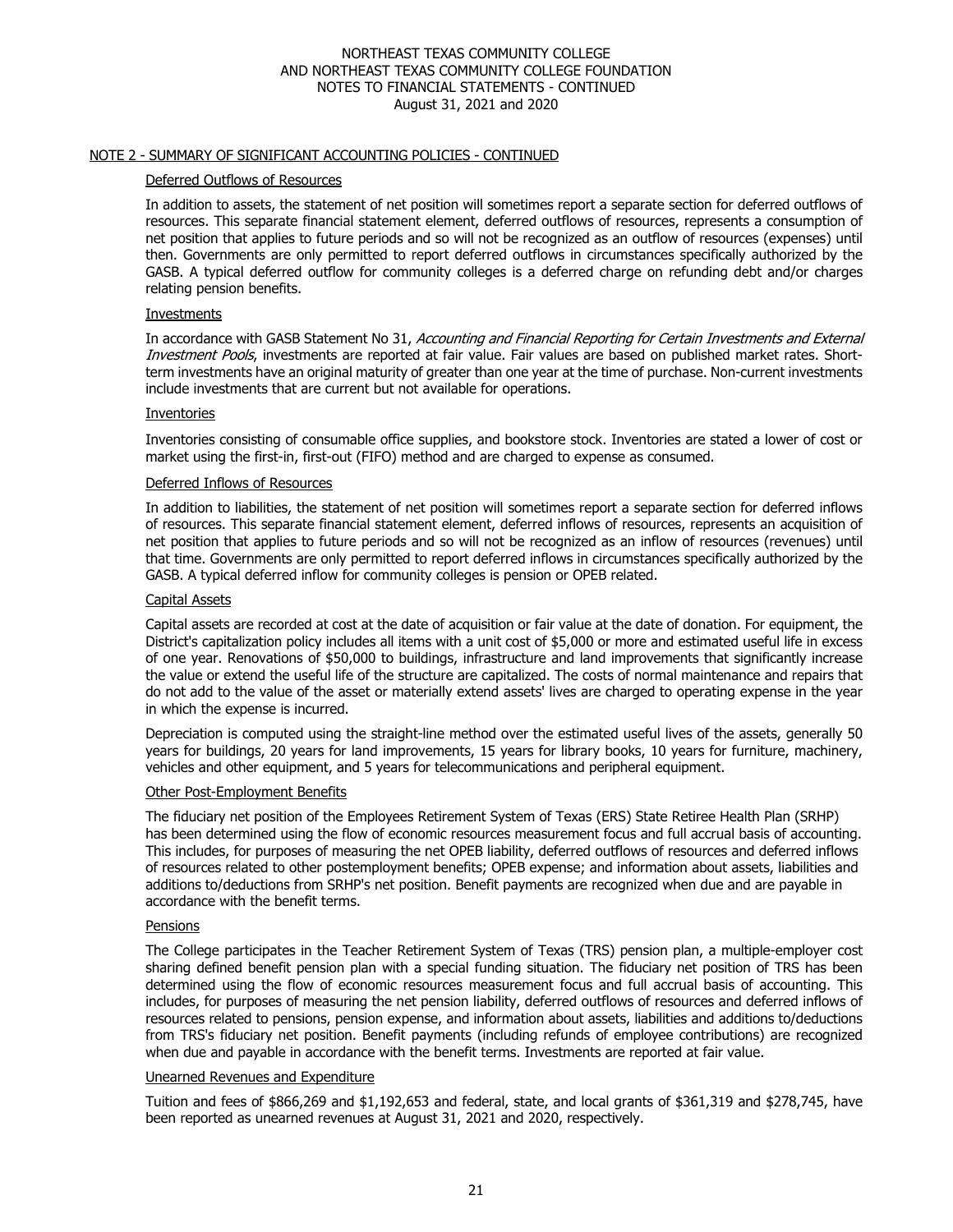## NOTE 2 - SUMMARY OF SIGNIFICANT ACCOUNTING POLICIES - CONTINUED

### Deferred Outflows of Resources

In addition to assets, the statement of net position will sometimes report a separate section for deferred outflows of resources. This separate financial statement element, deferred outflows of resources, represents a consumption of net position that applies to future periods and so will not be recognized as an outflow of resources (expenses) until then. Governments are only permitted to report deferred outflows in circumstances specifically authorized by the GASB. A typical deferred outflow for community colleges is a deferred charge on refunding debt and/or charges relating pension benefits.

### Investments

In accordance with GASB Statement No 31, *Accounting and Financial Reporting for Certain Investments and External Investment Pools*, investments are reported at fair value. Fair values are based on published market rates. Short-term investments have an original maturity of greater than one year at the time of purchase. Non-current investments include investments that are current but not available for operations.

### Inventories

Inventories consisting of consumable office supplies, and bookstore stock. Inventories are stated a lower of cost or market using the first-in, first-out (FIFO) method and are charged to expense as consumed.

### Deferred Inflows of Resources

In addition to liabilities, the statement of net position will sometimes report a separate section for deferred inflows of resources. This separate financial statement element, deferred inflows of resources, represents an acquisition of net position that applies to future periods and so will not be recognized as an inflow of resources (revenues) until that time. Governments are only permitted to report deferred inflows in circumstances specifically authorized by the GASB. A typical deferred inflow for community colleges is pension or OPEB related.

### Capital Assets

Capital assets are recorded at cost at the date of acquisition or fair value at the date of donation. For equipment, the District's capitalization policy includes all items with a unit cost of $5,000 or more and estimated useful life in excess of one year. Renovations of $50,000 to buildings, infrastructure and land improvements that significantly increase the value or extend the useful life of the structure are capitalized. The costs of normal maintenance and repairs that do not add to the value of the asset or materially extend assets' lives are charged to operating expense in the year in which the expense is incurred.

Depreciation is computed using the straight-line method over the estimated useful lives of the assets, generally 50 years for buildings, 20 years for land improvements, 15 years for library books, 10 years for furniture, machinery, vehicles and other equipment, and 5 years for telecommunications and peripheral equipment.

### Other Post-Employment Benefits

The fiduciary net position of the Employees Retirement System of Texas (ERS) State Retiree Health Plan (SRHP) has been determined using the flow of economic resources measurement focus and full accrual basis of accounting. This includes, for purposes of measuring the net OPEB liability, deferred outflows of resources and deferred inflows of resources related to other postemployment benefits; OPEB expense; and information about assets, liabilities and additions to/deductions from SRHP's net position. Benefit payments are recognized when due and are payable in accordance with the benefit terms.

### Pensions

The College participates in the Teacher Retirement System of Texas (TRS) pension plan, a multiple-employer cost sharing defined benefit pension plan with a special funding situation. The fiduciary net position of TRS has been determined using the flow of economic resources measurement focus and full accrual basis of accounting. This includes, for purposes of measuring the net pension liability, deferred outflows of resources and deferred inflows of resources related to pensions, pension expense, and information about assets, liabilities and additions to/deductions from TRS's fiduciary net position. Benefit payments (including refunds of employee contributions) are recognized when due and payable in accordance with the benefit terms. Investments are reported at fair value.

### Unearned Revenues and Expenditure

Tuition and fees of $866,269 and $1,192,653 and federal, state, and local grants of $361,319 and $278,745, have been reported as unearned revenues at August 31, 2021 and 2020, respectively.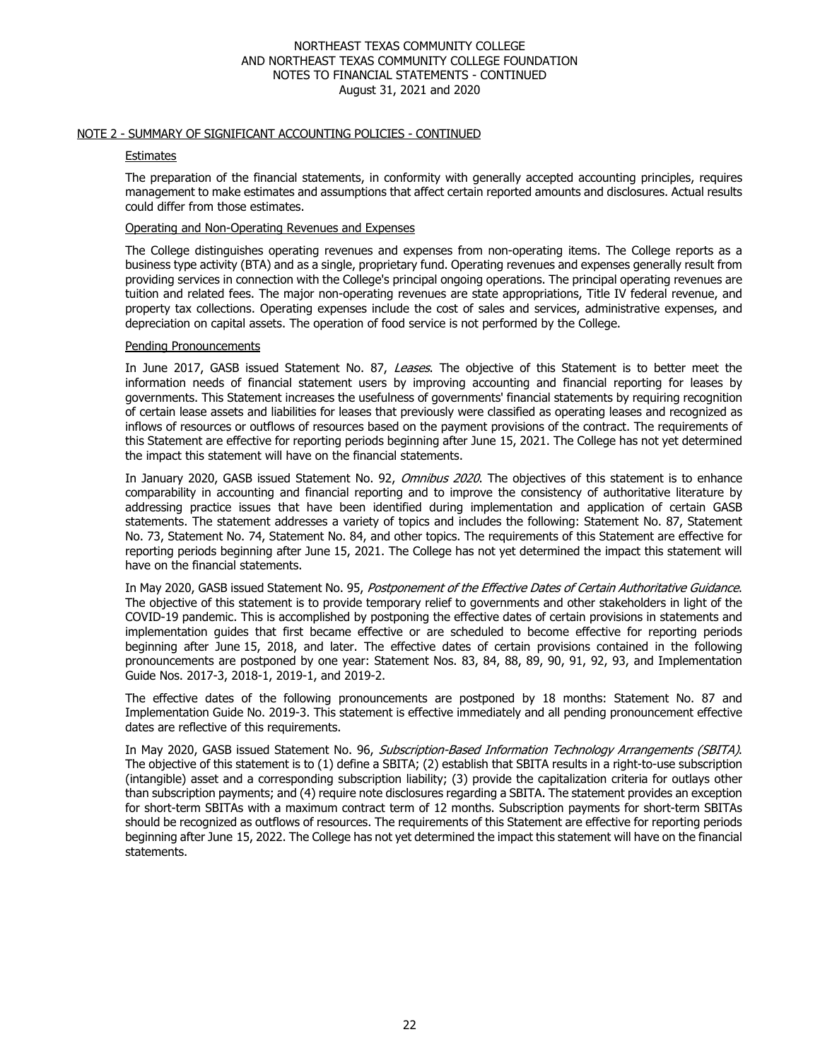## NOTE 2 - SUMMARY OF SIGNIFICANT ACCOUNTING POLICIES - CONTINUED

### Estimates

The preparation of the financial statements, in conformity with generally accepted accounting principles, requires management to make estimates and assumptions that affect certain reported amounts and disclosures. Actual results could differ from those estimates.

### Operating and Non-Operating Revenues and Expenses

The College distinguishes operating revenues and expenses from non-operating items. The College reports as a business type activity (BTA) and as a single, proprietary fund. Operating revenues and expenses generally result from providing services in connection with the College's principal ongoing operations. The principal operating revenues are tuition and related fees. The major non-operating revenues are state appropriations, Title IV federal revenue, and property tax collections. Operating expenses include the cost of sales and services, administrative expenses, and depreciation on capital assets. The operation of food service is not performed by the College.

### Pending Pronouncements

In June 2017, GASB issued Statement No. 87, *Leases*. The objective of this Statement is to better meet the information needs of financial statement users by improving accounting and financial reporting for leases by governments. This Statement increases the usefulness of governments' financial statements by requiring recognition of certain lease assets and liabilities for leases that previously were classified as operating leases and recognized as inflows of resources or outflows of resources based on the payment provisions of the contract. The requirements of this Statement are effective for reporting periods beginning after June 15, 2021. The College has not yet determined the impact this statement will have on the financial statements.

In January 2020, GASB issued Statement No. 92, *Omnibus 2020*. The objectives of this statement is to enhance comparability in accounting and financial reporting and to improve the consistency of authoritative literature by addressing practice issues that have been identified during implementation and application of certain GASB statements. The statement addresses a variety of topics and includes the following: Statement No. 87, Statement No. 73, Statement No. 74, Statement No. 84, and other topics. The requirements of this Statement are effective for reporting periods beginning after June 15, 2021. The College has not yet determined the impact this statement will have on the financial statements.

In May 2020, GASB issued Statement No. 95, *Postponement of the Effective Dates of Certain Authoritative Guidance*. The objective of this statement is to provide temporary relief to governments and other stakeholders in light of the COVID-19 pandemic. This is accomplished by postponing the effective dates of certain provisions in statements and implementation guides that first became effective or are scheduled to become effective for reporting periods beginning after June 15, 2018, and later. The effective dates of certain provisions contained in the following pronouncements are postponed by one year: Statement Nos. 83, 84, 88, 89, 90, 91, 92, 93, and Implementation Guide Nos. 2017-3, 2018-1, 2019-1, and 2019-2.

The effective dates of the following pronouncements are postponed by 18 months: Statement No. 87 and Implementation Guide No. 2019-3. This statement is effective immediately and all pending pronouncement effective dates are reflective of this requirements.

In May 2020, GASB issued Statement No. 96, *Subscription-Based Information Technology Arrangements (SBITA)*. The objective of this statement is to (1) define a SBITA; (2) establish that SBITA results in a right-to-use subscription (intangible) asset and a corresponding subscription liability; (3) provide the capitalization criteria for outlays other than subscription payments; and (4) require note disclosures regarding a SBITA. The statement provides an exception for short-term SBITAs with a maximum contract term of 12 months. Subscription payments for short-term SBITAs should be recognized as outflows of resources. The requirements of this Statement are effective for reporting periods beginning after June 15, 2022. The College has not yet determined the impact this statement will have on the financial statements.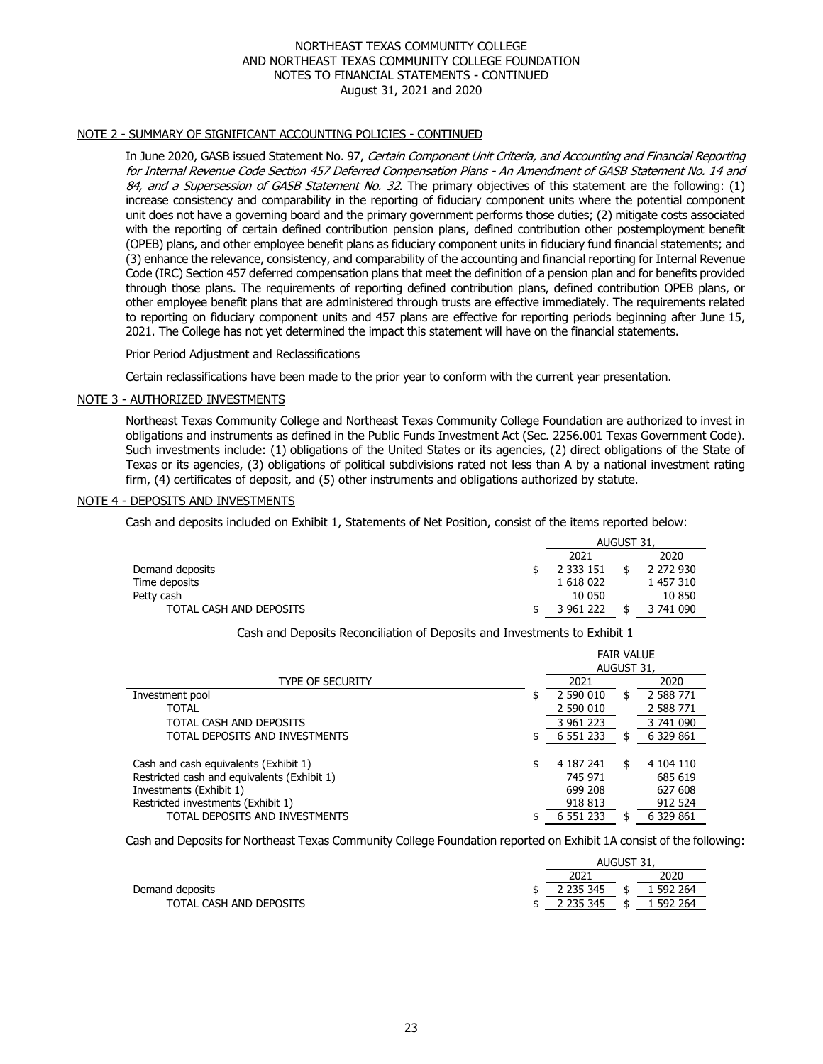#### NOTE 2 - SUMMARY OF SIGNIFICANT ACCOUNTING POLICIES - CONTINUED

In June 2020, GASB issued Statement No. 97, *Certain Component Unit Criteria, and Accounting and Financial Reporting for Internal Revenue Code Section 457 Deferred Compensation Plans - An Amendment of GASB Statement No. 14 and 84, and a Supersession of GASB Statement No. 32*. The primary objectives of this statement are the following: (1) increase consistency and comparability in the reporting of fiduciary component units where the potential component unit does not have a governing board and the primary government performs those duties; (2) mitigate costs associated with the reporting of certain defined contribution pension plans, defined contribution other postemployment benefit (OPEB) plans, and other employee benefit plans as fiduciary component units in fiduciary fund financial statements; and (3) enhance the relevance, consistency, and comparability of the accounting and financial reporting for Internal Revenue Code (IRC) Section 457 deferred compensation plans that meet the definition of a pension plan and for benefits provided through those plans. The requirements of reporting defined contribution plans, defined contribution OPEB plans, or other employee benefit plans that are administered through trusts are effective immediately. The requirements related to reporting on fiduciary component units and 457 plans are effective for reporting periods beginning after June 15, 2021. The College has not yet determined the impact this statement will have on the financial statements.

Prior Period Adjustment and Reclassifications

Certain reclassifications have been made to the prior year to conform with the current year presentation.

#### NOTE 3 - AUTHORIZED INVESTMENTS

Northeast Texas Community College and Northeast Texas Community College Foundation are authorized to invest in obligations and instruments as defined in the Public Funds Investment Act (Sec. 2256.001 Texas Government Code). Such investments include: (1) obligations of the United States or its agencies, (2) direct obligations of the State of Texas or its agencies, (3) obligations of political subdivisions rated not less than A by a national investment rating firm, (4) certificates of deposit, and (5) other instruments and obligations authorized by statute.

#### NOTE 4 - DEPOSITS AND INVESTMENTS

Cash and deposits included on Exhibit 1, Statements of Net Position, consist of the items reported below:

| | AUGUST 31, | |
|---|---|---|
| | 2021 | 2020 |
| Demand deposits | $ 2 333 151 | $ 2 272 930 |
| Time deposits | 1 618 022 | 1 457 310 |
| Petty cash | 10 050 | 10 850 |
| TOTAL CASH AND DEPOSITS | $ 3 961 222 | $ 3 741 090 |

Cash and Deposits Reconciliation of Deposits and Investments to Exhibit 1

| | FAIR VALUE AUGUST 31, | |
|---|---|---|
| TYPE OF SECURITY | 2021 | 2020 |
| Investment pool | $ 2 590 010 | $ 2 588 771 |
| TOTAL | 2 590 010 | 2 588 771 |
| TOTAL CASH AND DEPOSITS | 3 961 223 | 3 741 090 |
| TOTAL DEPOSITS AND INVESTMENTS | $ 6 551 233 | $ 6 329 861 |
| | | |
| Cash and cash equivalents (Exhibit 1) | $ 4 187 241 | $ 4 104 110 |
| Restricted cash and equivalents (Exhibit 1) | 745 971 | 685 619 |
| Investments (Exhibit 1) | 699 208 | 627 608 |
| Restricted investments (Exhibit 1) | 918 813 | 912 524 |
| TOTAL DEPOSITS AND INVESTMENTS | $ 6 551 233 | $ 6 329 861 |

Cash and Deposits for Northeast Texas Community College Foundation reported on Exhibit 1A consist of the following:

| | AUGUST 31, | |
|---|---|---|
| | 2021 | 2020 |
| Demand deposits | $ 2 235 345 | $ 1 592 264 |
| TOTAL CASH AND DEPOSITS | $ 2 235 345 | $ 1 592 264 |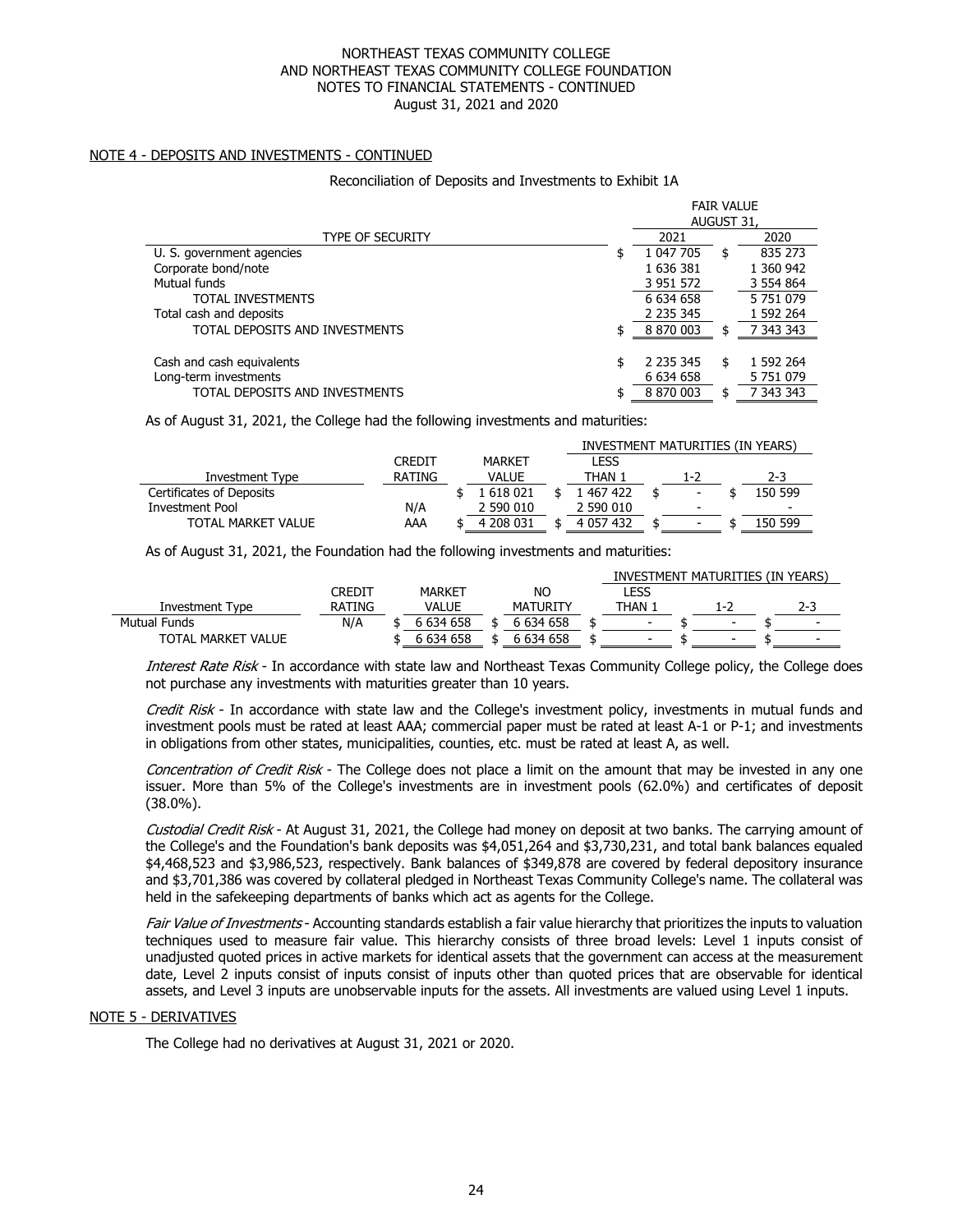NORTHEAST TEXAS COMMUNITY COLLEGE
AND NORTHEAST TEXAS COMMUNITY COLLEGE FOUNDATION
NOTES TO FINANCIAL STATEMENTS - CONTINUED
August 31, 2021 and 2020

NOTE 4 - DEPOSITS AND INVESTMENTS - CONTINUED

Reconciliation of Deposits and Investments to Exhibit 1A

| TYPE OF SECURITY | FAIR VALUE AUGUST 31, 2021 | 2020 |
|---|---|---|
| U. S. government agencies | $ 1 047 705 | $ 835 273 |
| Corporate bond/note | 1 636 381 | 1 360 942 |
| Mutual funds | 3 951 572 | 3 554 864 |
| TOTAL INVESTMENTS | 6 634 658 | 5 751 079 |
| Total cash and deposits | 2 235 345 | 1 592 264 |
| TOTAL DEPOSITS AND INVESTMENTS | $ 8 870 003 | $ 7 343 343 |
| | | |
| Cash and cash equivalents | $ 2 235 345 | $ 1 592 264 |
| Long-term investments | 6 634 658 | 5 751 079 |
| TOTAL DEPOSITS AND INVESTMENTS | $ 8 870 003 | $ 7 343 343 |

As of August 31, 2021, the College had the following investments and maturities:

| Investment Type | CREDIT RATING | MARKET VALUE | INVESTMENT MATURITIES (IN YEARS) LESS THAN 1 | 1-2 | 2-3 |
|---|---|---|---|---|---|
| Certificates of Deposits | | $ 1 618 021 | $ 1 467 422 | $ - | $ 150 599 |
| Investment Pool | N/A | 2 590 010 | 2 590 010 | - | - |
| TOTAL MARKET VALUE | AAA | $ 4 208 031 | $ 4 057 432 | $ - | $ 150 599 |

As of August 31, 2021, the Foundation had the following investments and maturities:

| Investment Type | CREDIT RATING | MARKET VALUE | NO MATURITY | INVESTMENT MATURITIES (IN YEARS) LESS THAN 1 | 1-2 | 2-3 |
|---|---|---|---|---|---|---|
| Mutual Funds | N/A | $ 6 634 658 | $ 6 634 658 | $ - | $ - | $ - |
| TOTAL MARKET VALUE | | $ 6 634 658 | $ 6 634 658 | $ - | $ - | $ - |

*Interest Rate Risk* - In accordance with state law and Northeast Texas Community College policy, the College does not purchase any investments with maturities greater than 10 years.

*Credit Risk* - In accordance with state law and the College's investment policy, investments in mutual funds and investment pools must be rated at least AAA; commercial paper must be rated at least A-1 or P-1; and investments in obligations from other states, municipalities, counties, etc. must be rated at least A, as well.

*Concentration of Credit Risk* - The College does not place a limit on the amount that may be invested in any one issuer. More than 5% of the College's investments are in investment pools (62.0%) and certificates of deposit (38.0%).

*Custodial Credit Risk* - At August 31, 2021, the College had money on deposit at two banks. The carrying amount of the College's and the Foundation's bank deposits was $4,051,264 and $3,730,231, and total bank balances equaled $4,468,523 and $3,986,523, respectively. Bank balances of $349,878 are covered by federal depository insurance and $3,701,386 was covered by collateral pledged in Northeast Texas Community College's name. The collateral was held in the safekeeping departments of banks which act as agents for the College.

*Fair Value of Investments* - Accounting standards establish a fair value hierarchy that prioritizes the inputs to valuation techniques used to measure fair value. This hierarchy consists of three broad levels: Level 1 inputs consist of unadjusted quoted prices in active markets for identical assets that the government can access at the measurement date, Level 2 inputs consist of inputs consist of inputs other than quoted prices that are observable for identical assets, and Level 3 inputs are unobservable inputs for the assets. All investments are valued using Level 1 inputs.

NOTE 5 - DERIVATIVES

The College had no derivatives at August 31, 2021 or 2020.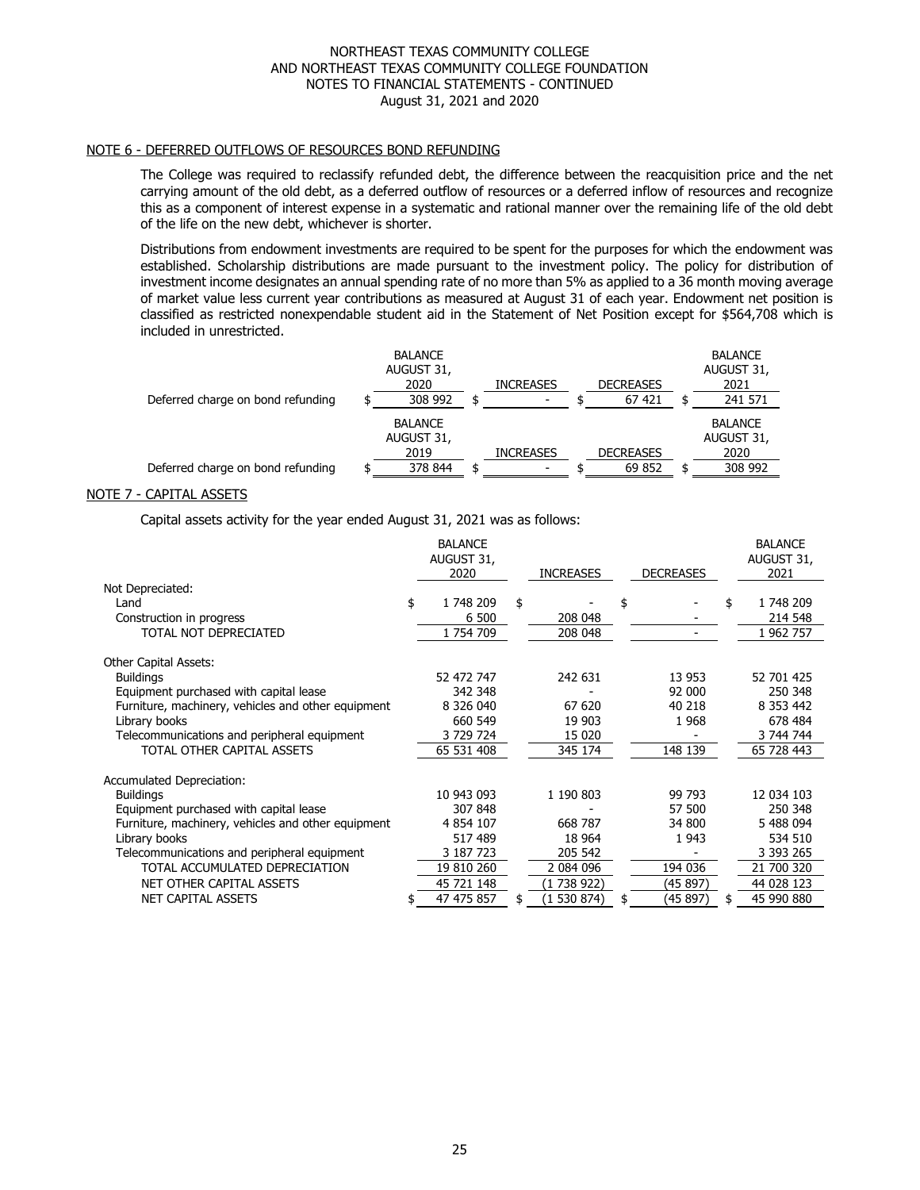## NOTE 6 - DEFERRED OUTFLOWS OF RESOURCES BOND REFUNDING

The College was required to reclassify refunded debt, the difference between the reacquisition price and the net carrying amount of the old debt, as a deferred outflow of resources or a deferred inflow of resources and recognize this as a component of interest expense in a systematic and rational manner over the remaining life of the old debt of the life on the new debt, whichever is shorter.

Distributions from endowment investments are required to be spent for the purposes for which the endowment was established. Scholarship distributions are made pursuant to the investment policy. The policy for distribution of investment income designates an annual spending rate of no more than 5% as applied to a 36 month moving average of market value less current year contributions as measured at August 31 of each year. Endowment net position is classified as restricted nonexpendable student aid in the Statement of Net Position except for $564,708 which is included in unrestricted.

| | BALANCE AUGUST 31, 2020 | INCREASES | DECREASES | BALANCE AUGUST 31, 2021 |
|---|---|---|---|---|
| Deferred charge on bond refunding | $ 308 992 | $ - | $ 67 421 | $ 241 571 |

| | BALANCE AUGUST 31, 2019 | INCREASES | DECREASES | BALANCE AUGUST 31, 2020 |
|---|---|---|---|---|
| Deferred charge on bond refunding | $ 378 844 | $ - | $ 69 852 | $ 308 992 |

## NOTE 7 - CAPITAL ASSETS

Capital assets activity for the year ended August 31, 2021 was as follows:

| | BALANCE AUGUST 31, 2020 | INCREASES | DECREASES | BALANCE AUGUST 31, 2021 |
|---|---|---|---|---|
| Not Depreciated: | | | | |
| Land | $ 1 748 209 | $ - | $ - | $ 1 748 209 |
| Construction in progress | 6 500 | 208 048 | - | 214 548 |
| TOTAL NOT DEPRECIATED | 1 754 709 | 208 048 | - | 1 962 757 |
| Other Capital Assets: | | | | |
| Buildings | 52 472 747 | 242 631 | 13 953 | 52 701 425 |
| Equipment purchased with capital lease | 342 348 | - | 92 000 | 250 348 |
| Furniture, machinery, vehicles and other equipment | 8 326 040 | 67 620 | 40 218 | 8 353 442 |
| Library books | 660 549 | 19 903 | 1 968 | 678 484 |
| Telecommunications and peripheral equipment | 3 729 724 | 15 020 | - | 3 744 744 |
| TOTAL OTHER CAPITAL ASSETS | 65 531 408 | 345 174 | 148 139 | 65 728 443 |
| Accumulated Depreciation: | | | | |
| Buildings | 10 943 093 | 1 190 803 | 99 793 | 12 034 103 |
| Equipment purchased with capital lease | 307 848 | - | 57 500 | 250 348 |
| Furniture, machinery, vehicles and other equipment | 4 854 107 | 668 787 | 34 800 | 5 488 094 |
| Library books | 517 489 | 18 964 | 1 943 | 534 510 |
| Telecommunications and peripheral equipment | 3 187 723 | 205 542 | - | 3 393 265 |
| TOTAL ACCUMULATED DEPRECIATION | 19 810 260 | 2 084 096 | 194 036 | 21 700 320 |
| NET OTHER CAPITAL ASSETS | 45 721 148 | (1 738 922) | (45 897) | 44 028 123 |
| NET CAPITAL ASSETS | $ 47 475 857 | $ (1 530 874) | $ (45 897) | $ 45 990 880 |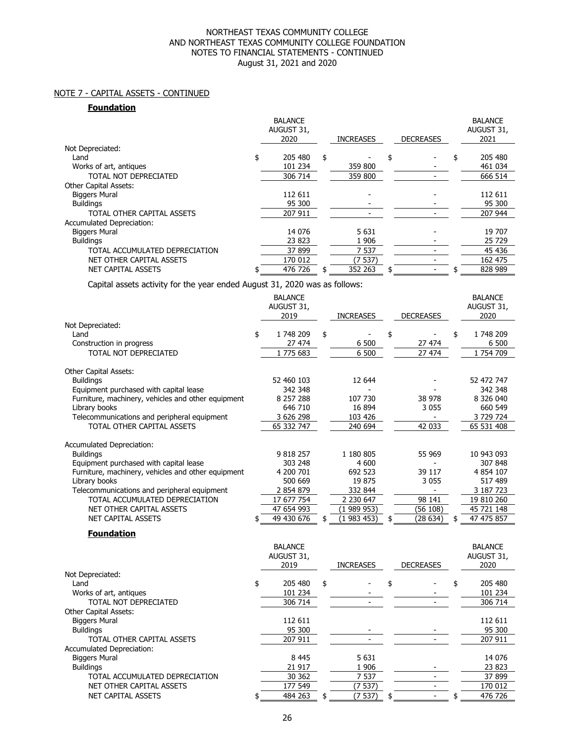NOTE 7 - CAPITAL ASSETS - CONTINUED

**Foundation**

| | BALANCE AUGUST 31, 2020 | INCREASES | DECREASES | BALANCE AUGUST 31, 2021 |
|---|---|---|---|---|
| Not Depreciated: | | | | |
| Land | $ 205 480 | $ - | $ - | $ 205 480 |
| Works of art, antiques | 101 234 | 359 800 | - | 461 034 |
| TOTAL NOT DEPRECIATED | 306 714 | 359 800 | - | 666 514 |
| Other Capital Assets: | | | | |
| Biggers Mural | 112 611 | - | - | 112 611 |
| Buildings | 95 300 | - | - | 95 300 |
| TOTAL OTHER CAPITAL ASSETS | 207 911 | - | - | 207 944 |
| Accumulated Depreciation: | | | | |
| Biggers Mural | 14 076 | 5 631 | - | 19 707 |
| Buildings | 23 823 | 1 906 | - | 25 729 |
| TOTAL ACCUMULATED DEPRECIATION | 37 899 | 7 537 | - | 45 436 |
| NET OTHER CAPITAL ASSETS | 170 012 | (7 537) | - | 162 475 |
| NET CAPITAL ASSETS | $ 476 726 | $ 352 263 | $ - | $ 828 989 |

Capital assets activity for the year ended August 31, 2020 was as follows:

| | BALANCE AUGUST 31, 2019 | INCREASES | DECREASES | BALANCE AUGUST 31, 2020 |
|---|---|---|---|---|
| Not Depreciated: | | | | |
| Land | $ 1 748 209 | $ - | $ - | $ 1 748 209 |
| Construction in progress | 27 474 | 6 500 | 27 474 | 6 500 |
| TOTAL NOT DEPRECIATED | 1 775 683 | 6 500 | 27 474 | 1 754 709 |
| Other Capital Assets: | | | | |
| Buildings | 52 460 103 | 12 644 | - | 52 472 747 |
| Equipment purchased with capital lease | 342 348 | - | - | 342 348 |
| Furniture, machinery, vehicles and other equipment | 8 257 288 | 107 730 | 38 978 | 8 326 040 |
| Library books | 646 710 | 16 894 | 3 055 | 660 549 |
| Telecommunications and peripheral equipment | 3 626 298 | 103 426 | - | 3 729 724 |
| TOTAL OTHER CAPITAL ASSETS | 65 332 747 | 240 694 | 42 033 | 65 531 408 |
| Accumulated Depreciation: | | | | |
| Buildings | 9 818 257 | 1 180 805 | 55 969 | 10 943 093 |
| Equipment purchased with capital lease | 303 248 | 4 600 | - | 307 848 |
| Furniture, machinery, vehicles and other equipment | 4 200 701 | 692 523 | 39 117 | 4 854 107 |
| Library books | 500 669 | 19 875 | 3 055 | 517 489 |
| Telecommunications and peripheral equipment | 2 854 879 | 332 844 | - | 3 187 723 |
| TOTAL ACCUMULATED DEPRECIATION | 17 677 754 | 2 230 647 | 98 141 | 19 810 260 |
| NET OTHER CAPITAL ASSETS | 47 654 993 | (1 989 953) | (56 108) | 45 721 148 |
| NET CAPITAL ASSETS | $ 49 430 676 | $ (1 983 453) | $ (28 634) | $ 47 475 857 |

**Foundation**

| | BALANCE AUGUST 31, 2019 | INCREASES | DECREASES | BALANCE AUGUST 31, 2020 |
|---|---|---|---|---|
| Not Depreciated: | | | | |
| Land | $ 205 480 | $ - | $ - | $ 205 480 |
| Works of art, antiques | 101 234 | - | - | 101 234 |
| TOTAL NOT DEPRECIATED | 306 714 | - | - | 306 714 |
| Other Capital Assets: | | | | |
| Biggers Mural | 112 611 | | | 112 611 |
| Buildings | 95 300 | - | - | 95 300 |
| TOTAL OTHER CAPITAL ASSETS | 207 911 | - | - | 207 911 |
| Accumulated Depreciation: | | | | |
| Biggers Mural | 8 445 | 5 631 | | 14 076 |
| Buildings | 21 917 | 1 906 | - | 23 823 |
| TOTAL ACCUMULATED DEPRECIATION | 30 362 | 7 537 | - | 37 899 |
| NET OTHER CAPITAL ASSETS | 177 549 | (7 537) | - | 170 012 |
| NET CAPITAL ASSETS | $ 484 263 | $ (7 537) | $ - | $ 476 726 |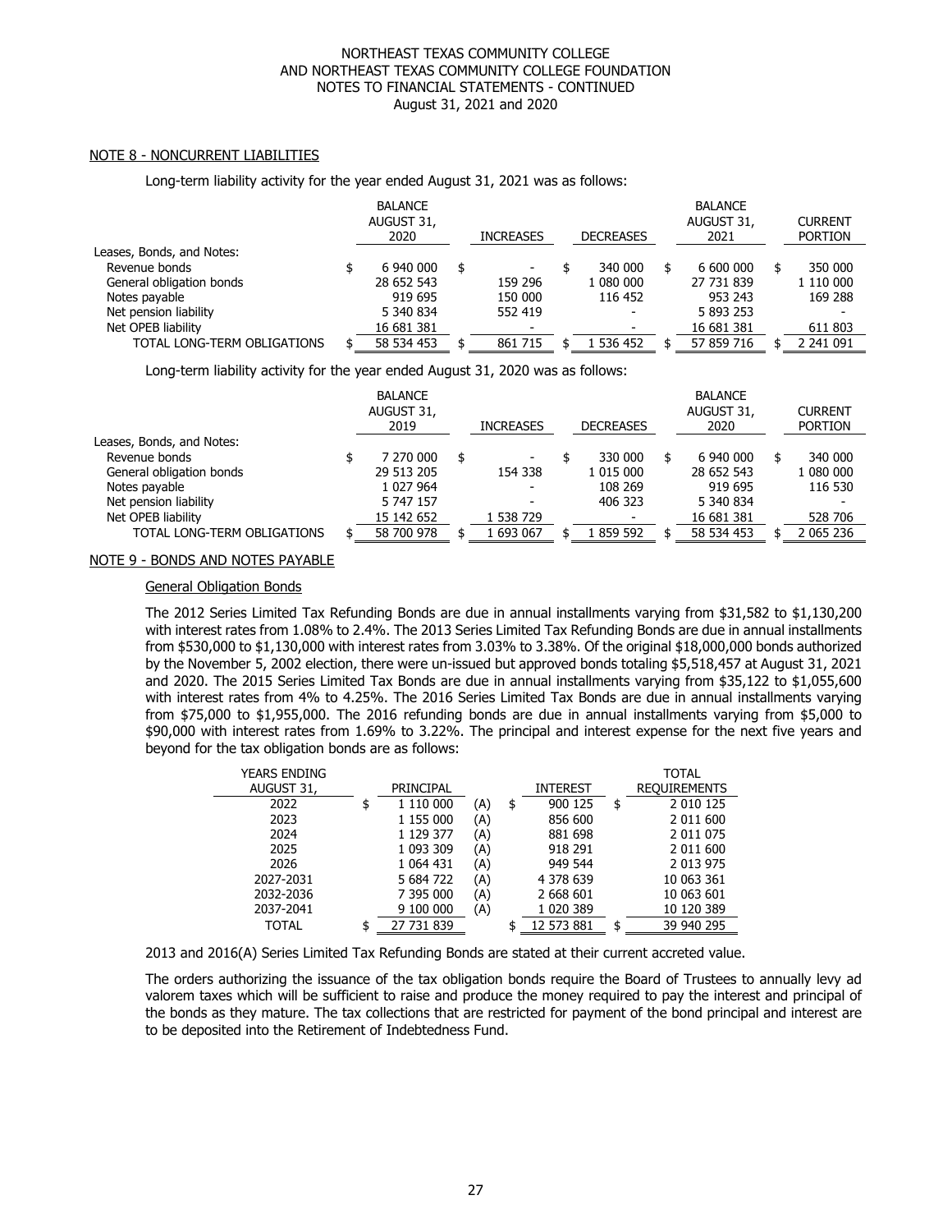NORTHEAST TEXAS COMMUNITY COLLEGE
AND NORTHEAST TEXAS COMMUNITY COLLEGE FOUNDATION
NOTES TO FINANCIAL STATEMENTS - CONTINUED
August 31, 2021 and 2020

## NOTE 8 - NONCURRENT LIABILITIES

Long-term liability activity for the year ended August 31, 2021 was as follows:

| | BALANCE AUGUST 31, 2020 | INCREASES | DECREASES | BALANCE AUGUST 31, 2021 | CURRENT PORTION |
|---|---|---|---|---|---|
| Leases, Bonds, and Notes: | | | | | |
| Revenue bonds | $ 6 940 000 | $ - | $ 340 000 | $ 6 600 000 | $ 350 000 |
| General obligation bonds | 28 652 543 | 159 296 | 1 080 000 | 27 731 839 | 1 110 000 |
| Notes payable | 919 695 | 150 000 | 116 452 | 953 243 | 169 288 |
| Net pension liability | 5 340 834 | 552 419 | - | 5 893 253 | - |
| Net OPEB liability | 16 681 381 | - | - | 16 681 381 | 611 803 |
| TOTAL LONG-TERM OBLIGATIONS | $ 58 534 453 | $ 861 715 | $ 1 536 452 | $ 57 859 716 | $ 2 241 091 |

Long-term liability activity for the year ended August 31, 2020 was as follows:

| | BALANCE AUGUST 31, 2019 | INCREASES | DECREASES | BALANCE AUGUST 31, 2020 | CURRENT PORTION |
|---|---|---|---|---|---|
| Leases, Bonds, and Notes: | | | | | |
| Revenue bonds | $ 7 270 000 | $ - | $ 330 000 | $ 6 940 000 | $ 340 000 |
| General obligation bonds | 29 513 205 | 154 338 | 1 015 000 | 28 652 543 | 1 080 000 |
| Notes payable | 1 027 964 | - | 108 269 | 919 695 | 116 530 |
| Net pension liability | 5 747 157 | - | 406 323 | 5 340 834 | - |
| Net OPEB liability | 15 142 652 | 1 538 729 | - | 16 681 381 | 528 706 |
| TOTAL LONG-TERM OBLIGATIONS | $ 58 700 978 | $ 1 693 067 | $ 1 859 592 | $ 58 534 453 | $ 2 065 236 |

## NOTE 9 - BONDS AND NOTES PAYABLE

### General Obligation Bonds

The 2012 Series Limited Tax Refunding Bonds are due in annual installments varying from $31,582 to $1,130,200 with interest rates from 1.08% to 2.4%. The 2013 Series Limited Tax Refunding Bonds are due in annual installments from $530,000 to $1,130,000 with interest rates from 3.03% to 3.38%. Of the original $18,000,000 bonds authorized by the November 5, 2002 election, there were un-issued but approved bonds totaling $5,518,457 at August 31, 2021 and 2020. The 2015 Series Limited Tax Bonds are due in annual installments varying from $35,122 to $1,055,600 with interest rates from 4% to 4.25%. The 2016 Series Limited Tax Bonds are due in annual installments varying from $75,000 to $1,955,000. The 2016 refunding bonds are due in annual installments varying from $5,000 to $90,000 with interest rates from 1.69% to 3.22%. The principal and interest expense for the next five years and beyond for the tax obligation bonds are as follows:

| YEARS ENDING AUGUST 31, | PRINCIPAL | | INTEREST | TOTAL REQUIREMENTS |
|---|---|---|---|---|
| 2022 | $ 1 110 000 | (A) | $ 900 125 | $ 2 010 125 |
| 2023 | 1 155 000 | (A) | 856 600 | 2 011 600 |
| 2024 | 1 129 377 | (A) | 881 698 | 2 011 075 |
| 2025 | 1 093 309 | (A) | 918 291 | 2 011 600 |
| 2026 | 1 064 431 | (A) | 949 544 | 2 013 975 |
| 2027-2031 | 5 684 722 | (A) | 4 378 639 | 10 063 361 |
| 2032-2036 | 7 395 000 | (A) | 2 668 601 | 10 063 601 |
| 2037-2041 | 9 100 000 | (A) | 1 020 389 | 10 120 389 |
| TOTAL | $ 27 731 839 | | $ 12 573 881 | $ 39 940 295 |

2013 and 2016(A) Series Limited Tax Refunding Bonds are stated at their current accreted value.

The orders authorizing the issuance of the tax obligation bonds require the Board of Trustees to annually levy ad valorem taxes which will be sufficient to raise and produce the money required to pay the interest and principal of the bonds as they mature. The tax collections that are restricted for payment of the bond principal and interest are to be deposited into the Retirement of Indebtedness Fund.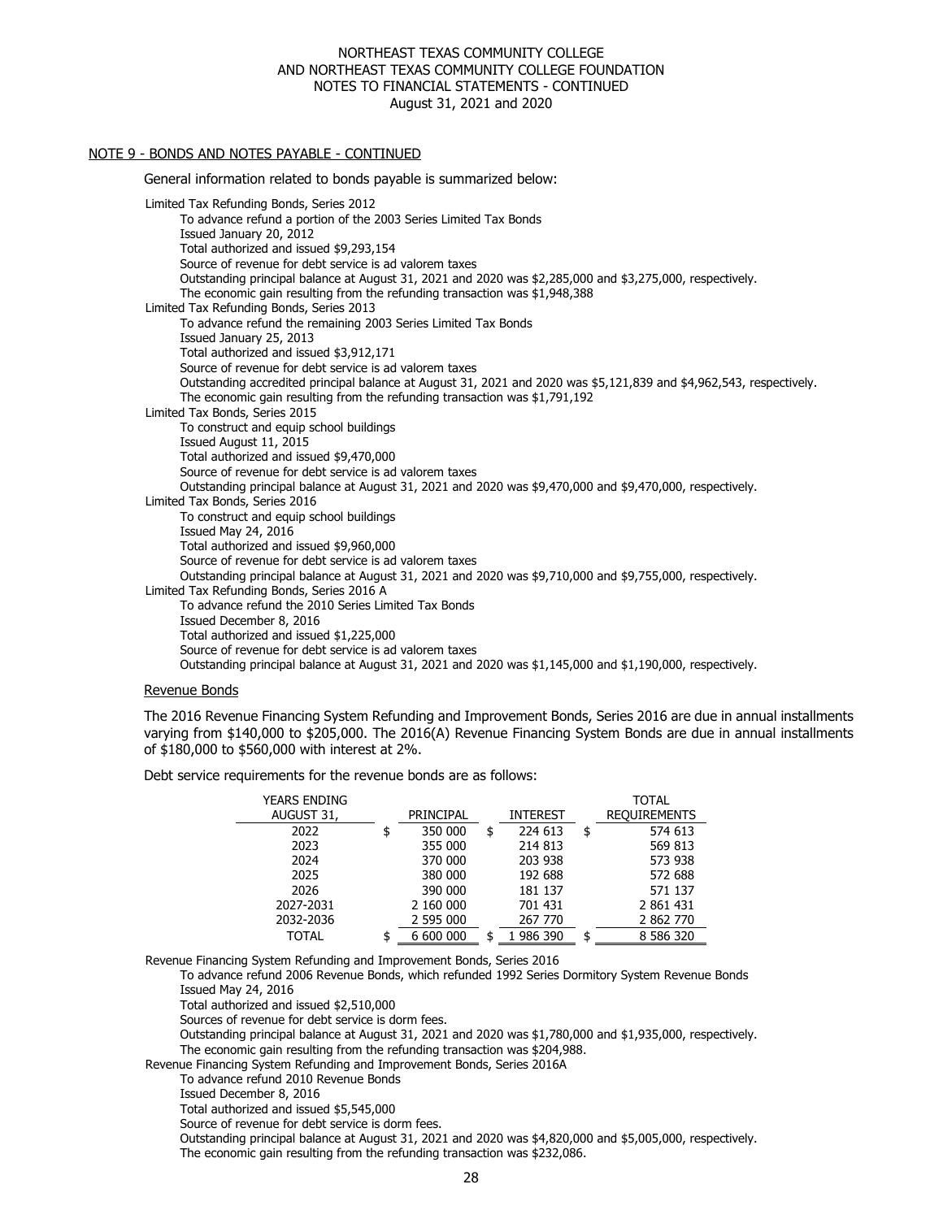NORTHEAST TEXAS COMMUNITY COLLEGE
AND NORTHEAST TEXAS COMMUNITY COLLEGE FOUNDATION
NOTES TO FINANCIAL STATEMENTS - CONTINUED
August 31, 2021 and 2020

## NOTE 9 - BONDS AND NOTES PAYABLE - CONTINUED

General information related to bonds payable is summarized below:

Limited Tax Refunding Bonds, Series 2012
- To advance refund a portion of the 2003 Series Limited Tax Bonds
- Issued January 20, 2012
- Total authorized and issued $9,293,154
- Source of revenue for debt service is ad valorem taxes
- Outstanding principal balance at August 31, 2021 and 2020 was $2,285,000 and $3,275,000, respectively.
- The economic gain resulting from the refunding transaction was $1,948,388

Limited Tax Refunding Bonds, Series 2013
- To advance refund the remaining 2003 Series Limited Tax Bonds
- Issued January 25, 2013
- Total authorized and issued $3,912,171
- Source of revenue for debt service is ad valorem taxes
- Outstanding accredited principal balance at August 31, 2021 and 2020 was $5,121,839 and $4,962,543, respectively.
- The economic gain resulting from the refunding transaction was $1,791,192

Limited Tax Bonds, Series 2015
- To construct and equip school buildings
- Issued August 11, 2015
- Total authorized and issued $9,470,000
- Source of revenue for debt service is ad valorem taxes
- Outstanding principal balance at August 31, 2021 and 2020 was $9,470,000 and $9,470,000, respectively.

Limited Tax Bonds, Series 2016
- To construct and equip school buildings
- Issued May 24, 2016
- Total authorized and issued $9,960,000
- Source of revenue for debt service is ad valorem taxes
- Outstanding principal balance at August 31, 2021 and 2020 was $9,710,000 and $9,755,000, respectively.

Limited Tax Refunding Bonds, Series 2016 A
- To advance refund the 2010 Series Limited Tax Bonds
- Issued December 8, 2016
- Total authorized and issued $1,225,000
- Source of revenue for debt service is ad valorem taxes
- Outstanding principal balance at August 31, 2021 and 2020 was $1,145,000 and $1,190,000, respectively.

### Revenue Bonds

The 2016 Revenue Financing System Refunding and Improvement Bonds, Series 2016 are due in annual installments varying from $140,000 to $205,000. The 2016(A) Revenue Financing System Bonds are due in annual installments of $180,000 to $560,000 with interest at 2%.

Debt service requirements for the revenue bonds are as follows:

| YEARS ENDING AUGUST 31, | PRINCIPAL | INTEREST | TOTAL REQUIREMENTS |
|---|---|---|---|
| 2022 | $ 350 000 | $ 224 613 | $ 574 613 |
| 2023 | 355 000 | 214 813 | 569 813 |
| 2024 | 370 000 | 203 938 | 573 938 |
| 2025 | 380 000 | 192 688 | 572 688 |
| 2026 | 390 000 | 181 137 | 571 137 |
| 2027-2031 | 2 160 000 | 701 431 | 2 861 431 |
| 2032-2036 | 2 595 000 | 267 770 | 2 862 770 |
| TOTAL | $ 6 600 000 | $ 1 986 390 | $ 8 586 320 |

Revenue Financing System Refunding and Improvement Bonds, Series 2016
- To advance refund 2006 Revenue Bonds, which refunded 1992 Series Dormitory System Revenue Bonds
- Issued May 24, 2016
- Total authorized and issued $2,510,000
- Sources of revenue for debt service is dorm fees.
- Outstanding principal balance at August 31, 2021 and 2020 was $1,780,000 and $1,935,000, respectively.
- The economic gain resulting from the refunding transaction was $204,988.

Revenue Financing System Refunding and Improvement Bonds, Series 2016A
- To advance refund 2010 Revenue Bonds
- Issued December 8, 2016
- Total authorized and issued $5,545,000
- Source of revenue for debt service is dorm fees.
- Outstanding principal balance at August 31, 2021 and 2020 was $4,820,000 and $5,005,000, respectively.
- The economic gain resulting from the refunding transaction was $232,086.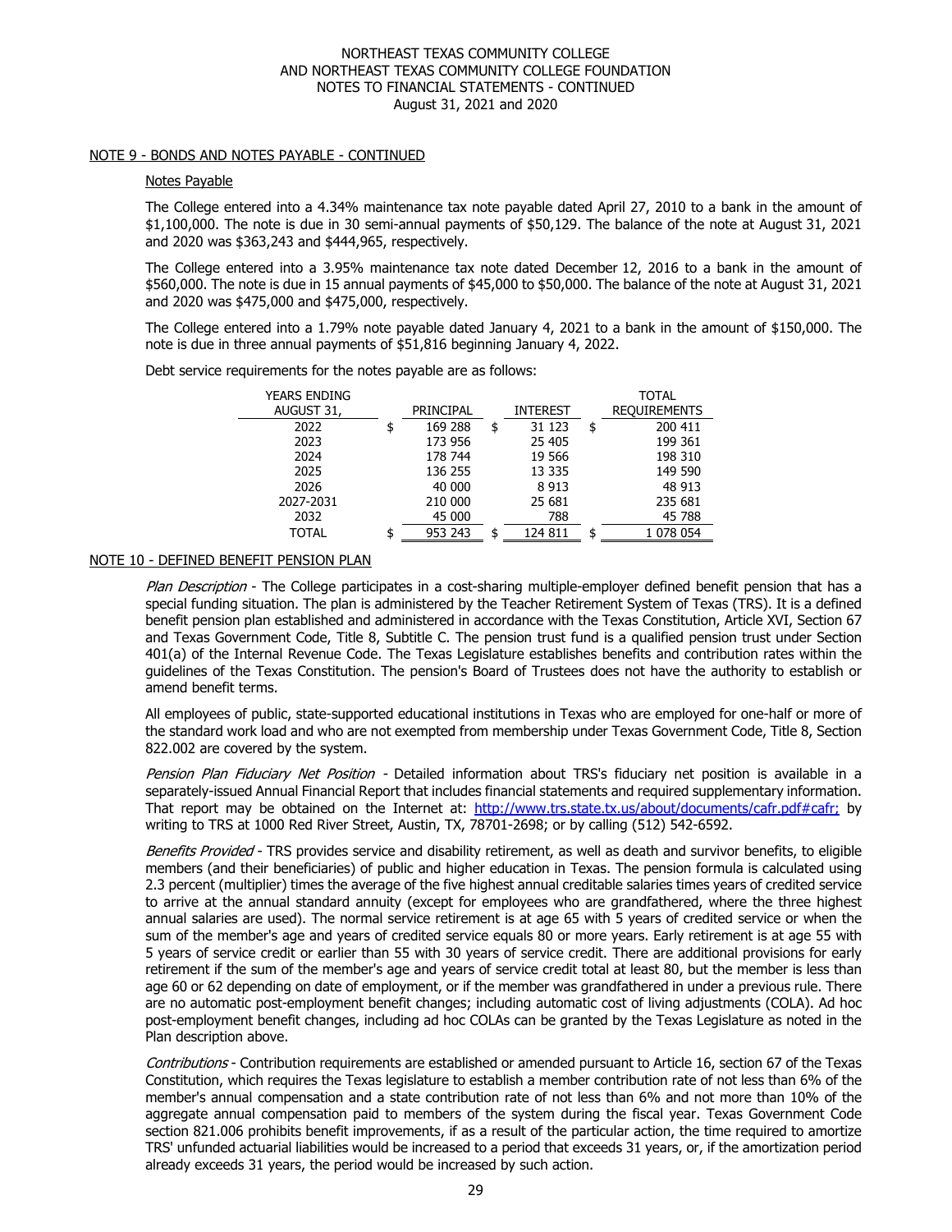## NOTE 9 - BONDS AND NOTES PAYABLE - CONTINUED

### Notes Payable

The College entered into a 4.34% maintenance tax note payable dated April 27, 2010 to a bank in the amount of $1,100,000. The note is due in 30 semi-annual payments of $50,129. The balance of the note at August 31, 2021 and 2020 was $363,243 and $444,965, respectively.

The College entered into a 3.95% maintenance tax note dated December 12, 2016 to a bank in the amount of $560,000. The note is due in 15 annual payments of $45,000 to $50,000. The balance of the note at August 31, 2021 and 2020 was $475,000 and $475,000, respectively.

The College entered into a 1.79% note payable dated January 4, 2021 to a bank in the amount of $150,000. The note is due in three annual payments of $51,816 beginning January 4, 2022.

Debt service requirements for the notes payable are as follows:

| YEARS ENDING AUGUST 31, | PRINCIPAL | INTEREST | TOTAL REQUIREMENTS |
|---|---|---|---|
| 2022 | $ 169 288 | $ 31 123 | $ 200 411 |
| 2023 | 173 956 | 25 405 | 199 361 |
| 2024 | 178 744 | 19 566 | 198 310 |
| 2025 | 136 255 | 13 335 | 149 590 |
| 2026 | 40 000 | 8 913 | 48 913 |
| 2027-2031 | 210 000 | 25 681 | 235 681 |
| 2032 | 45 000 | 788 | 45 788 |
| TOTAL | $ 953 243 | $ 124 811 | $ 1 078 054 |

## NOTE 10 - DEFINED BENEFIT PENSION PLAN

*Plan Description* - The College participates in a cost-sharing multiple-employer defined benefit pension that has a special funding situation. The plan is administered by the Teacher Retirement System of Texas (TRS). It is a defined benefit pension plan established and administered in accordance with the Texas Constitution, Article XVI, Section 67 and Texas Government Code, Title 8, Subtitle C. The pension trust fund is a qualified pension trust under Section 401(a) of the Internal Revenue Code. The Texas Legislature establishes benefits and contribution rates within the guidelines of the Texas Constitution. The pension's Board of Trustees does not have the authority to establish or amend benefit terms.

All employees of public, state-supported educational institutions in Texas who are employed for one-half or more of the standard work load and who are not exempted from membership under Texas Government Code, Title 8, Section 822.002 are covered by the system.

*Pension Plan Fiduciary Net Position* - Detailed information about TRS's fiduciary net position is available in a separately-issued Annual Financial Report that includes financial statements and required supplementary information. That report may be obtained on the Internet at: http://www.trs.state.tx.us/about/documents/cafr.pdf#cafr; by writing to TRS at 1000 Red River Street, Austin, TX, 78701-2698; or by calling (512) 542-6592.

*Benefits Provided* - TRS provides service and disability retirement, as well as death and survivor benefits, to eligible members (and their beneficiaries) of public and higher education in Texas. The pension formula is calculated using 2.3 percent (multiplier) times the average of the five highest annual creditable salaries times years of credited service to arrive at the annual standard annuity (except for employees who are grandfathered, where the three highest annual salaries are used). The normal service retirement is at age 65 with 5 years of credited service or when the sum of the member's age and years of credited service equals 80 or more years. Early retirement is at age 55 with 5 years of service credit or earlier than 55 with 30 years of service credit. There are additional provisions for early retirement if the sum of the member's age and years of service credit total at least 80, but the member is less than age 60 or 62 depending on date of employment, or if the member was grandfathered in under a previous rule. There are no automatic post-employment benefit changes; including automatic cost of living adjustments (COLA). Ad hoc post-employment benefit changes, including ad hoc COLAs can be granted by the Texas Legislature as noted in the Plan description above.

*Contributions* - Contribution requirements are established or amended pursuant to Article 16, section 67 of the Texas Constitution, which requires the Texas legislature to establish a member contribution rate of not less than 6% of the member's annual compensation and a state contribution rate of not less than 6% and not more than 10% of the aggregate annual compensation paid to members of the system during the fiscal year. Texas Government Code section 821.006 prohibits benefit improvements, if as a result of the particular action, the time required to amortize TRS' unfunded actuarial liabilities would be increased to a period that exceeds 31 years, or, if the amortization period already exceeds 31 years, the period would be increased by such action.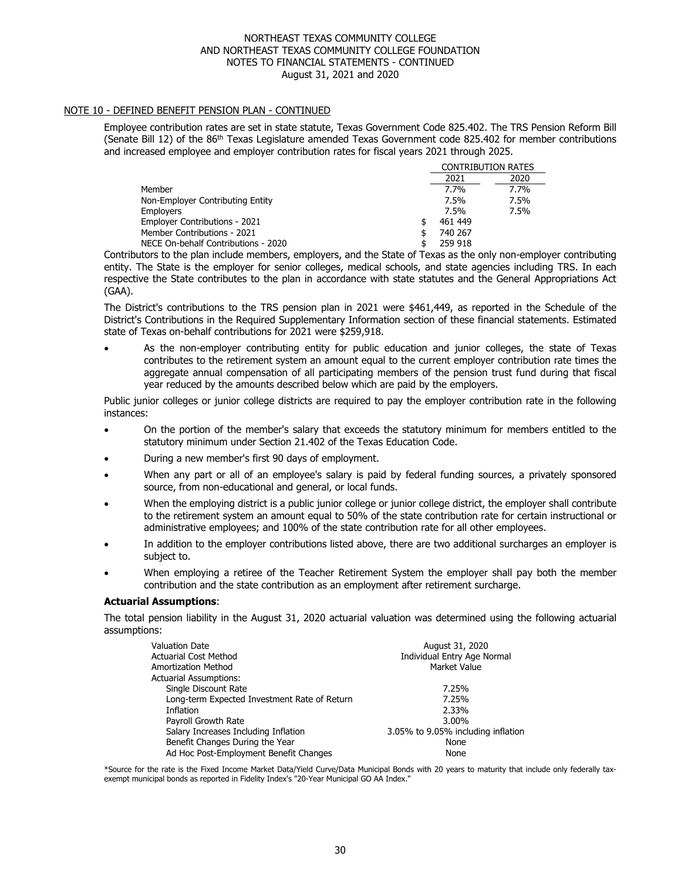NORTHEAST TEXAS COMMUNITY COLLEGE
AND NORTHEAST TEXAS COMMUNITY COLLEGE FOUNDATION
NOTES TO FINANCIAL STATEMENTS - CONTINUED
August 31, 2021 and 2020

## NOTE 10 - DEFINED BENEFIT PENSION PLAN - CONTINUED

Employee contribution rates are set in state statute, Texas Government Code 825.402. The TRS Pension Reform Bill (Senate Bill 12) of the 86th Texas Legislature amended Texas Government code 825.402 for member contributions and increased employee and employer contribution rates for fiscal years 2021 through 2025.

| | CONTRIBUTION RATES | |
|---|---|---|
| | 2021 | 2020 |
| Member | 7.7% | 7.7% |
| Non-Employer Contributing Entity | 7.5% | 7.5% |
| Employers | 7.5% | 7.5% |
| Employer Contributions - 2021 | $ 461 449 | |
| Member Contributions - 2021 | $ 740 267 | |
| NECE On-behalf Contributions - 2020 | $ 259 918 | |

Contributors to the plan include members, employers, and the State of Texas as the only non-employer contributing entity. The State is the employer for senior colleges, medical schools, and state agencies including TRS. In each respective the State contributes to the plan in accordance with state statutes and the General Appropriations Act (GAA).

The District's contributions to the TRS pension plan in 2021 were $461,449, as reported in the Schedule of the District's Contributions in the Required Supplementary Information section of these financial statements. Estimated state of Texas on-behalf contributions for 2021 were $259,918.

- As the non-employer contributing entity for public education and junior colleges, the state of Texas contributes to the retirement system an amount equal to the current employer contribution rate times the aggregate annual compensation of all participating members of the pension trust fund during that fiscal year reduced by the amounts described below which are paid by the employers.

Public junior colleges or junior college districts are required to pay the employer contribution rate in the following instances:

- On the portion of the member's salary that exceeds the statutory minimum for members entitled to the statutory minimum under Section 21.402 of the Texas Education Code.
- During a new member's first 90 days of employment.
- When any part or all of an employee's salary is paid by federal funding sources, a privately sponsored source, from non-educational and general, or local funds.
- When the employing district is a public junior college or junior college district, the employer shall contribute to the retirement system an amount equal to 50% of the state contribution rate for certain instructional or administrative employees; and 100% of the state contribution rate for all other employees.
- In addition to the employer contributions listed above, there are two additional surcharges an employer is subject to.
- When employing a retiree of the Teacher Retirement System the employer shall pay both the member contribution and the state contribution as an employment after retirement surcharge.

**Actuarial Assumptions**:

The total pension liability in the August 31, 2020 actuarial valuation was determined using the following actuarial assumptions:

| | |
|---|---|
| Valuation Date | August 31, 2020 |
| Actuarial Cost Method | Individual Entry Age Normal |
| Amortization Method | Market Value |
| Actuarial Assumptions: | |
| Single Discount Rate | 7.25% |
| Long-term Expected Investment Rate of Return | 7.25% |
| Inflation | 2.33% |
| Payroll Growth Rate | 3.00% |
| Salary Increases Including Inflation | 3.05% to 9.05% including inflation |
| Benefit Changes During the Year | None |
| Ad Hoc Post-Employment Benefit Changes | None |

*Source for the rate is the Fixed Income Market Data/Yield Curve/Data Municipal Bonds with 20 years to maturity that include only federally tax-exempt municipal bonds as reported in Fidelity Index's "20-Year Municipal GO AA Index."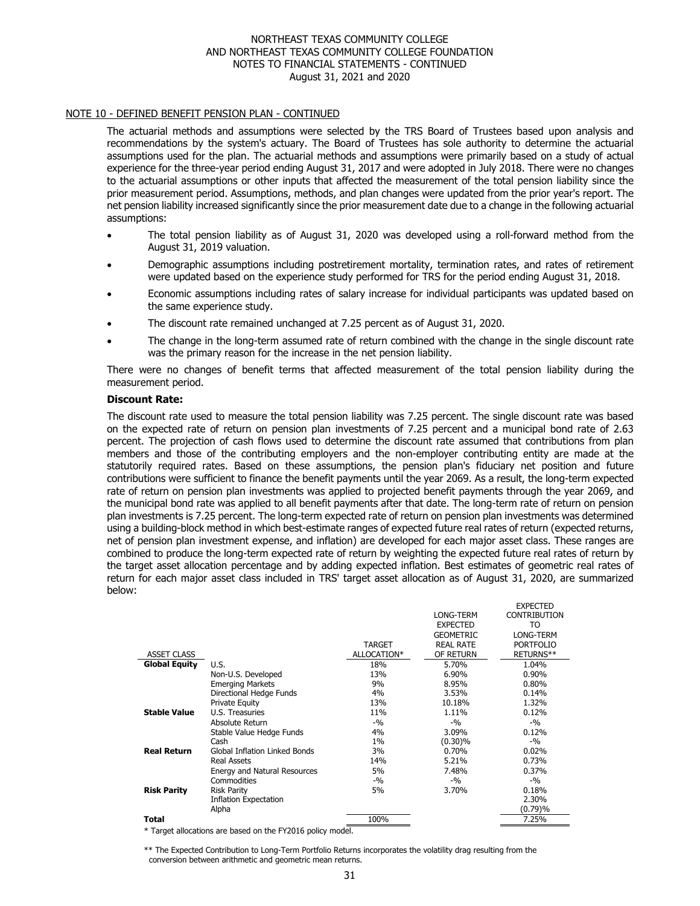NORTHEAST TEXAS COMMUNITY COLLEGE
AND NORTHEAST TEXAS COMMUNITY COLLEGE FOUNDATION
NOTES TO FINANCIAL STATEMENTS - CONTINUED
August 31, 2021 and 2020

NOTE 10 - DEFINED BENEFIT PENSION PLAN - CONTINUED

The actuarial methods and assumptions were selected by the TRS Board of Trustees based upon analysis and recommendations by the system's actuary. The Board of Trustees has sole authority to determine the actuarial assumptions used for the plan. The actuarial methods and assumptions were primarily based on a study of actual experience for the three-year period ending August 31, 2017 and were adopted in July 2018. There were no changes to the actuarial assumptions or other inputs that affected the measurement of the total pension liability since the prior measurement period. Assumptions, methods, and plan changes were updated from the prior year's report. The net pension liability increased significantly since the prior measurement date due to a change in the following actuarial assumptions:

- The total pension liability as of August 31, 2020 was developed using a roll-forward method from the August 31, 2019 valuation.
- Demographic assumptions including postretirement mortality, termination rates, and rates of retirement were updated based on the experience study performed for TRS for the period ending August 31, 2018.
- Economic assumptions including rates of salary increase for individual participants was updated based on the same experience study.
- The discount rate remained unchanged at 7.25 percent as of August 31, 2020.
- The change in the long-term assumed rate of return combined with the change in the single discount rate was the primary reason for the increase in the net pension liability.

There were no changes of benefit terms that affected measurement of the total pension liability during the measurement period.

**Discount Rate:**

The discount rate used to measure the total pension liability was 7.25 percent. The single discount rate was based on the expected rate of return on pension plan investments of 7.25 percent and a municipal bond rate of 2.63 percent. The projection of cash flows used to determine the discount rate assumed that contributions from plan members and those of the contributing employers and the non-employer contributing entity are made at the statutorily required rates. Based on these assumptions, the pension plan's fiduciary net position and future contributions were sufficient to finance the benefit payments until the year 2069. As a result, the long-term expected rate of return on pension plan investments was applied to projected benefit payments through the year 2069, and the municipal bond rate was applied to all benefit payments after that date. The long-term rate of return on pension plan investments is 7.25 percent. The long-term expected rate of return on pension plan investments was determined using a building-block method in which best-estimate ranges of expected future real rates of return (expected returns, net of pension plan investment expense, and inflation) are developed for each major asset class. These ranges are combined to produce the long-term expected rate of return by weighting the expected future real rates of return by the target asset allocation percentage and by adding expected inflation. Best estimates of geometric real rates of return for each major asset class included in TRS' target asset allocation as of August 31, 2020, are summarized below:

| ASSET CLASS | | TARGET ALLOCATION* | LONG-TERM EXPECTED GEOMETRIC REAL RATE OF RETURN | EXPECTED CONTRIBUTION TO LONG-TERM PORTFOLIO RETURNS** |
|---|---|---|---|---|
| **Global Equity** | U.S. | 18% | 5.70% | 1.04% |
| | Non-U.S. Developed | 13% | 6.90% | 0.90% |
| | Emerging Markets | 9% | 8.95% | 0.80% |
| | Directional Hedge Funds | 4% | 3.53% | 0.14% |
| | Private Equity | 13% | 10.18% | 1.32% |
| **Stable Value** | U.S. Treasuries | 11% | 1.11% | 0.12% |
| | Absolute Return | -% | -% | -% |
| | Stable Value Hedge Funds | 4% | 3.09% | 0.12% |
| | Cash | 1% | (0.30)% | -% |
| **Real Return** | Global Inflation Linked Bonds | 3% | 0.70% | 0.02% |
| | Real Assets | 14% | 5.21% | 0.73% |
| | Energy and Natural Resources | 5% | 7.48% | 0.37% |
| | Commodities | -% | -% | -% |
| **Risk Parity** | Risk Parity | 5% | 3.70% | 0.18% |
| | Inflation Expectation | | | 2.30% |
| | Alpha | | | (0.79)% |
| **Total** | | 100% | | 7.25% |

\* Target allocations are based on the FY2016 policy model.

\*\* The Expected Contribution to Long-Term Portfolio Returns incorporates the volatility drag resulting from the conversion between arithmetic and geometric mean returns.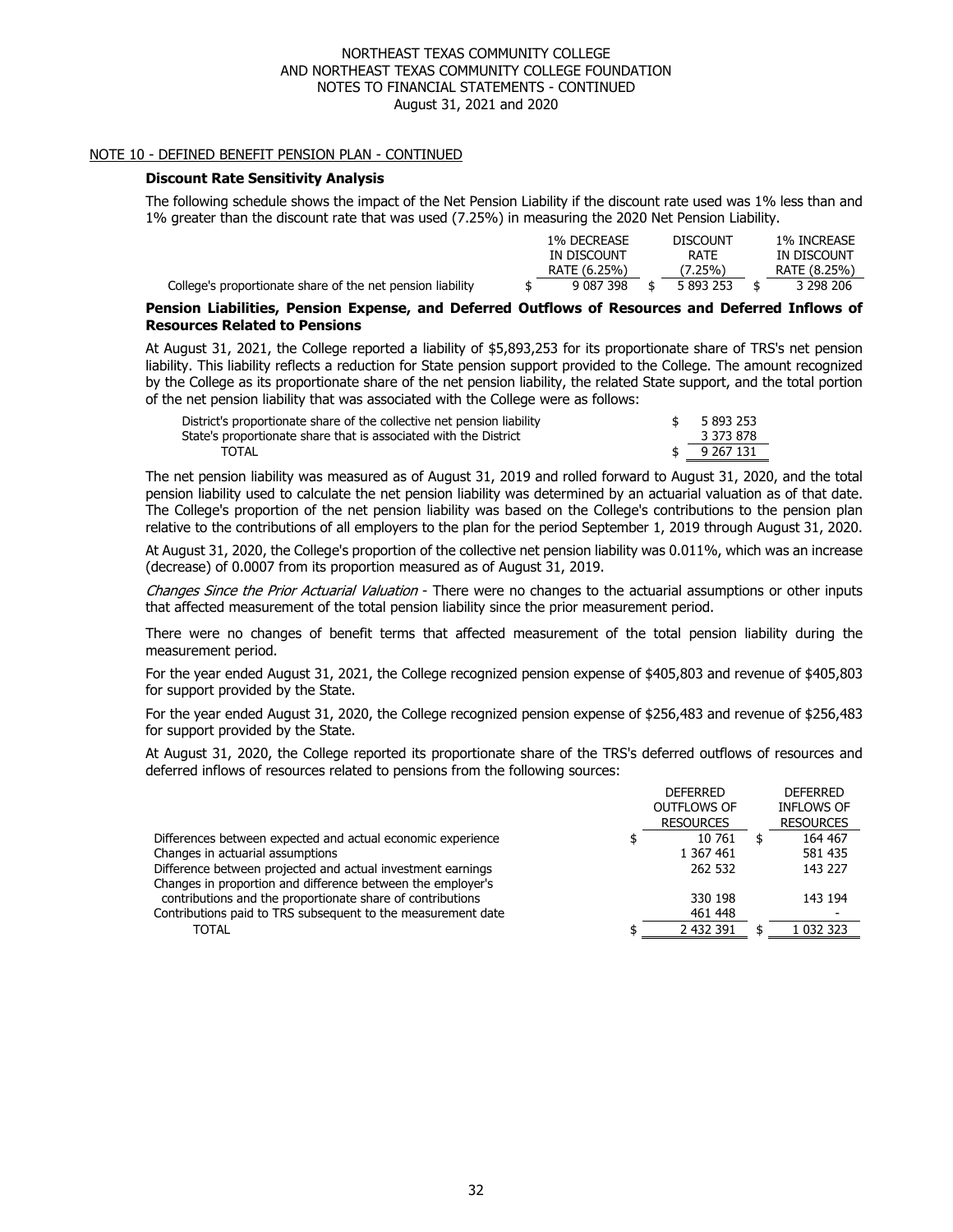NORTHEAST TEXAS COMMUNITY COLLEGE
AND NORTHEAST TEXAS COMMUNITY COLLEGE FOUNDATION
NOTES TO FINANCIAL STATEMENTS - CONTINUED
August 31, 2021 and 2020

NOTE 10 - DEFINED BENEFIT PENSION PLAN - CONTINUED

**Discount Rate Sensitivity Analysis**

The following schedule shows the impact of the Net Pension Liability if the discount rate used was 1% less than and 1% greater than the discount rate that was used (7.25%) in measuring the 2020 Net Pension Liability.

| | 1% DECREASE IN DISCOUNT RATE (6.25%) | DISCOUNT RATE (7.25%) | 1% INCREASE IN DISCOUNT RATE (8.25%) |
|---|---|---|---|
| College's proportionate share of the net pension liability | $ 9 087 398 | $ 5 893 253 | $ 3 298 206 |

**Pension Liabilities, Pension Expense, and Deferred Outflows of Resources and Deferred Inflows of Resources Related to Pensions**

At August 31, 2021, the College reported a liability of $5,893,253 for its proportionate share of TRS's net pension liability. This liability reflects a reduction for State pension support provided to the College. The amount recognized by the College as its proportionate share of the net pension liability, the related State support, and the total portion of the net pension liability that was associated with the College were as follows:

| | |
|---|---|
| District's proportionate share of the collective net pension liability | $ 5 893 253 |
| State's proportionate share that is associated with the District | 3 373 878 |
| TOTAL | $ 9 267 131 |

The net pension liability was measured as of August 31, 2019 and rolled forward to August 31, 2020, and the total pension liability used to calculate the net pension liability was determined by an actuarial valuation as of that date. The College's proportion of the net pension liability was based on the College's contributions to the pension plan relative to the contributions of all employers to the plan for the period September 1, 2019 through August 31, 2020.

At August 31, 2020, the College's proportion of the collective net pension liability was 0.011%, which was an increase (decrease) of 0.0007 from its proportion measured as of August 31, 2019.

*Changes Since the Prior Actuarial Valuation* - There were no changes to the actuarial assumptions or other inputs that affected measurement of the total pension liability since the prior measurement period.

There were no changes of benefit terms that affected measurement of the total pension liability during the measurement period.

For the year ended August 31, 2021, the College recognized pension expense of $405,803 and revenue of $405,803 for support provided by the State.

For the year ended August 31, 2020, the College recognized pension expense of $256,483 and revenue of $256,483 for support provided by the State.

At August 31, 2020, the College reported its proportionate share of the TRS's deferred outflows of resources and deferred inflows of resources related to pensions from the following sources:

| | DEFERRED OUTFLOWS OF RESOURCES | DEFERRED INFLOWS OF RESOURCES |
|---|---|---|
| Differences between expected and actual economic experience | $ 10 761 | $ 164 467 |
| Changes in actuarial assumptions | 1 367 461 | 581 435 |
| Difference between projected and actual investment earnings | 262 532 | 143 227 |
| Changes in proportion and difference between the employer's contributions and the proportionate share of contributions | 330 198 | 143 194 |
| Contributions paid to TRS subsequent to the measurement date | 461 448 | - |
| TOTAL | $ 2 432 391 | $ 1 032 323 |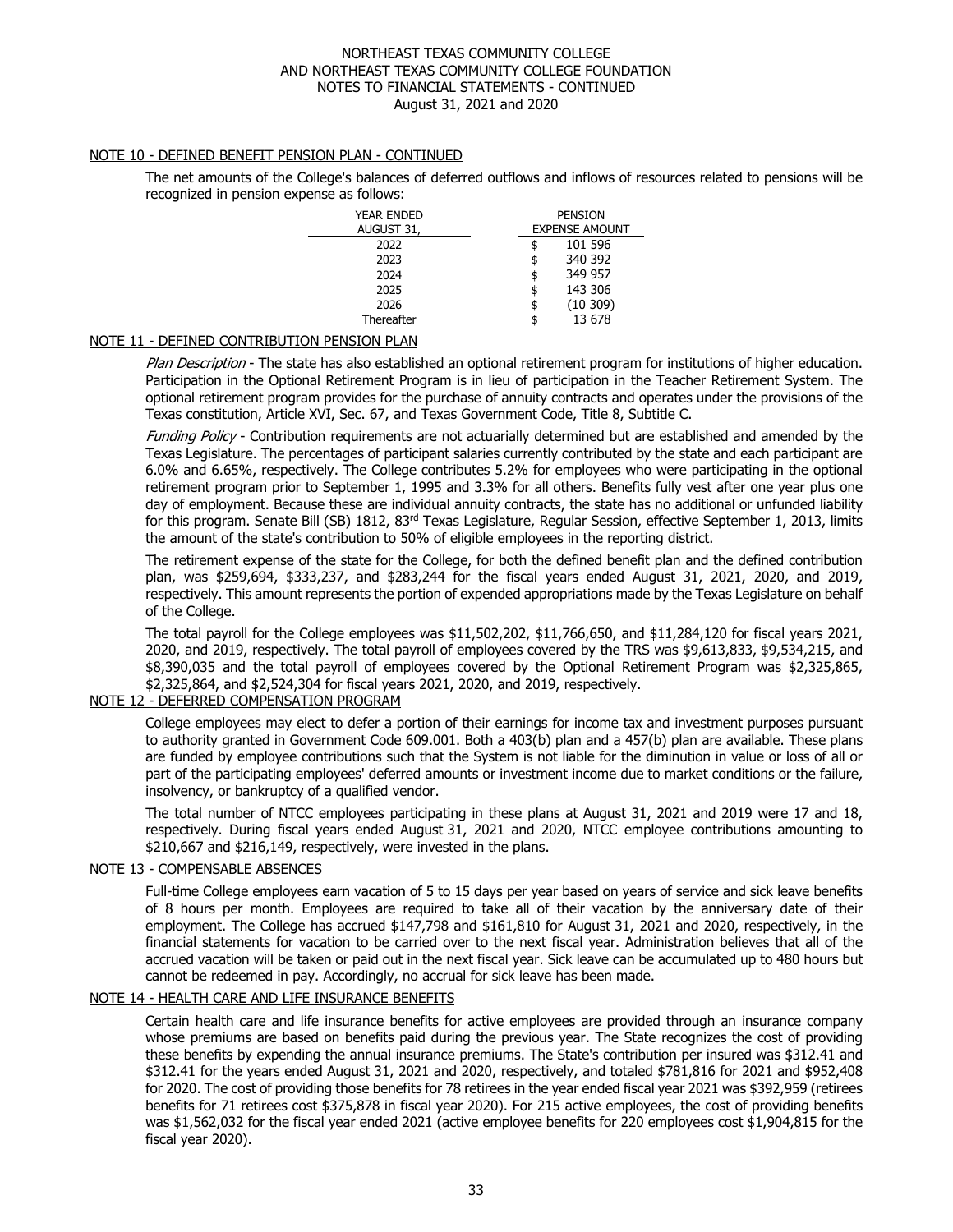## NOTE 10 - DEFINED BENEFIT PENSION PLAN - CONTINUED

The net amounts of the College's balances of deferred outflows and inflows of resources related to pensions will be recognized in pension expense as follows:

| YEAR ENDED AUGUST 31, | PENSION EXPENSE AMOUNT |
|---|---|
| 2022 | $ 101 596 |
| 2023 | $ 340 392 |
| 2024 | $ 349 957 |
| 2025 | $ 143 306 |
| 2026 | $ (10 309) |
| Thereafter | $ 13 678 |

## NOTE 11 - DEFINED CONTRIBUTION PENSION PLAN

*Plan Description* - The state has also established an optional retirement program for institutions of higher education. Participation in the Optional Retirement Program is in lieu of participation in the Teacher Retirement System. The optional retirement program provides for the purchase of annuity contracts and operates under the provisions of the Texas constitution, Article XVI, Sec. 67, and Texas Government Code, Title 8, Subtitle C.

*Funding Policy* - Contribution requirements are not actuarially determined but are established and amended by the Texas Legislature. The percentages of participant salaries currently contributed by the state and each participant are 6.0% and 6.65%, respectively. The College contributes 5.2% for employees who were participating in the optional retirement program prior to September 1, 1995 and 3.3% for all others. Benefits fully vest after one year plus one day of employment. Because these are individual annuity contracts, the state has no additional or unfunded liability for this program. Senate Bill (SB) 1812, 83rd Texas Legislature, Regular Session, effective September 1, 2013, limits the amount of the state's contribution to 50% of eligible employees in the reporting district.

The retirement expense of the state for the College, for both the defined benefit plan and the defined contribution plan, was $259,694, $333,237, and $283,244 for the fiscal years ended August 31, 2021, 2020, and 2019, respectively. This amount represents the portion of expended appropriations made by the Texas Legislature on behalf of the College.

The total payroll for the College employees was $11,502,202, $11,766,650, and $11,284,120 for fiscal years 2021, 2020, and 2019, respectively. The total payroll of employees covered by the TRS was $9,613,833, $9,534,215, and $8,390,035 and the total payroll of employees covered by the Optional Retirement Program was $2,325,865, $2,325,864, and $2,524,304 for fiscal years 2021, 2020, and 2019, respectively.

## NOTE 12 - DEFERRED COMPENSATION PROGRAM

College employees may elect to defer a portion of their earnings for income tax and investment purposes pursuant to authority granted in Government Code 609.001. Both a 403(b) plan and a 457(b) plan are available. These plans are funded by employee contributions such that the System is not liable for the diminution in value or loss of all or part of the participating employees' deferred amounts or investment income due to market conditions or the failure, insolvency, or bankruptcy of a qualified vendor.

The total number of NTCC employees participating in these plans at August 31, 2021 and 2019 were 17 and 18, respectively. During fiscal years ended August 31, 2021 and 2020, NTCC employee contributions amounting to $210,667 and $216,149, respectively, were invested in the plans.

## NOTE 13 - COMPENSABLE ABSENCES

Full-time College employees earn vacation of 5 to 15 days per year based on years of service and sick leave benefits of 8 hours per month. Employees are required to take all of their vacation by the anniversary date of their employment. The College has accrued $147,798 and $161,810 for August 31, 2021 and 2020, respectively, in the financial statements for vacation to be carried over to the next fiscal year. Administration believes that all of the accrued vacation will be taken or paid out in the next fiscal year. Sick leave can be accumulated up to 480 hours but cannot be redeemed in pay. Accordingly, no accrual for sick leave has been made.

## NOTE 14 - HEALTH CARE AND LIFE INSURANCE BENEFITS

Certain health care and life insurance benefits for active employees are provided through an insurance company whose premiums are based on benefits paid during the previous year. The State recognizes the cost of providing these benefits by expending the annual insurance premiums. The State's contribution per insured was $312.41 and $312.41 for the years ended August 31, 2021 and 2020, respectively, and totaled $781,816 for 2021 and $952,408 for 2020. The cost of providing those benefits for 78 retirees in the year ended fiscal year 2021 was $392,959 (retirees benefits for 71 retirees cost $375,878 in fiscal year 2020). For 215 active employees, the cost of providing benefits was $1,562,032 for the fiscal year ended 2021 (active employee benefits for 220 employees cost $1,904,815 for the fiscal year 2020).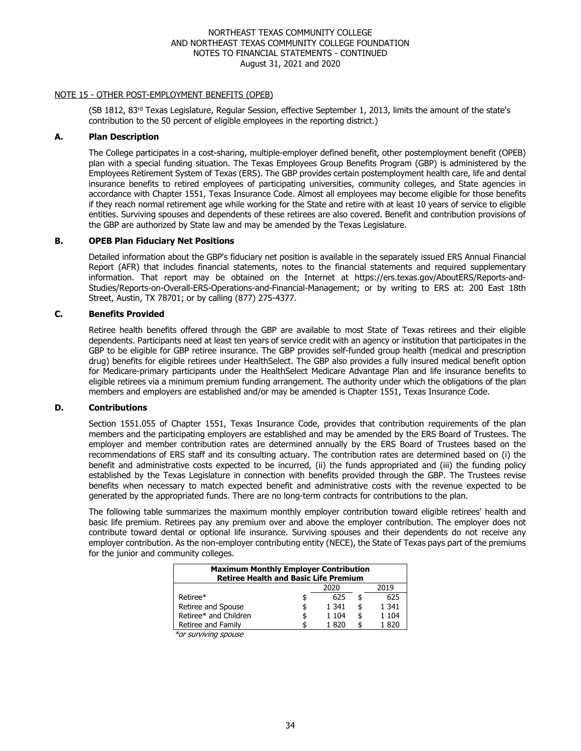NORTHEAST TEXAS COMMUNITY COLLEGE
AND NORTHEAST TEXAS COMMUNITY COLLEGE FOUNDATION
NOTES TO FINANCIAL STATEMENTS - CONTINUED
August 31, 2021 and 2020

## NOTE 15 - OTHER POST-EMPLOYMENT BENEFITS (OPEB)

(SB 1812, 83rd Texas Legislature, Regular Session, effective September 1, 2013, limits the amount of the state's contribution to the 50 percent of eligible employees in the reporting district.)

### A. Plan Description

The College participates in a cost-sharing, multiple-employer defined benefit, other postemployment benefit (OPEB) plan with a special funding situation. The Texas Employees Group Benefits Program (GBP) is administered by the Employees Retirement System of Texas (ERS). The GBP provides certain postemployment health care, life and dental insurance benefits to retired employees of participating universities, community colleges, and State agencies in accordance with Chapter 1551, Texas Insurance Code. Almost all employees may become eligible for those benefits if they reach normal retirement age while working for the State and retire with at least 10 years of service to eligible entities. Surviving spouses and dependents of these retirees are also covered. Benefit and contribution provisions of the GBP are authorized by State law and may be amended by the Texas Legislature.

### B. OPEB Plan Fiduciary Net Positions

Detailed information about the GBP's fiduciary net position is available in the separately issued ERS Annual Financial Report (AFR) that includes financial statements, notes to the financial statements and required supplementary information. That report may be obtained on the Internet at https://ers.texas.gov/AboutERS/Reports-and-Studies/Reports-on-Overall-ERS-Operations-and-Financial-Management; or by writing to ERS at: 200 East 18th Street, Austin, TX 78701; or by calling (877) 275-4377.

### C. Benefits Provided

Retiree health benefits offered through the GBP are available to most State of Texas retirees and their eligible dependents. Participants need at least ten years of service credit with an agency or institution that participates in the GBP to be eligible for GBP retiree insurance. The GBP provides self-funded group health (medical and prescription drug) benefits for eligible retirees under HealthSelect. The GBP also provides a fully insured medical benefit option for Medicare-primary participants under the HealthSelect Medicare Advantage Plan and life insurance benefits to eligible retirees via a minimum premium funding arrangement. The authority under which the obligations of the plan members and employers are established and/or may be amended is Chapter 1551, Texas Insurance Code.

### D. Contributions

Section 1551.055 of Chapter 1551, Texas Insurance Code, provides that contribution requirements of the plan members and the participating employers are established and may be amended by the ERS Board of Trustees. The employer and member contribution rates are determined annually by the ERS Board of Trustees based on the recommendations of ERS staff and its consulting actuary. The contribution rates are determined based on (i) the benefit and administrative costs expected to be incurred, (ii) the funds appropriated and (iii) the funding policy established by the Texas Legislature in connection with benefits provided through the GBP. The Trustees revise benefits when necessary to match expected benefit and administrative costs with the revenue expected to be generated by the appropriated funds. There are no long-term contracts for contributions to the plan.

The following table summarizes the maximum monthly employer contribution toward eligible retirees' health and basic life premium. Retirees pay any premium over and above the employer contribution. The employer does not contribute toward dental or optional life insurance. Surviving spouses and their dependents do not receive any employer contribution. As the non-employer contributing entity (NECE), the State of Texas pays part of the premiums for the junior and community colleges.

| Maximum Monthly Employer Contribution Retiree Health and Basic Life Premium | 2020 | 2019 |
|---|---|---|
| Retiree* | $ 625 | $ 625 |
| Retiree and Spouse | $ 1 341 | $ 1 341 |
| Retiree* and Children | $ 1 104 | $ 1 104 |
| Retiree and Family | $ 1 820 | $ 1 820 |

*or surviving spouse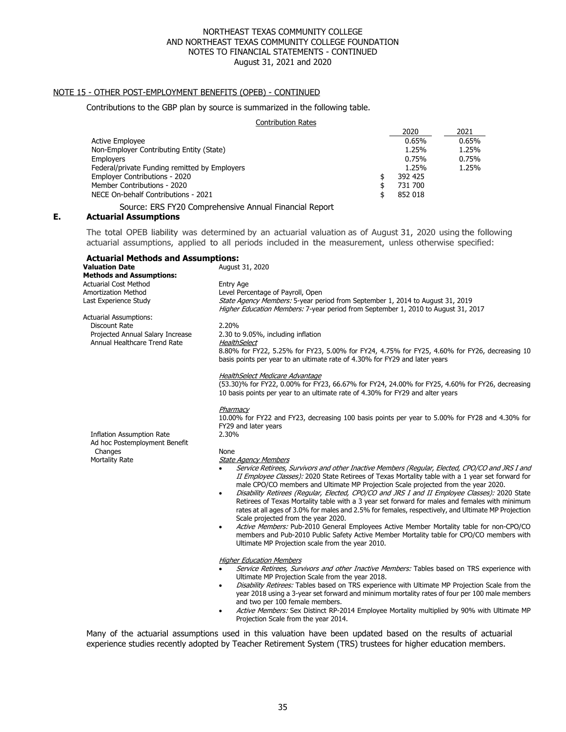## NOTE 15 - OTHER POST-EMPLOYMENT BENEFITS (OPEB) - CONTINUED

Contributions to the GBP plan by source is summarized in the following table.

Contribution Rates

| | 2020 | 2021 |
|---|---|---|
| Active Employee | 0.65% | 0.65% |
| Non-Employer Contributing Entity (State) | 1.25% | 1.25% |
| Employers | 0.75% | 0.75% |
| Federal/private Funding remitted by Employers | 1.25% | 1.25% |
| Employer Contributions - 2020 | $ 392 425 | |
| Member Contributions - 2020 | $ 731 700 | |
| NECE On-behalf Contributions - 2021 | $ 852 018 | |

Source: ERS FY20 Comprehensive Annual Financial Report

### E. Actuarial Assumptions

The total OPEB liability was determined by an actuarial valuation as of August 31, 2020 using the following actuarial assumptions, applied to all periods included in the measurement, unless otherwise specified:

**Actuarial Methods and Assumptions:**

**Valuation Date** — August 31, 2020

**Methods and Assumptions:**

- Actuarial Cost Method — Entry Age
- Amortization Method — Level Percentage of Payroll, Open
- Last Experience Study — *State Agency Members:* 5-year period from September 1, 2014 to August 31, 2019; *Higher Education Members:* 7-year period from September 1, 2010 to August 31, 2017

Actuarial Assumptions:

- Discount Rate — 2.20%
- Projected Annual Salary Increase — 2.30 to 9.05%, including inflation
- Annual Healthcare Trend Rate —

  *HealthSelect*
  8.80% for FY22, 5.25% for FY23, 5.00% for FY24, 4.75% for FY25, 4.60% for FY26, decreasing 10 basis points per year to an ultimate rate of 4.30% for FY29 and later years

  *HealthSelect Medicare Advantage*
  (53.30)% for FY22, 0.00% for FY23, 66.67% for FY24, 24.00% for FY25, 4.60% for FY26, decreasing 10 basis points per year to an ultimate rate of 4.30% for FY29 and alter years

  *Pharmacy*
  10.00% for FY22 and FY23, decreasing 100 basis points per year to 5.00% for FY28 and 4.30% for FY29 and later years

- Inflation Assumption Rate — 2.30%
- Ad hoc Postemployment Benefit Changes — None
- Mortality Rate —

  *State Agency Members*

  - *Service Retirees, Survivors and other Inactive Members (Regular, Elected, CPO/CO and JRS I and II Employee Classes):* 2020 State Retirees of Texas Mortality table with a 1 year set forward for male CPO/CO members and Ultimate MP Projection Scale projected from the year 2020.
  - *Disability Retirees (Regular, Elected, CPO/CO and JRS I and II Employee Classes):* 2020 State Retirees of Texas Mortality table with a 3 year set forward for males and females with minimum rates at all ages of 3.0% for males and 2.5% for females, respectively, and Ultimate MP Projection Scale projected from the year 2020.
  - *Active Members:* Pub-2010 General Employees Active Member Mortality table for non-CPO/CO members and Pub-2010 Public Safety Active Member Mortality table for CPO/CO members with Ultimate MP Projection scale from the year 2010.

  *Higher Education Members*

  - *Service Retirees, Survivors and other Inactive Members:* Tables based on TRS experience with Ultimate MP Projection Scale from the year 2018.
  - *Disability Retirees:* Tables based on TRS experience with Ultimate MP Projection Scale from the year 2018 using a 3-year set forward and minimum mortality rates of four per 100 male members and two per 100 female members.
  - *Active Members:* Sex Distinct RP-2014 Employee Mortality multiplied by 90% with Ultimate MP Projection Scale from the year 2014.

Many of the actuarial assumptions used in this valuation have been updated based on the results of actuarial experience studies recently adopted by Teacher Retirement System (TRS) trustees for higher education members.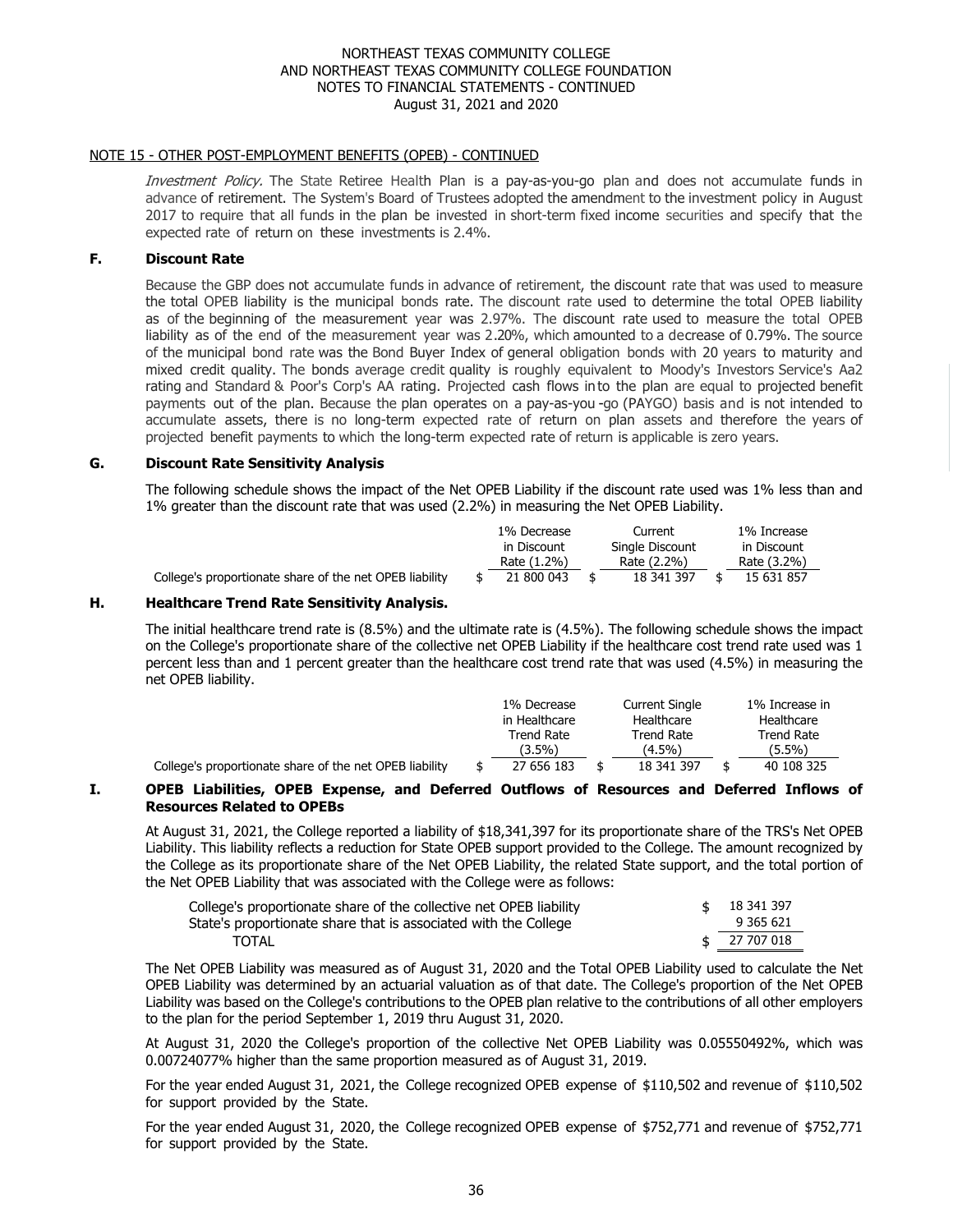NORTHEAST TEXAS COMMUNITY COLLEGE
AND NORTHEAST TEXAS COMMUNITY COLLEGE FOUNDATION
NOTES TO FINANCIAL STATEMENTS - CONTINUED
August 31, 2021 and 2020

NOTE 15 - OTHER POST-EMPLOYMENT BENEFITS (OPEB) - CONTINUED

*Investment Policy.* The State Retiree Health Plan is a pay-as-you-go plan and does not accumulate funds in advance of retirement. The System's Board of Trustees adopted the amendment to the investment policy in August 2017 to require that all funds in the plan be invested in short-term fixed income securities and specify that the expected rate of return on these investments is 2.4%.

### F. Discount Rate

Because the GBP does not accumulate funds in advance of retirement, the discount rate that was used to measure the total OPEB liability is the municipal bonds rate. The discount rate used to determine the total OPEB liability as of the beginning of the measurement year was 2.97%. The discount rate used to measure the total OPEB liability as of the end of the measurement year was 2.20%, which amounted to a decrease of 0.79%. The source of the municipal bond rate was the Bond Buyer Index of general obligation bonds with 20 years to maturity and mixed credit quality. The bonds average credit quality is roughly equivalent to Moody's Investors Service's Aa2 rating and Standard & Poor's Corp's AA rating. Projected cash flows into the plan are equal to projected benefit payments out of the plan. Because the plan operates on a pay-as-you -go (PAYGO) basis and is not intended to accumulate assets, there is no long-term expected rate of return on plan assets and therefore the years of projected benefit payments to which the long-term expected rate of return is applicable is zero years.

### G. Discount Rate Sensitivity Analysis

The following schedule shows the impact of the Net OPEB Liability if the discount rate used was 1% less than and 1% greater than the discount rate that was used (2.2%) in measuring the Net OPEB Liability.

| | 1% Decrease in Discount Rate (1.2%) | Current Single Discount Rate (2.2%) | 1% Increase in Discount Rate (3.2%) |
|---|---|---|---|
| College's proportionate share of the net OPEB liability | $ 21 800 043 | $ 18 341 397 | $ 15 631 857 |

### H. Healthcare Trend Rate Sensitivity Analysis.

The initial healthcare trend rate is (8.5%) and the ultimate rate is (4.5%). The following schedule shows the impact on the College's proportionate share of the collective net OPEB Liability if the healthcare cost trend rate used was 1 percent less than and 1 percent greater than the healthcare cost trend rate that was used (4.5%) in measuring the net OPEB liability.

| | 1% Decrease in Healthcare Trend Rate (3.5%) | Current Single Healthcare Trend Rate (4.5%) | 1% Increase in Healthcare Trend Rate (5.5%) |
|---|---|---|---|
| College's proportionate share of the net OPEB liability | $ 27 656 183 | $ 18 341 397 | $ 40 108 325 |

### I. OPEB Liabilities, OPEB Expense, and Deferred Outflows of Resources and Deferred Inflows of Resources Related to OPEBs

At August 31, 2021, the College reported a liability of $18,341,397 for its proportionate share of the TRS's Net OPEB Liability. This liability reflects a reduction for State OPEB support provided to the College. The amount recognized by the College as its proportionate share of the Net OPEB Liability, the related State support, and the total portion of the Net OPEB Liability that was associated with the College were as follows:

| | |
|---|---|
| College's proportionate share of the collective net OPEB liability | $ 18 341 397 |
| State's proportionate share that is associated with the College | 9 365 621 |
| TOTAL | $ 27 707 018 |

The Net OPEB Liability was measured as of August 31, 2020 and the Total OPEB Liability used to calculate the Net OPEB Liability was determined by an actuarial valuation as of that date. The College's proportion of the Net OPEB Liability was based on the College's contributions to the OPEB plan relative to the contributions of all other employers to the plan for the period September 1, 2019 thru August 31, 2020.

At August 31, 2020 the College's proportion of the collective Net OPEB Liability was 0.05550492%, which was 0.00724077% higher than the same proportion measured as of August 31, 2019.

For the year ended August 31, 2021, the College recognized OPEB expense of $110,502 and revenue of $110,502 for support provided by the State.

For the year ended August 31, 2020, the College recognized OPEB expense of $752,771 and revenue of $752,771 for support provided by the State.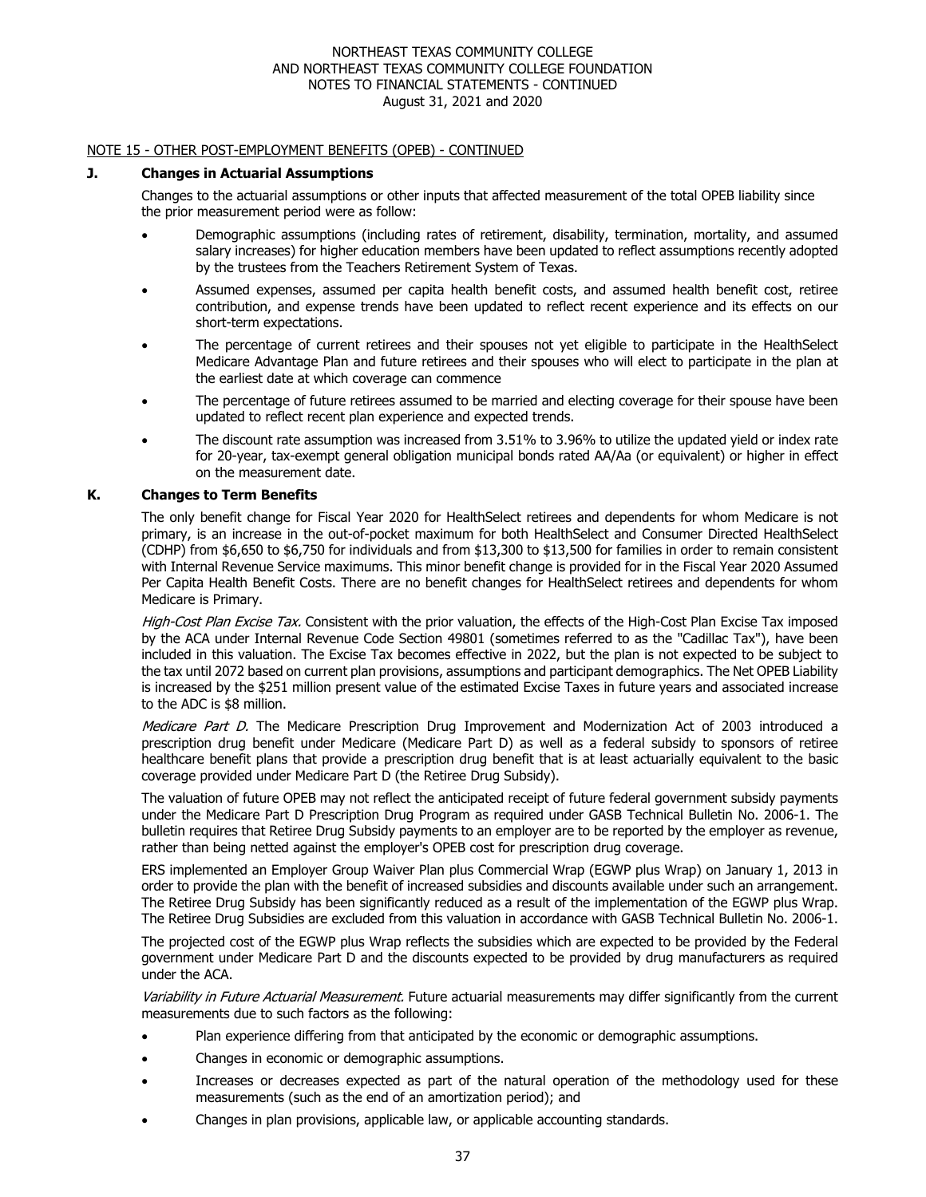NORTHEAST TEXAS COMMUNITY COLLEGE
AND NORTHEAST TEXAS COMMUNITY COLLEGE FOUNDATION
NOTES TO FINANCIAL STATEMENTS - CONTINUED
August 31, 2021 and 2020

NOTE 15 - OTHER POST-EMPLOYMENT BENEFITS (OPEB) - CONTINUED

**J. Changes in Actuarial Assumptions**

Changes to the actuarial assumptions or other inputs that affected measurement of the total OPEB liability since the prior measurement period were as follow:

- Demographic assumptions (including rates of retirement, disability, termination, mortality, and assumed salary increases) for higher education members have been updated to reflect assumptions recently adopted by the trustees from the Teachers Retirement System of Texas.
- Assumed expenses, assumed per capita health benefit costs, and assumed health benefit cost, retiree contribution, and expense trends have been updated to reflect recent experience and its effects on our short-term expectations.
- The percentage of current retirees and their spouses not yet eligible to participate in the HealthSelect Medicare Advantage Plan and future retirees and their spouses who will elect to participate in the plan at the earliest date at which coverage can commence
- The percentage of future retirees assumed to be married and electing coverage for their spouse have been updated to reflect recent plan experience and expected trends.
- The discount rate assumption was increased from 3.51% to 3.96% to utilize the updated yield or index rate for 20-year, tax-exempt general obligation municipal bonds rated AA/Aa (or equivalent) or higher in effect on the measurement date.

**K. Changes to Term Benefits**

The only benefit change for Fiscal Year 2020 for HealthSelect retirees and dependents for whom Medicare is not primary, is an increase in the out-of-pocket maximum for both HealthSelect and Consumer Directed HealthSelect (CDHP) from $6,650 to $6,750 for individuals and from $13,300 to $13,500 for families in order to remain consistent with Internal Revenue Service maximums. This minor benefit change is provided for in the Fiscal Year 2020 Assumed Per Capita Health Benefit Costs. There are no benefit changes for HealthSelect retirees and dependents for whom Medicare is Primary.

*High-Cost Plan Excise Tax.* Consistent with the prior valuation, the effects of the High-Cost Plan Excise Tax imposed by the ACA under Internal Revenue Code Section 49801 (sometimes referred to as the "Cadillac Tax"), have been included in this valuation. The Excise Tax becomes effective in 2022, but the plan is not expected to be subject to the tax until 2072 based on current plan provisions, assumptions and participant demographics. The Net OPEB Liability is increased by the $251 million present value of the estimated Excise Taxes in future years and associated increase to the ADC is $8 million.

*Medicare Part D.* The Medicare Prescription Drug Improvement and Modernization Act of 2003 introduced a prescription drug benefit under Medicare (Medicare Part D) as well as a federal subsidy to sponsors of retiree healthcare benefit plans that provide a prescription drug benefit that is at least actuarially equivalent to the basic coverage provided under Medicare Part D (the Retiree Drug Subsidy).

The valuation of future OPEB may not reflect the anticipated receipt of future federal government subsidy payments under the Medicare Part D Prescription Drug Program as required under GASB Technical Bulletin No. 2006-1. The bulletin requires that Retiree Drug Subsidy payments to an employer are to be reported by the employer as revenue, rather than being netted against the employer's OPEB cost for prescription drug coverage.

ERS implemented an Employer Group Waiver Plan plus Commercial Wrap (EGWP plus Wrap) on January 1, 2013 in order to provide the plan with the benefit of increased subsidies and discounts available under such an arrangement. The Retiree Drug Subsidy has been significantly reduced as a result of the implementation of the EGWP plus Wrap. The Retiree Drug Subsidies are excluded from this valuation in accordance with GASB Technical Bulletin No. 2006-1.

The projected cost of the EGWP plus Wrap reflects the subsidies which are expected to be provided by the Federal government under Medicare Part D and the discounts expected to be provided by drug manufacturers as required under the ACA.

*Variability in Future Actuarial Measurement.* Future actuarial measurements may differ significantly from the current measurements due to such factors as the following:

- Plan experience differing from that anticipated by the economic or demographic assumptions.
- Changes in economic or demographic assumptions.
- Increases or decreases expected as part of the natural operation of the methodology used for these measurements (such as the end of an amortization period); and
- Changes in plan provisions, applicable law, or applicable accounting standards.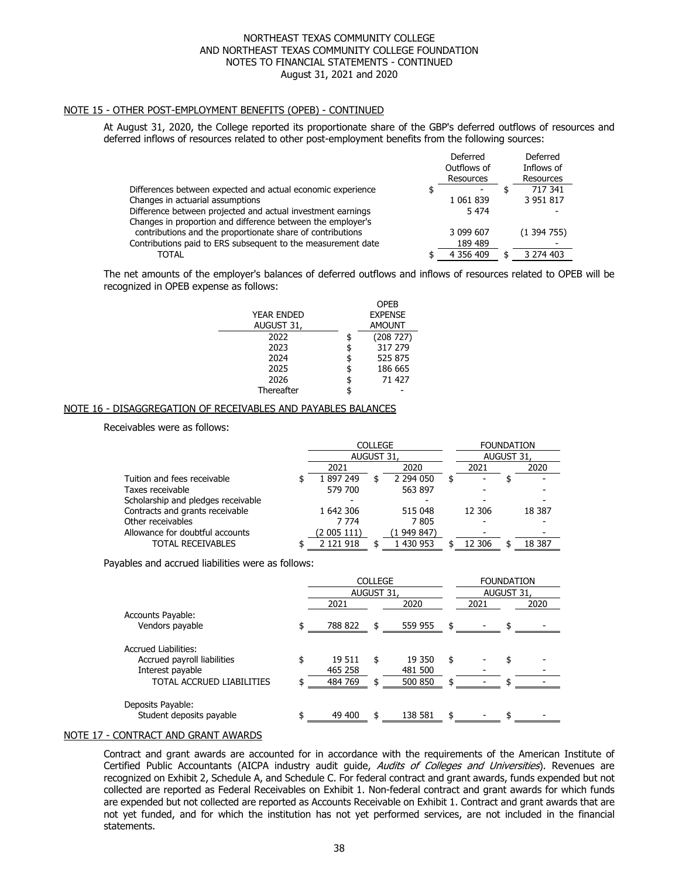NORTHEAST TEXAS COMMUNITY COLLEGE
AND NORTHEAST TEXAS COMMUNITY COLLEGE FOUNDATION
NOTES TO FINANCIAL STATEMENTS - CONTINUED
August 31, 2021 and 2020

## NOTE 15 - OTHER POST-EMPLOYMENT BENEFITS (OPEB) - CONTINUED

At August 31, 2020, the College reported its proportionate share of the GBP's deferred outflows of resources and deferred inflows of resources related to other post-employment benefits from the following sources:

| | Deferred Outflows of Resources | Deferred Inflows of Resources |
|---|---|---|
| Differences between expected and actual economic experience | $ - | $ 717 341 |
| Changes in actuarial assumptions | 1 061 839 | 3 951 817 |
| Difference between projected and actual investment earnings | 5 474 | - |
| Changes in proportion and difference between the employer's contributions and the proportionate share of contributions | 3 099 607 | (1 394 755) |
| Contributions paid to ERS subsequent to the measurement date | 189 489 | - |
| TOTAL | $ 4 356 409 | $ 3 274 403 |

The net amounts of the employer's balances of deferred outflows and inflows of resources related to OPEB will be recognized in OPEB expense as follows:

| YEAR ENDED AUGUST 31, | OPEB EXPENSE AMOUNT |
|---|---|
| 2022 | $ (208 727) |
| 2023 | $ 317 279 |
| 2024 | $ 525 875 |
| 2025 | $ 186 665 |
| 2026 | $ 71 427 |
| Thereafter | $ - |

## NOTE 16 - DISAGGREGATION OF RECEIVABLES AND PAYABLES BALANCES

Receivables were as follows:

| | COLLEGE AUGUST 31, | | FOUNDATION AUGUST 31, | |
|---|---|---|---|---|
| | 2021 | 2020 | 2021 | 2020 |
| Tuition and fees receivable | $ 1 897 249 | $ 2 294 050 | $ - | $ - |
| Taxes receivable | 579 700 | 563 897 | - | - |
| Scholarship and pledges receivable | - | - | - | - |
| Contracts and grants receivable | 1 642 306 | 515 048 | 12 306 | 18 387 |
| Other receivables | 7 774 | 7 805 | - | - |
| Allowance for doubtful accounts | (2 005 111) | (1 949 847) | - | - |
| TOTAL RECEIVABLES | $ 2 121 918 | $ 1 430 953 | $ 12 306 | $ 18 387 |

Payables and accrued liabilities were as follows:

| | COLLEGE AUGUST 31, | | FOUNDATION AUGUST 31, | |
|---|---|---|---|---|
| | 2021 | 2020 | 2021 | 2020 |
| Accounts Payable: | | | | |
| Vendors payable | $ 788 822 | $ 559 955 | $ - | $ - |
| Accrued Liabilities: | | | | |
| Accrued payroll liabilities | $ 19 511 | $ 19 350 | $ - | $ - |
| Interest payable | 465 258 | 481 500 | - | - |
| TOTAL ACCRUED LIABILITIES | $ 484 769 | $ 500 850 | $ - | $ - |
| Deposits Payable: | | | | |
| Student deposits payable | $ 49 400 | $ 138 581 | $ - | $ - |

## NOTE 17 - CONTRACT AND GRANT AWARDS

Contract and grant awards are accounted for in accordance with the requirements of the American Institute of Certified Public Accountants (AICPA industry audit guide, *Audits of Colleges and Universities*). Revenues are recognized on Exhibit 2, Schedule A, and Schedule C. For federal contract and grant awards, funds expended but not collected are reported as Federal Receivables on Exhibit 1. Non-federal contract and grant awards for which funds are expended but not collected are reported as Accounts Receivable on Exhibit 1. Contract and grant awards that are not yet funded, and for which the institution has not yet performed services, are not included in the financial statements.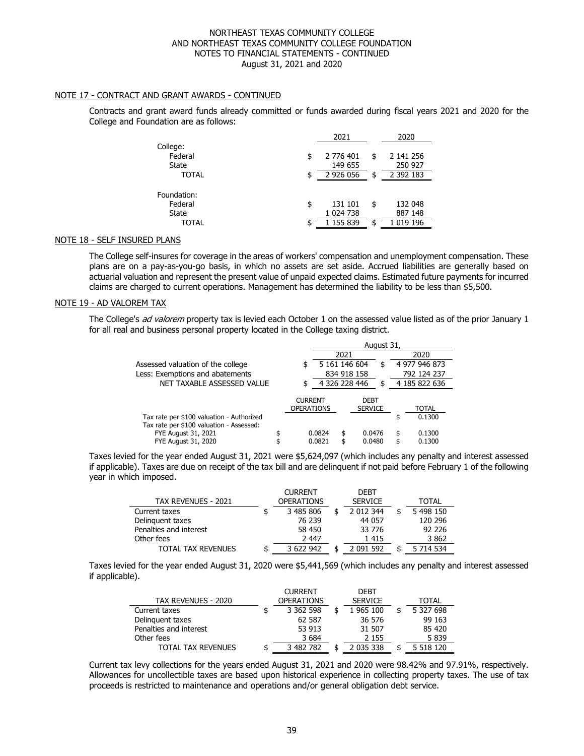## NOTE 17 - CONTRACT AND GRANT AWARDS - CONTINUED

Contracts and grant award funds already committed or funds awarded during fiscal years 2021 and 2020 for the College and Foundation are as follows:

| | 2021 | 2020 |
|---|---|---|
| College: | | |
| Federal | $ 2 776 401 | $ 2 141 256 |
| State | 149 655 | 250 927 |
| TOTAL | $ 2 926 056 | $ 2 392 183 |
| Foundation: | | |
| Federal | $ 131 101 | $ 132 048 |
| State | 1 024 738 | 887 148 |
| TOTAL | $ 1 155 839 | $ 1 019 196 |

## NOTE 18 - SELF INSURED PLANS

The College self-insures for coverage in the areas of workers' compensation and unemployment compensation. These plans are on a pay-as-you-go basis, in which no assets are set aside. Accrued liabilities are generally based on actuarial valuation and represent the present value of unpaid expected claims. Estimated future payments for incurred claims are charged to current operations. Management has determined the liability to be less than $5,500.

## NOTE 19 - AD VALOREM TAX

The College's *ad valorem* property tax is levied each October 1 on the assessed value listed as of the prior January 1 for all real and business personal property located in the College taxing district.

| | August 31, 2021 | August 31, 2020 |
|---|---|---|
| Assessed valuation of the college | $ 5 161 146 604 | $ 4 977 946 873 |
| Less: Exemptions and abatements | 834 918 158 | 792 124 237 |
| NET TAXABLE ASSESSED VALUE | $ 4 326 228 446 | $ 4 185 822 636 |

| | CURRENT OPERATIONS | DEBT SERVICE | TOTAL |
|---|---|---|---|
| Tax rate per $100 valuation - Authorized | | | $ 0.1300 |
| Tax rate per $100 valuation - Assessed: | | | |
| FYE August 31, 2021 | $ 0.0824 | $ 0.0476 | $ 0.1300 |
| FYE August 31, 2020 | $ 0.0821 | $ 0.0480 | $ 0.1300 |

Taxes levied for the year ended August 31, 2021 were $5,624,097 (which includes any penalty and interest assessed if applicable). Taxes are due on receipt of the tax bill and are delinquent if not paid before February 1 of the following year in which imposed.

| TAX REVENUES - 2021 | CURRENT OPERATIONS | DEBT SERVICE | TOTAL |
|---|---|---|---|
| Current taxes | $ 3 485 806 | $ 2 012 344 | $ 5 498 150 |
| Delinquent taxes | 76 239 | 44 057 | 120 296 |
| Penalties and interest | 58 450 | 33 776 | 92 226 |
| Other fees | 2 447 | 1 415 | 3 862 |
| TOTAL TAX REVENUES | $ 3 622 942 | $ 2 091 592 | $ 5 714 534 |

Taxes levied for the year ended August 31, 2020 were $5,441,569 (which includes any penalty and interest assessed if applicable).

| TAX REVENUES - 2020 | CURRENT OPERATIONS | DEBT SERVICE | TOTAL |
|---|---|---|---|
| Current taxes | $ 3 362 598 | $ 1 965 100 | $ 5 327 698 |
| Delinquent taxes | 62 587 | 36 576 | 99 163 |
| Penalties and interest | 53 913 | 31 507 | 85 420 |
| Other fees | 3 684 | 2 155 | 5 839 |
| TOTAL TAX REVENUES | $ 3 482 782 | $ 2 035 338 | $ 5 518 120 |

Current tax levy collections for the years ended August 31, 2021 and 2020 were 98.42% and 97.91%, respectively. Allowances for uncollectible taxes are based upon historical experience in collecting property taxes. The use of tax proceeds is restricted to maintenance and operations and/or general obligation debt service.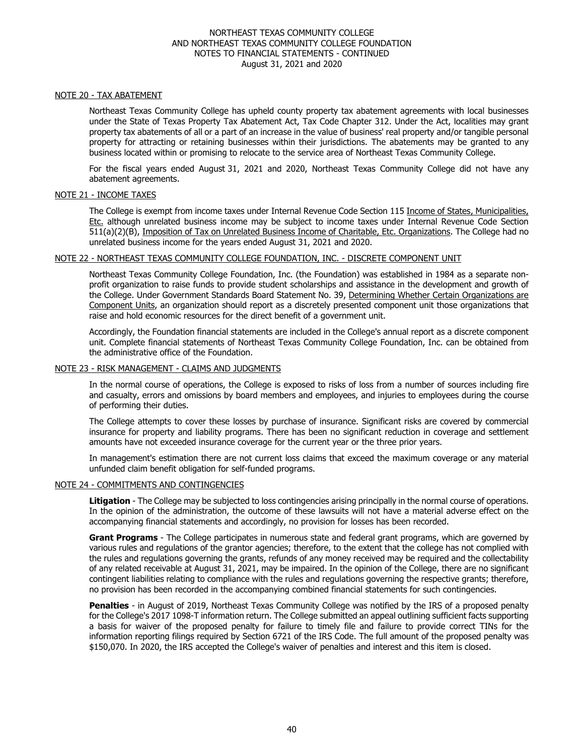## NOTE 20 - TAX ABATEMENT

Northeast Texas Community College has upheld county property tax abatement agreements with local businesses under the State of Texas Property Tax Abatement Act, Tax Code Chapter 312. Under the Act, localities may grant property tax abatements of all or a part of an increase in the value of business' real property and/or tangible personal property for attracting or retaining businesses within their jurisdictions. The abatements may be granted to any business located within or promising to relocate to the service area of Northeast Texas Community College.

For the fiscal years ended August 31, 2021 and 2020, Northeast Texas Community College did not have any abatement agreements.

## NOTE 21 - INCOME TAXES

The College is exempt from income taxes under Internal Revenue Code Section 115 Income of States, Municipalities, Etc. although unrelated business income may be subject to income taxes under Internal Revenue Code Section 511(a)(2)(B), Imposition of Tax on Unrelated Business Income of Charitable, Etc. Organizations. The College had no unrelated business income for the years ended August 31, 2021 and 2020.

## NOTE 22 - NORTHEAST TEXAS COMMUNITY COLLEGE FOUNDATION, INC. - DISCRETE COMPONENT UNIT

Northeast Texas Community College Foundation, Inc. (the Foundation) was established in 1984 as a separate non-profit organization to raise funds to provide student scholarships and assistance in the development and growth of the College. Under Government Standards Board Statement No. 39, Determining Whether Certain Organizations are Component Units, an organization should report as a discretely presented component unit those organizations that raise and hold economic resources for the direct benefit of a government unit.

Accordingly, the Foundation financial statements are included in the College's annual report as a discrete component unit. Complete financial statements of Northeast Texas Community College Foundation, Inc. can be obtained from the administrative office of the Foundation.

## NOTE 23 - RISK MANAGEMENT - CLAIMS AND JUDGMENTS

In the normal course of operations, the College is exposed to risks of loss from a number of sources including fire and casualty, errors and omissions by board members and employees, and injuries to employees during the course of performing their duties.

The College attempts to cover these losses by purchase of insurance. Significant risks are covered by commercial insurance for property and liability programs. There has been no significant reduction in coverage and settlement amounts have not exceeded insurance coverage for the current year or the three prior years.

In management's estimation there are not current loss claims that exceed the maximum coverage or any material unfunded claim benefit obligation for self-funded programs.

## NOTE 24 - COMMITMENTS AND CONTINGENCIES

**Litigation** - The College may be subjected to loss contingencies arising principally in the normal course of operations. In the opinion of the administration, the outcome of these lawsuits will not have a material adverse effect on the accompanying financial statements and accordingly, no provision for losses has been recorded.

**Grant Programs** - The College participates in numerous state and federal grant programs, which are governed by various rules and regulations of the grantor agencies; therefore, to the extent that the college has not complied with the rules and regulations governing the grants, refunds of any money received may be required and the collectability of any related receivable at August 31, 2021, may be impaired. In the opinion of the College, there are no significant contingent liabilities relating to compliance with the rules and regulations governing the respective grants; therefore, no provision has been recorded in the accompanying combined financial statements for such contingencies.

**Penalties** - in August of 2019, Northeast Texas Community College was notified by the IRS of a proposed penalty for the College's 2017 1098-T information return. The College submitted an appeal outlining sufficient facts supporting a basis for waiver of the proposed penalty for failure to timely file and failure to provide correct TINs for the information reporting filings required by Section 6721 of the IRS Code. The full amount of the proposed penalty was $150,070. In 2020, the IRS accepted the College's waiver of penalties and interest and this item is closed.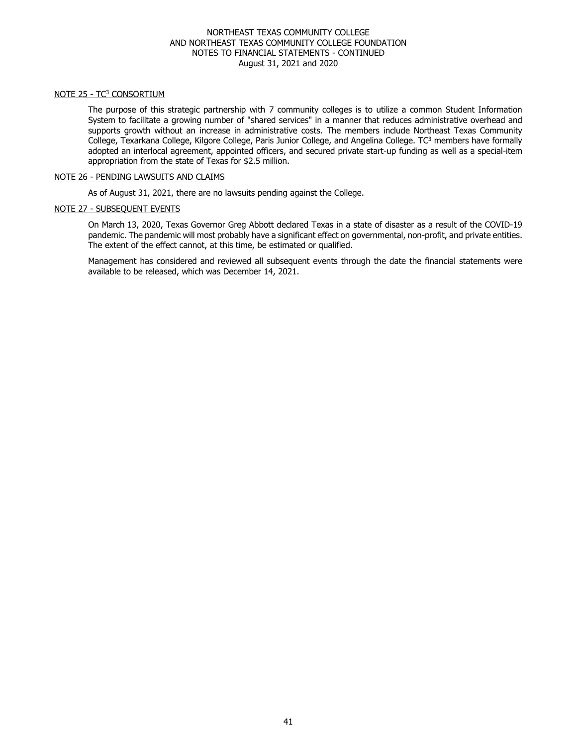NORTHEAST TEXAS COMMUNITY COLLEGE
AND NORTHEAST TEXAS COMMUNITY COLLEGE FOUNDATION
NOTES TO FINANCIAL STATEMENTS - CONTINUED
August 31, 2021 and 2020

## NOTE 25 - TC$^3$ CONSORTIUM

The purpose of this strategic partnership with 7 community colleges is to utilize a common Student Information System to facilitate a growing number of "shared services" in a manner that reduces administrative overhead and supports growth without an increase in administrative costs. The members include Northeast Texas Community College, Texarkana College, Kilgore College, Paris Junior College, and Angelina College. TC$^3$ members have formally adopted an interlocal agreement, appointed officers, and secured private start-up funding as well as a special-item appropriation from the state of Texas for $2.5 million.

## NOTE 26 - PENDING LAWSUITS AND CLAIMS

As of August 31, 2021, there are no lawsuits pending against the College.

## NOTE 27 - SUBSEQUENT EVENTS

On March 13, 2020, Texas Governor Greg Abbott declared Texas in a state of disaster as a result of the COVID-19 pandemic. The pandemic will most probably have a significant effect on governmental, non-profit, and private entities. The extent of the effect cannot, at this time, be estimated or qualified.

Management has considered and reviewed all subsequent events through the date the financial statements were available to be released, which was December 14, 2021.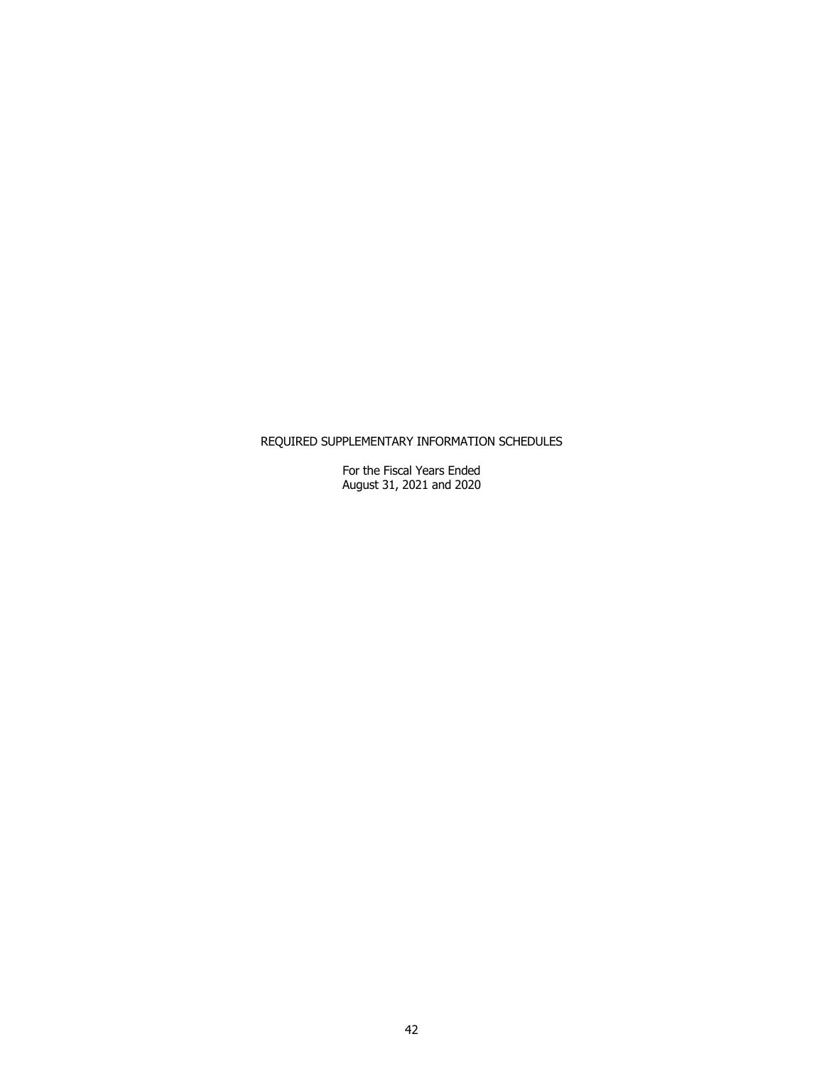# REQUIRED SUPPLEMENTARY INFORMATION SCHEDULES

For the Fiscal Years Ended
August 31, 2021 and 2020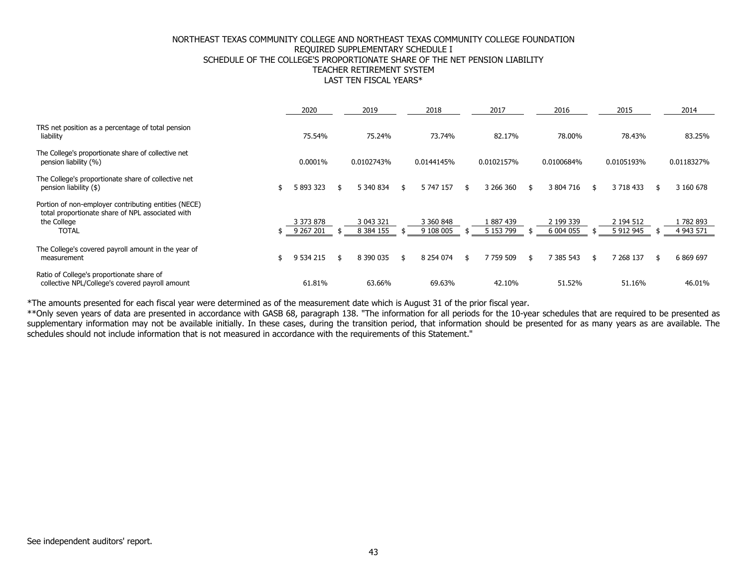# NORTHEAST TEXAS COMMUNITY COLLEGE AND NORTHEAST TEXAS COMMUNITY COLLEGE FOUNDATION
## REQUIRED SUPPLEMENTARY SCHEDULE I
## SCHEDULE OF THE COLLEGE'S PROPORTIONATE SHARE OF THE NET PENSION LIABILITY
## TEACHER RETIREMENT SYSTEM
## LAST TEN FISCAL YEARS*

| | 2020 | 2019 | 2018 | 2017 | 2016 | 2015 | 2014 |
|---|---|---|---|---|---|---|---|
| TRS net position as a percentage of total pension liability | 75.54% | 75.24% | 73.74% | 82.17% | 78.00% | 78.43% | 83.25% |
| The College's proportionate share of collective net pension liability (%) | 0.0001% | 0.0102743% | 0.0144145% | 0.0102157% | 0.0100684% | 0.0105193% | 0.0118327% |
| The College's proportionate share of collective net pension liability ($) | $ 5 893 323 | $ 5 340 834 | $ 5 747 157 | $ 3 266 360 | $ 3 804 716 | $ 3 718 433 | $ 3 160 678 |
| Portion of non-employer contributing entities (NECE) total proportionate share of NPL associated with the College | 3 373 878 | 3 043 321 | 3 360 848 | 1 887 439 | 2 199 339 | 2 194 512 | 1 782 893 |
| TOTAL | $ 9 267 201 | $ 8 384 155 | $ 9 108 005 | $ 5 153 799 | $ 6 004 055 | $ 5 912 945 | $ 4 943 571 |
| The College's covered payroll amount in the year of measurement | $ 9 534 215 | $ 8 390 035 | $ 8 254 074 | $ 7 759 509 | $ 7 385 543 | $ 7 268 137 | $ 6 869 697 |
| Ratio of College's proportionate share of collective NPL/College's covered payroll amount | 61.81% | 63.66% | 69.63% | 42.10% | 51.52% | 51.16% | 46.01% |

*The amounts presented for each fiscal year were determined as of the measurement date which is August 31 of the prior fiscal year.

**Only seven years of data are presented in accordance with GASB 68, paragraph 138. "The information for all periods for the 10-year schedules that are required to be presented as supplementary information may not be available initially. In these cases, during the transition period, that information should be presented for as many years as are available. The schedules should not include information that is not measured in accordance with the requirements of this Statement."

See independent auditors' report.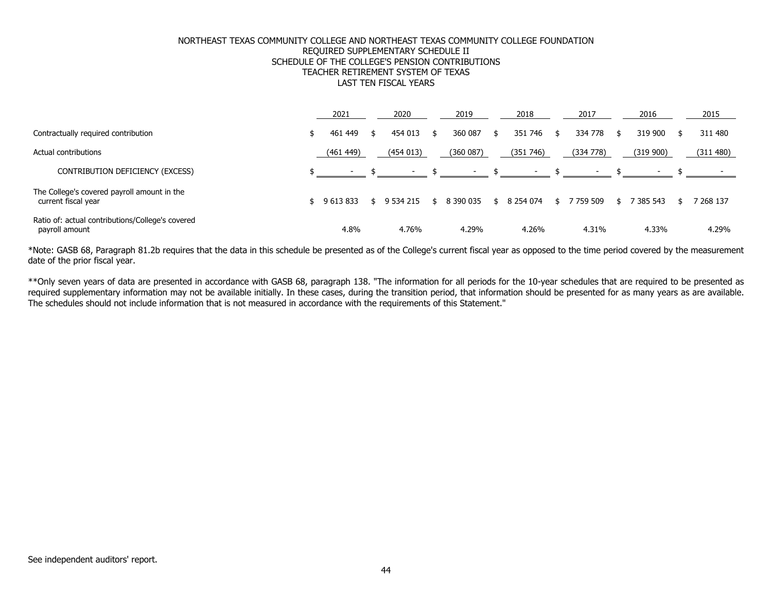# NORTHEAST TEXAS COMMUNITY COLLEGE AND NORTHEAST TEXAS COMMUNITY COLLEGE FOUNDATION
## REQUIRED SUPPLEMENTARY SCHEDULE II
## SCHEDULE OF THE COLLEGE'S PENSION CONTRIBUTIONS
## TEACHER RETIREMENT SYSTEM OF TEXAS
## LAST TEN FISCAL YEARS

| | 2021 | 2020 | 2019 | 2018 | 2017 | 2016 | 2015 |
|---|---|---|---|---|---|---|---|
| Contractually required contribution | $ 461 449 | $ 454 013 | $ 360 087 | $ 351 746 | $ 334 778 | $ 319 900 | $ 311 480 |
| Actual contributions | (461 449) | (454 013) | (360 087) | (351 746) | (334 778) | (319 900) | (311 480) |
| CONTRIBUTION DEFICIENCY (EXCESS) | $ - | $ - | $ - | $ - | $ - | $ - | $ - |
| The College's covered payroll amount in the current fiscal year | $ 9 613 833 | $ 9 534 215 | $ 8 390 035 | $ 8 254 074 | $ 7 759 509 | $ 7 385 543 | $ 7 268 137 |
| Ratio of: actual contributions/College's covered payroll amount | 4.8% | 4.76% | 4.29% | 4.26% | 4.31% | 4.33% | 4.29% |

*Note: GASB 68, Paragraph 81.2b requires that the data in this schedule be presented as of the College's current fiscal year as opposed to the time period covered by the measurement date of the prior fiscal year.

**Only seven years of data are presented in accordance with GASB 68, paragraph 138. "The information for all periods for the 10-year schedules that are required to be presented as required supplementary information may not be available initially. In these cases, during the transition period, that information should be presented for as many years as are available. The schedules should not include information that is not measured in accordance with the requirements of this Statement."

See independent auditors' report.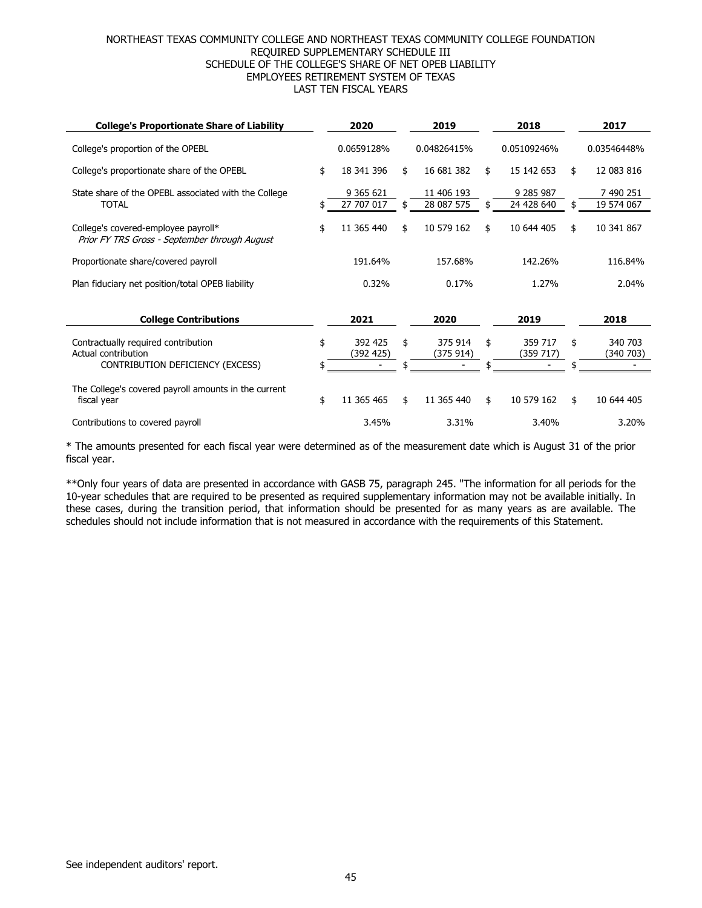NORTHEAST TEXAS COMMUNITY COLLEGE AND NORTHEAST TEXAS COMMUNITY COLLEGE FOUNDATION
REQUIRED SUPPLEMENTARY SCHEDULE III
SCHEDULE OF THE COLLEGE'S SHARE OF NET OPEB LIABILITY
EMPLOYEES RETIREMENT SYSTEM OF TEXAS
LAST TEN FISCAL YEARS

| **College's Proportionate Share of Liability** | **2020** | **2019** | **2018** | **2017** |
|---|---|---|---|---|
| College's proportion of the OPEBL | 0.0659128% | 0.04826415% | 0.05109246% | 0.03546448% |
| College's proportionate share of the OPEBL | $ 18 341 396 | $ 16 681 382 | $ 15 142 653 | $ 12 083 816 |
| State share of the OPEBL associated with the College | 9 365 621 | 11 406 193 | 9 285 987 | 7 490 251 |
| TOTAL | $ 27 707 017 | $ 28 087 575 | $ 24 428 640 | $ 19 574 067 |
| College's covered-employee payroll* *Prior FY TRS Gross - September through August* | $ 11 365 440 | $ 10 579 162 | $ 10 644 405 | $ 10 341 867 |
| Proportionate share/covered payroll | 191.64% | 157.68% | 142.26% | 116.84% |
| Plan fiduciary net position/total OPEB liability | 0.32% | 0.17% | 1.27% | 2.04% |

| **College Contributions** | **2021** | **2020** | **2019** | **2018** |
|---|---|---|---|---|
| Contractually required contribution | $ 392 425 | $ 375 914 | $ 359 717 | $ 340 703 |
| Actual contribution | (392 425) | (375 914) | (359 717) | (340 703) |
| CONTRIBUTION DEFICIENCY (EXCESS) | $ - | $ - | $ - | $ - |
| The College's covered payroll amounts in the current fiscal year | $ 11 365 465 | $ 11 365 440 | $ 10 579 162 | $ 10 644 405 |
| Contributions to covered payroll | 3.45% | 3.31% | 3.40% | 3.20% |

* The amounts presented for each fiscal year were determined as of the measurement date which is August 31 of the prior fiscal year.

**Only four years of data are presented in accordance with GASB 75, paragraph 245. "The information for all periods for the 10-year schedules that are required to be presented as required supplementary information may not be available initially. In these cases, during the transition period, that information should be presented for as many years as are available. The schedules should not include information that is not measured in accordance with the requirements of this Statement.

See independent auditors' report.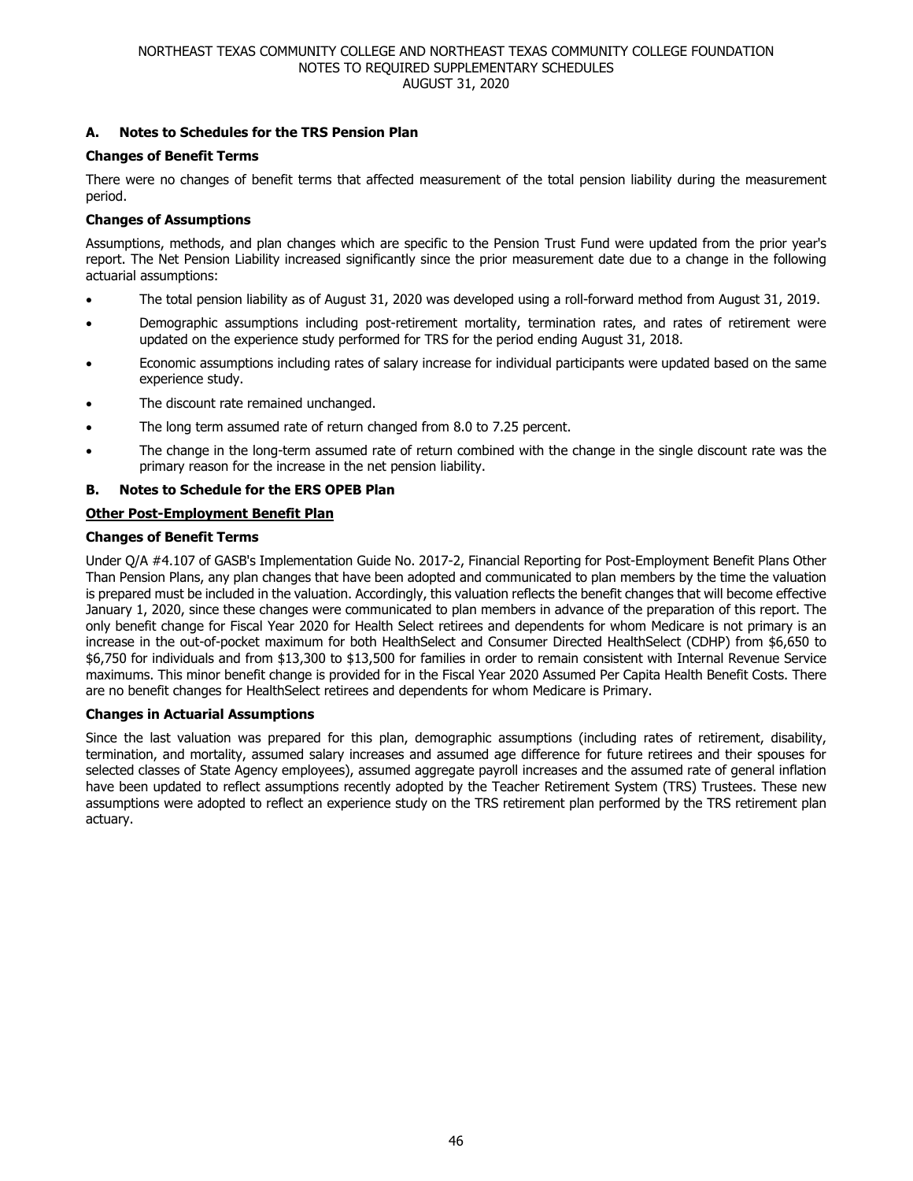NORTHEAST TEXAS COMMUNITY COLLEGE AND NORTHEAST TEXAS COMMUNITY COLLEGE FOUNDATION
NOTES TO REQUIRED SUPPLEMENTARY SCHEDULES
AUGUST 31, 2020

## A. Notes to Schedules for the TRS Pension Plan

**Changes of Benefit Terms**

There were no changes of benefit terms that affected measurement of the total pension liability during the measurement period.

**Changes of Assumptions**

Assumptions, methods, and plan changes which are specific to the Pension Trust Fund were updated from the prior year's report. The Net Pension Liability increased significantly since the prior measurement date due to a change in the following actuarial assumptions:

- The total pension liability as of August 31, 2020 was developed using a roll-forward method from August 31, 2019.
- Demographic assumptions including post-retirement mortality, termination rates, and rates of retirement were updated on the experience study performed for TRS for the period ending August 31, 2018.
- Economic assumptions including rates of salary increase for individual participants were updated based on the same experience study.
- The discount rate remained unchanged.
- The long term assumed rate of return changed from 8.0 to 7.25 percent.
- The change in the long-term assumed rate of return combined with the change in the single discount rate was the primary reason for the increase in the net pension liability.

## B. Notes to Schedule for the ERS OPEB Plan

**Other Post-Employment Benefit Plan**

**Changes of Benefit Terms**

Under Q/A #4.107 of GASB's Implementation Guide No. 2017-2, Financial Reporting for Post-Employment Benefit Plans Other Than Pension Plans, any plan changes that have been adopted and communicated to plan members by the time the valuation is prepared must be included in the valuation. Accordingly, this valuation reflects the benefit changes that will become effective January 1, 2020, since these changes were communicated to plan members in advance of the preparation of this report. The only benefit change for Fiscal Year 2020 for Health Select retirees and dependents for whom Medicare is not primary is an increase in the out-of-pocket maximum for both HealthSelect and Consumer Directed HealthSelect (CDHP) from $6,650 to $6,750 for individuals and from $13,300 to $13,500 for families in order to remain consistent with Internal Revenue Service maximums. This minor benefit change is provided for in the Fiscal Year 2020 Assumed Per Capita Health Benefit Costs. There are no benefit changes for HealthSelect retirees and dependents for whom Medicare is Primary.

**Changes in Actuarial Assumptions**

Since the last valuation was prepared for this plan, demographic assumptions (including rates of retirement, disability, termination, and mortality, assumed salary increases and assumed age difference for future retirees and their spouses for selected classes of State Agency employees), assumed aggregate payroll increases and the assumed rate of general inflation have been updated to reflect assumptions recently adopted by the Teacher Retirement System (TRS) Trustees. These new assumptions were adopted to reflect an experience study on the TRS retirement plan performed by the TRS retirement plan actuary.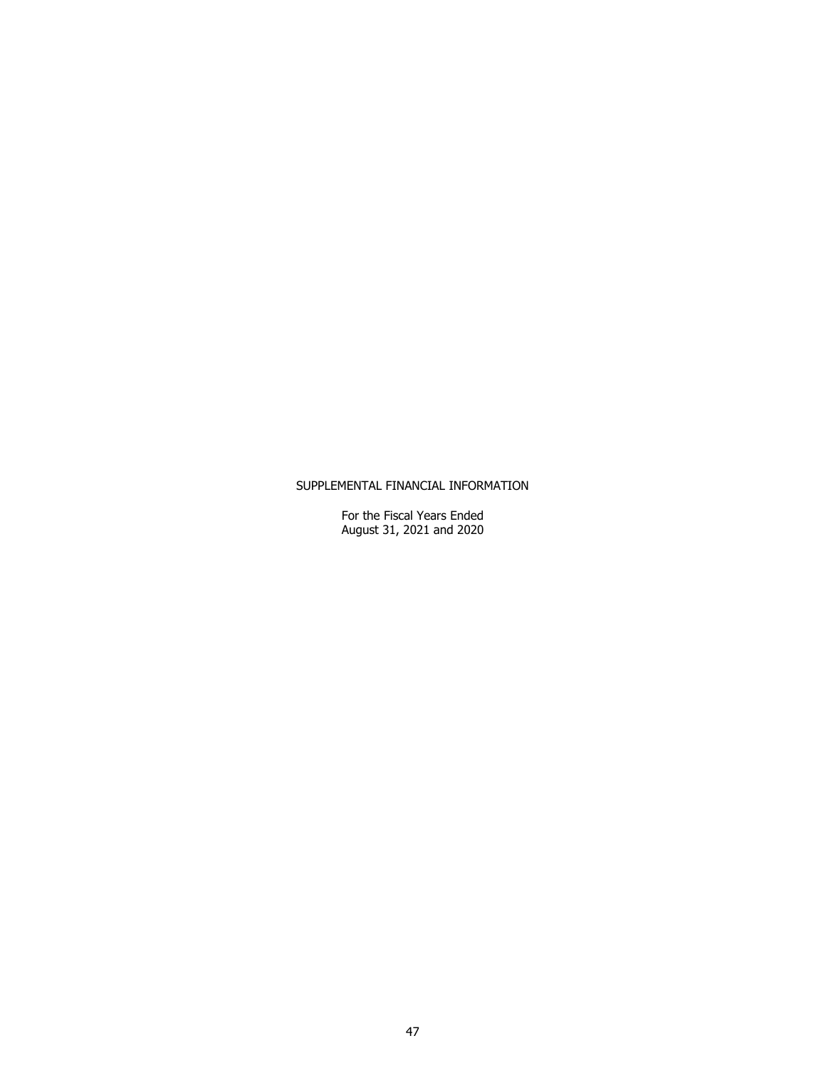# SUPPLEMENTAL FINANCIAL INFORMATION

For the Fiscal Years Ended
August 31, 2021 and 2020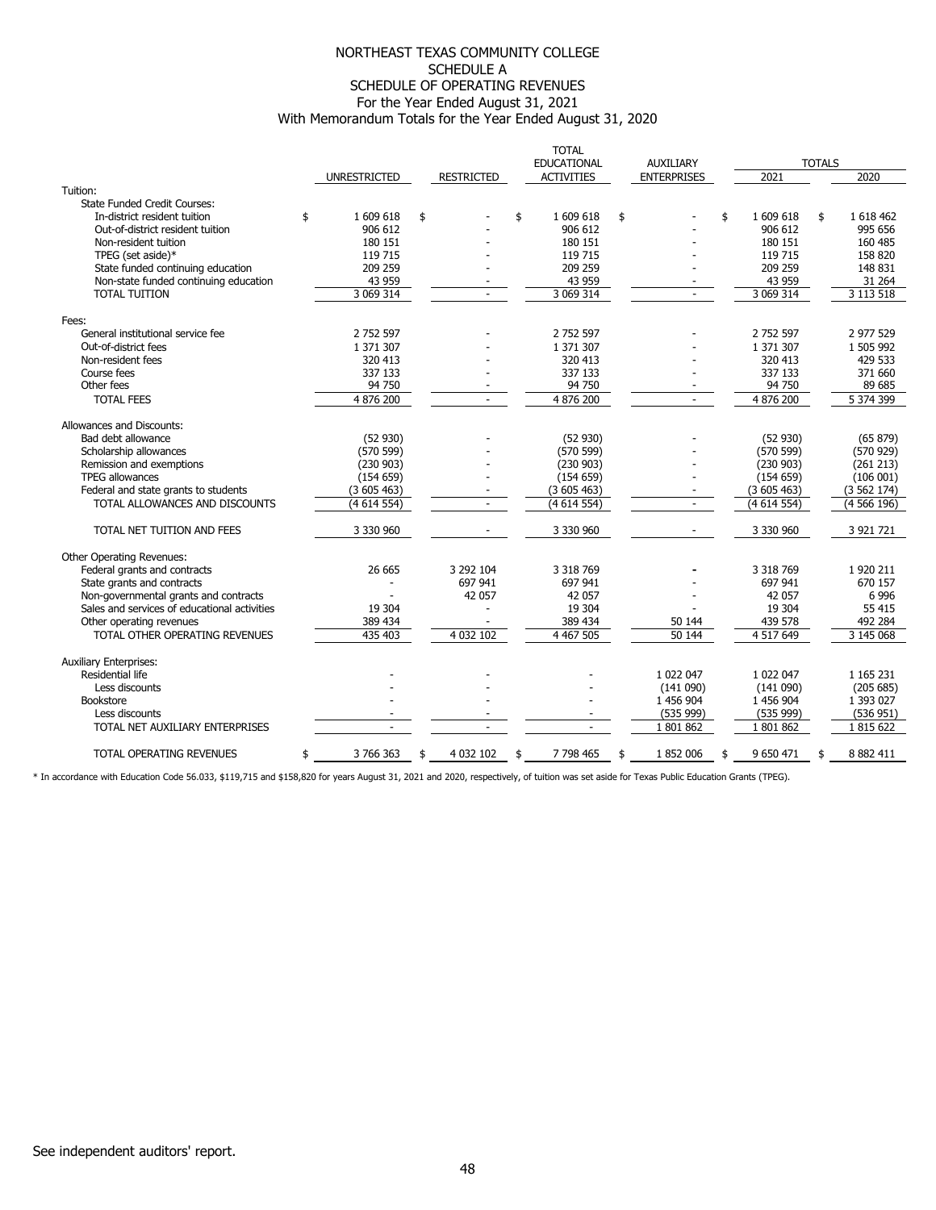# NORTHEAST TEXAS COMMUNITY COLLEGE
## SCHEDULE A
## SCHEDULE OF OPERATING REVENUES
For the Year Ended August 31, 2021
With Memorandum Totals for the Year Ended August 31, 2020

| | UNRESTRICTED | RESTRICTED | TOTAL EDUCATIONAL ACTIVITIES | AUXILIARY ENTERPRISES | TOTALS 2021 | TOTALS 2020 |
|---|---|---|---|---|---|---|
| Tuition: | | | | | | |
| State Funded Credit Courses: | | | | | | |
| In-district resident tuition | $ 1 609 618 | $ - | $ 1 609 618 | $ - | $ 1 609 618 | $ 1 618 462 |
| Out-of-district resident tuition | 906 612 | - | 906 612 | - | 906 612 | 995 656 |
| Non-resident tuition | 180 151 | - | 180 151 | - | 180 151 | 160 485 |
| TPEG (set aside)* | 119 715 | - | 119 715 | - | 119 715 | 158 820 |
| State funded continuing education | 209 259 | - | 209 259 | - | 209 259 | 148 831 |
| Non-state funded continuing education | 43 959 | - | 43 959 | - | 43 959 | 31 264 |
| TOTAL TUITION | 3 069 314 | - | 3 069 314 | - | 3 069 314 | 3 113 518 |
| Fees: | | | | | | |
| General institutional service fee | 2 752 597 | - | 2 752 597 | - | 2 752 597 | 2 977 529 |
| Out-of-district fees | 1 371 307 | - | 1 371 307 | - | 1 371 307 | 1 505 992 |
| Non-resident fees | 320 413 | - | 320 413 | - | 320 413 | 429 533 |
| Course fees | 337 133 | - | 337 133 | - | 337 133 | 371 660 |
| Other fees | 94 750 | - | 94 750 | - | 94 750 | 89 685 |
| TOTAL FEES | 4 876 200 | - | 4 876 200 | - | 4 876 200 | 5 374 399 |
| Allowances and Discounts: | | | | | | |
| Bad debt allowance | (52 930) | - | (52 930) | - | (52 930) | (65 879) |
| Scholarship allowances | (570 599) | - | (570 599) | - | (570 599) | (570 929) |
| Remission and exemptions | (230 903) | - | (230 903) | - | (230 903) | (261 213) |
| TPEG allowances | (154 659) | - | (154 659) | - | (154 659) | (106 001) |
| Federal and state grants to students | (3 605 463) | - | (3 605 463) | - | (3 605 463) | (3 562 174) |
| TOTAL ALLOWANCES AND DISCOUNTS | (4 614 554) | - | (4 614 554) | - | (4 614 554) | (4 566 196) |
| TOTAL NET TUITION AND FEES | 3 330 960 | - | 3 330 960 | - | 3 330 960 | 3 921 721 |
| Other Operating Revenues: | | | | | | |
| Federal grants and contracts | 26 665 | 3 292 104 | 3 318 769 | - | 3 318 769 | 1 920 211 |
| State grants and contracts | - | 697 941 | 697 941 | - | 697 941 | 670 157 |
| Non-governmental grants and contracts | - | 42 057 | 42 057 | - | 42 057 | 6 996 |
| Sales and services of educational activities | 19 304 | - | 19 304 | - | 19 304 | 55 415 |
| Other operating revenues | 389 434 | - | 389 434 | 50 144 | 439 578 | 492 284 |
| TOTAL OTHER OPERATING REVENUES | 435 403 | 4 032 102 | 4 467 505 | 50 144 | 4 517 649 | 3 145 068 |
| Auxiliary Enterprises: | | | | | | |
| Residential life | - | - | - | 1 022 047 | 1 022 047 | 1 165 231 |
| Less discounts | - | - | - | (141 090) | (141 090) | (205 685) |
| Bookstore | - | - | - | 1 456 904 | 1 456 904 | 1 393 027 |
| Less discounts | - | - | - | (535 999) | (535 999) | (536 951) |
| TOTAL NET AUXILIARY ENTERPRISES | - | - | - | 1 801 862 | 1 801 862 | 1 815 622 |
| TOTAL OPERATING REVENUES | $ 3 766 363 | $ 4 032 102 | $ 7 798 465 | $ 1 852 006 | $ 9 650 471 | $ 8 882 411 |

* In accordance with Education Code 56.033, $119,715 and $158,820 for years August 31, 2021 and 2020, respectively, of tuition was set aside for Texas Public Education Grants (TPEG).

See independent auditors' report.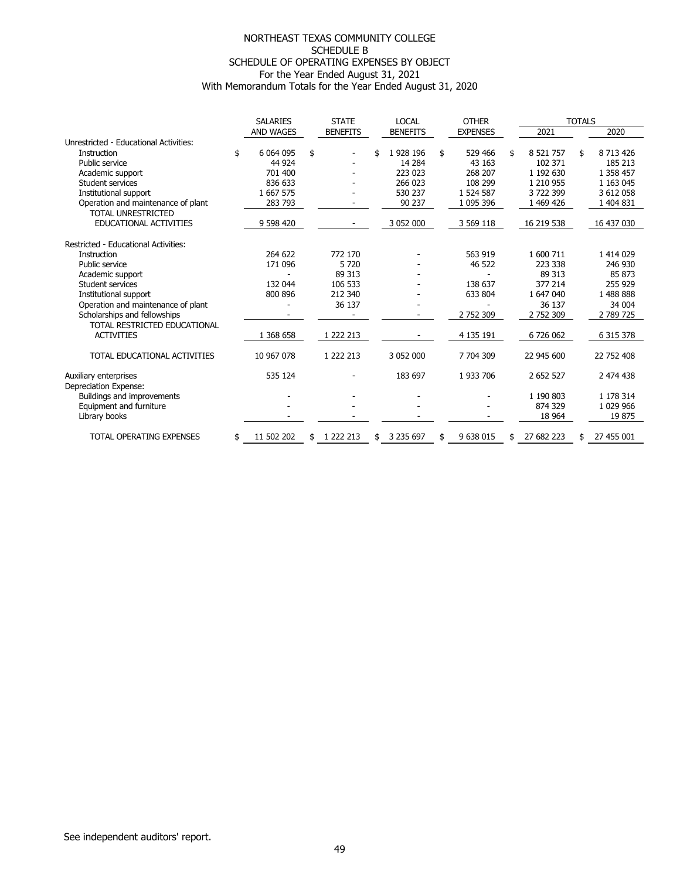# NORTHEAST TEXAS COMMUNITY COLLEGE
## SCHEDULE B
## SCHEDULE OF OPERATING EXPENSES BY OBJECT
For the Year Ended August 31, 2021
With Memorandum Totals for the Year Ended August 31, 2020

| | SALARIES AND WAGES | STATE BENEFITS | LOCAL BENEFITS | OTHER EXPENSES | TOTALS 2021 | TOTALS 2020 |
|---|---|---|---|---|---|---|
| Unrestricted - Educational Activities: | | | | | | |
| Instruction | $ 6 064 095 | $ - | $ 1 928 196 | $ 529 466 | $ 8 521 757 | $ 8 713 426 |
| Public service | 44 924 | - | 14 284 | 43 163 | 102 371 | 185 213 |
| Academic support | 701 400 | - | 223 023 | 268 207 | 1 192 630 | 1 358 457 |
| Student services | 836 633 | - | 266 023 | 108 299 | 1 210 955 | 1 163 045 |
| Institutional support | 1 667 575 | - | 530 237 | 1 524 587 | 3 722 399 | 3 612 058 |
| Operation and maintenance of plant | 283 793 | - | 90 237 | 1 095 396 | 1 469 426 | 1 404 831 |
| TOTAL UNRESTRICTED EDUCATIONAL ACTIVITIES | 9 598 420 | - | 3 052 000 | 3 569 118 | 16 219 538 | 16 437 030 |
| Restricted - Educational Activities: | | | | | | |
| Instruction | 264 622 | 772 170 | - | 563 919 | 1 600 711 | 1 414 029 |
| Public service | 171 096 | 5 720 | - | 46 522 | 223 338 | 246 930 |
| Academic support | - | 89 313 | - | - | 89 313 | 85 873 |
| Student services | 132 044 | 106 533 | - | 138 637 | 377 214 | 255 929 |
| Institutional support | 800 896 | 212 340 | - | 633 804 | 1 647 040 | 1 488 888 |
| Operation and maintenance of plant | - | 36 137 | - | - | 36 137 | 34 004 |
| Scholarships and fellowships | - | - | - | 2 752 309 | 2 752 309 | 2 789 725 |
| TOTAL RESTRICTED EDUCATIONAL ACTIVITIES | 1 368 658 | 1 222 213 | - | 4 135 191 | 6 726 062 | 6 315 378 |
| TOTAL EDUCATIONAL ACTIVITIES | 10 967 078 | 1 222 213 | 3 052 000 | 7 704 309 | 22 945 600 | 22 752 408 |
| Auxiliary enterprises | 535 124 | - | 183 697 | 1 933 706 | 2 652 527 | 2 474 438 |
| Depreciation Expense: | | | | | | |
| Buildings and improvements | - | - | - | - | 1 190 803 | 1 178 314 |
| Equipment and furniture | - | - | - | - | 874 329 | 1 029 966 |
| Library books | - | - | - | - | 18 964 | 19 875 |
| TOTAL OPERATING EXPENSES | $ 11 502 202 | $ 1 222 213 | $ 3 235 697 | $ 9 638 015 | $ 27 682 223 | $ 27 455 001 |

See independent auditors' report.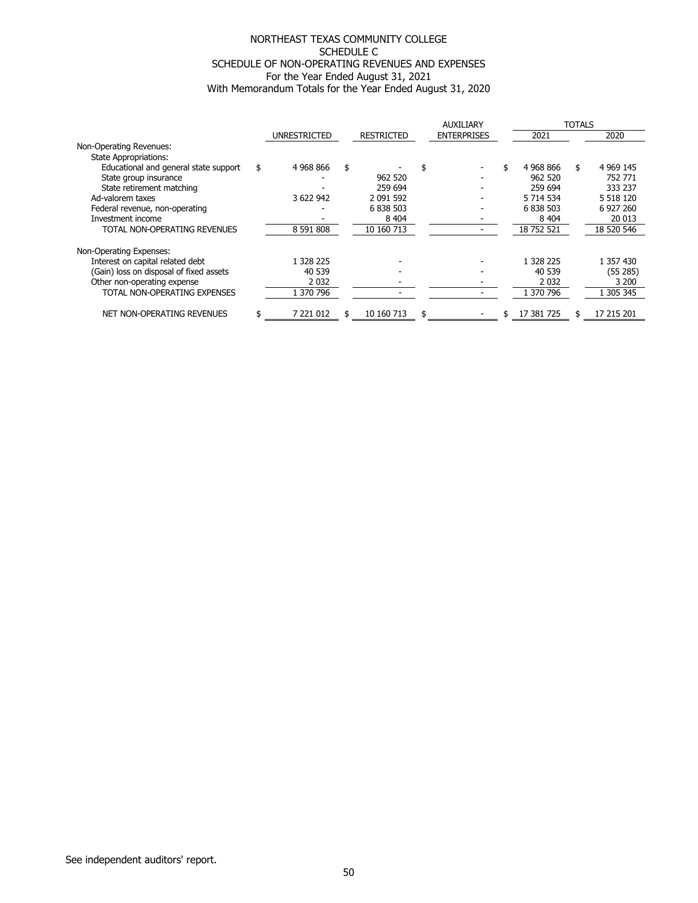# NORTHEAST TEXAS COMMUNITY COLLEGE
## SCHEDULE C
## SCHEDULE OF NON-OPERATING REVENUES AND EXPENSES
For the Year Ended August 31, 2021
With Memorandum Totals for the Year Ended August 31, 2020

| | UNRESTRICTED | RESTRICTED | AUXILIARY ENTERPRISES | TOTALS 2021 | TOTALS 2020 |
|---|---|---|---|---|---|
| Non-Operating Revenues: | | | | | |
| State Appropriations: | | | | | |
| Educational and general state support | $ 4 968 866 | $ - | $ - | $ 4 968 866 | $ 4 969 145 |
| State group insurance | - | 962 520 | - | 962 520 | 752 771 |
| State retirement matching | - | 259 694 | - | 259 694 | 333 237 |
| Ad-valorem taxes | 3 622 942 | 2 091 592 | - | 5 714 534 | 5 518 120 |
| Federal revenue, non-operating | - | 6 838 503 | - | 6 838 503 | 6 927 260 |
| Investment income | - | 8 404 | - | 8 404 | 20 013 |
| TOTAL NON-OPERATING REVENUES | 8 591 808 | 10 160 713 | - | 18 752 521 | 18 520 546 |
| Non-Operating Expenses: | | | | | |
| Interest on capital related debt | 1 328 225 | - | - | 1 328 225 | 1 357 430 |
| (Gain) loss on disposal of fixed assets | 40 539 | - | - | 40 539 | (55 285) |
| Other non-operating expense | 2 032 | - | - | 2 032 | 3 200 |
| TOTAL NON-OPERATING EXPENSES | 1 370 796 | - | - | 1 370 796 | 1 305 345 |
| NET NON-OPERATING REVENUES | $ 7 221 012 | $ 10 160 713 | $ - | $ 17 381 725 | $ 17 215 201 |

See independent auditors' report.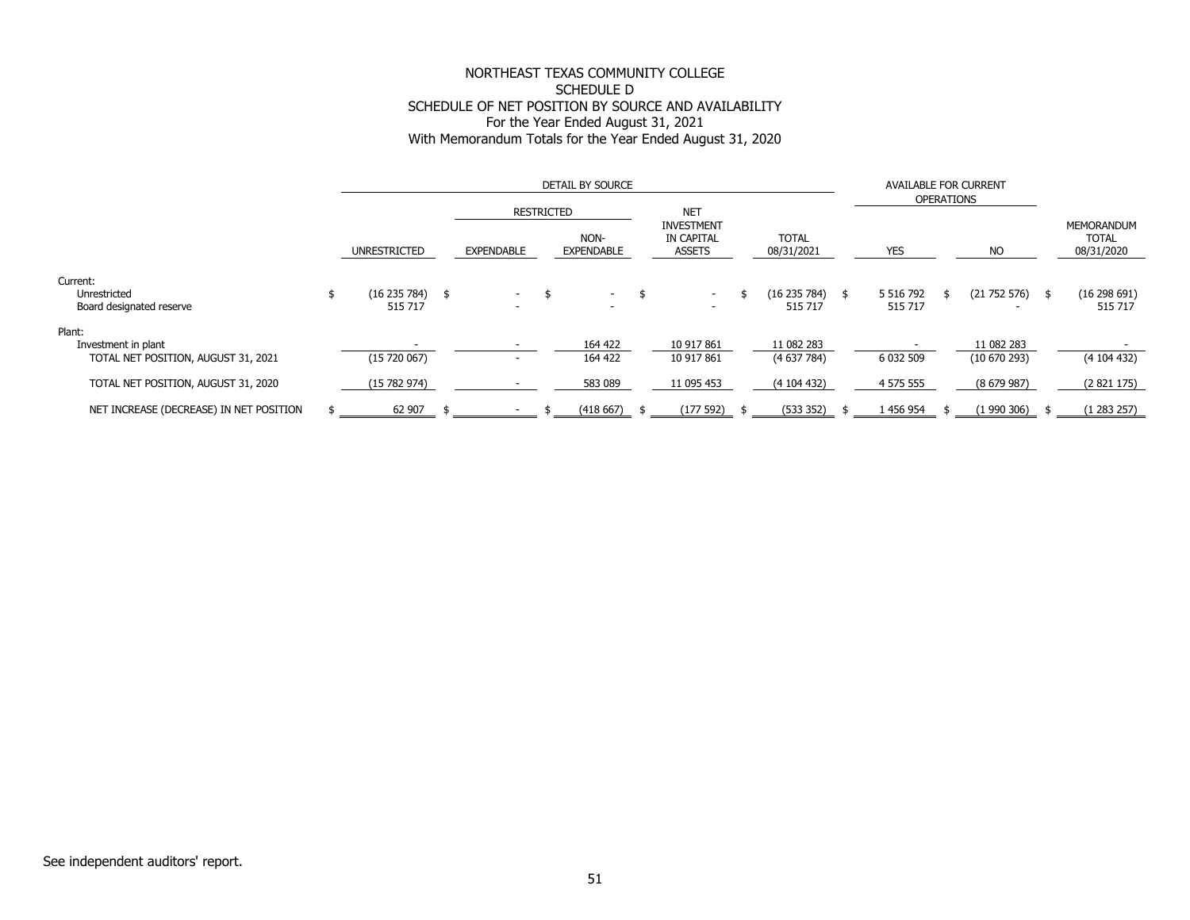# NORTHEAST TEXAS COMMUNITY COLLEGE
## SCHEDULE D
## SCHEDULE OF NET POSITION BY SOURCE AND AVAILABILITY
For the Year Ended August 31, 2021
With Memorandum Totals for the Year Ended August 31, 2020

| | DETAIL BY SOURCE | | | | | AVAILABLE FOR CURRENT OPERATIONS | | |
|---|---|---|---|---|---|---|---|---|
| | | RESTRICTED | | NET INVESTMENT IN CAPITAL ASSETS | | | | |
| | UNRESTRICTED | EXPENDABLE | NON-EXPENDABLE | | TOTAL 08/31/2021 | YES | NO | MEMORANDUM TOTAL 08/31/2020 |
| Current: | | | | | | | | |
| Unrestricted | $ (16 235 784) | $ - | $ - | $ - | $ (16 235 784) | $ 5 516 792 | $ (21 752 576) | $ (16 298 691) |
| Board designated reserve | 515 717 | - | - | - | 515 717 | 515 717 | - | 515 717 |
| Plant: | | | | | | | | |
| Investment in plant | - | - | 164 422 | 10 917 861 | 11 082 283 | - | 11 082 283 | - |
| TOTAL NET POSITION, AUGUST 31, 2021 | (15 720 067) | - | 164 422 | 10 917 861 | (4 637 784) | 6 032 509 | (10 670 293) | (4 104 432) |
| TOTAL NET POSITION, AUGUST 31, 2020 | (15 782 974) | - | 583 089 | 11 095 453 | (4 104 432) | 4 575 555 | (8 679 987) | (2 821 175) |
| NET INCREASE (DECREASE) IN NET POSITION | $ 62 907 | $ - | $ (418 667) | $ (177 592) | $ (533 352) | $ 1 456 954 | $ (1 990 306) | $ (1 283 257) |

See independent auditors' report.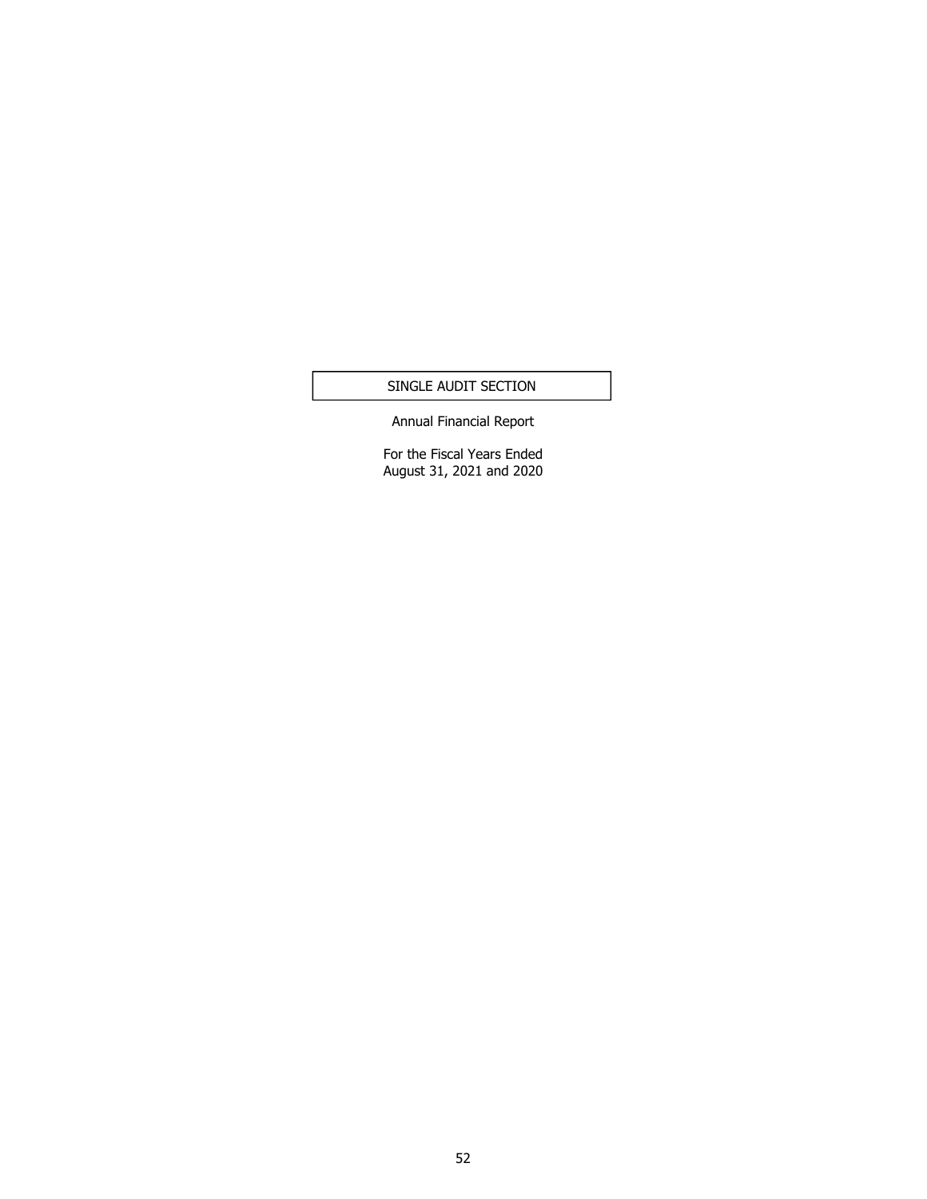# SINGLE AUDIT SECTION

Annual Financial Report

For the Fiscal Years Ended
August 31, 2021 and 2020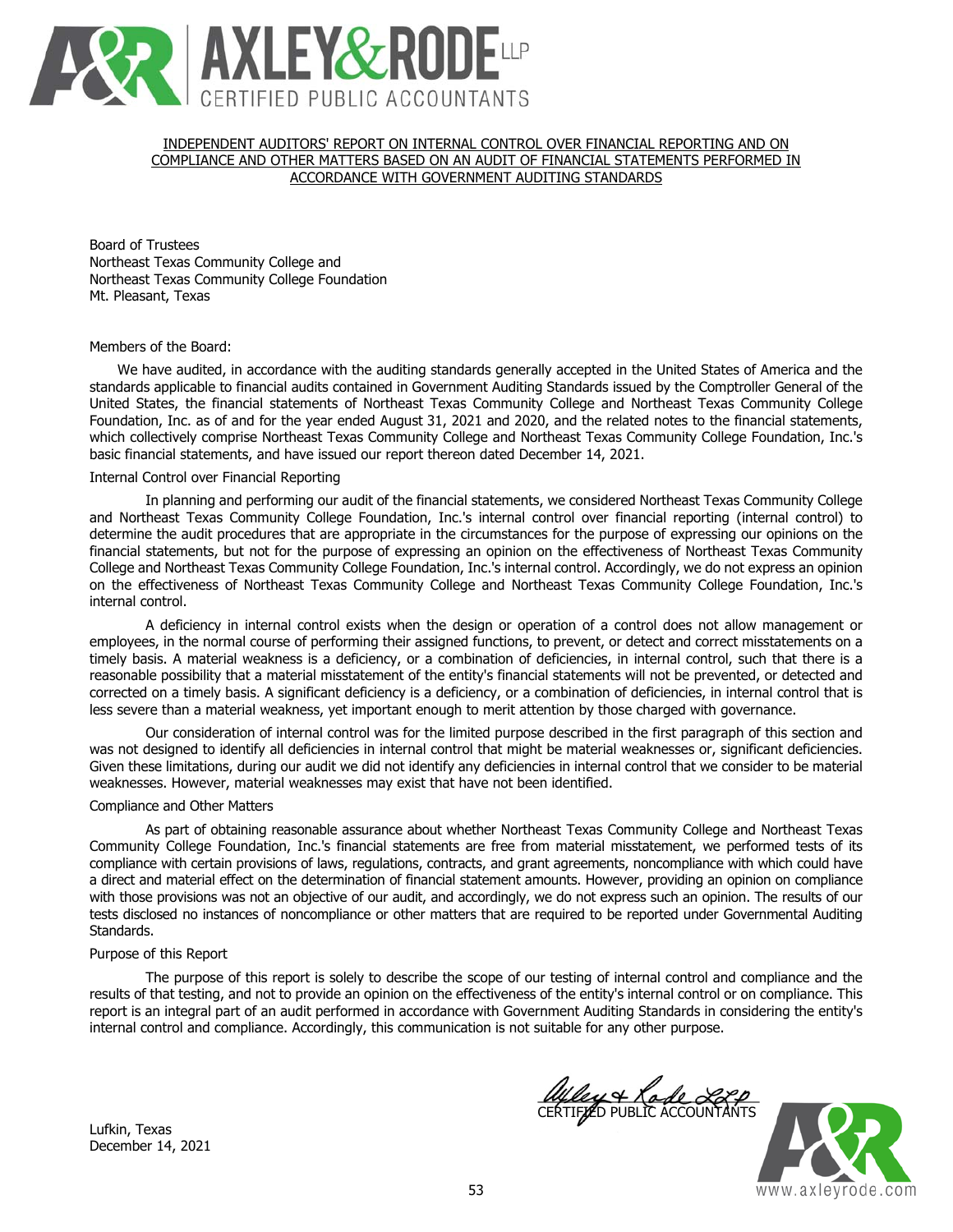AXLEY & RODE LLP
CERTIFIED PUBLIC ACCOUNTANTS

INDEPENDENT AUDITORS' REPORT ON INTERNAL CONTROL OVER FINANCIAL REPORTING AND ON COMPLIANCE AND OTHER MATTERS BASED ON AN AUDIT OF FINANCIAL STATEMENTS PERFORMED IN ACCORDANCE WITH GOVERNMENT AUDITING STANDARDS

Board of Trustees
Northeast Texas Community College and
Northeast Texas Community College Foundation
Mt. Pleasant, Texas

Members of the Board:

We have audited, in accordance with the auditing standards generally accepted in the United States of America and the standards applicable to financial audits contained in Government Auditing Standards issued by the Comptroller General of the United States, the financial statements of Northeast Texas Community College and Northeast Texas Community College Foundation, Inc. as of and for the year ended August 31, 2021 and 2020, and the related notes to the financial statements, which collectively comprise Northeast Texas Community College and Northeast Texas Community College Foundation, Inc.'s basic financial statements, and have issued our report thereon dated December 14, 2021.

Internal Control over Financial Reporting

In planning and performing our audit of the financial statements, we considered Northeast Texas Community College and Northeast Texas Community College Foundation, Inc.'s internal control over financial reporting (internal control) to determine the audit procedures that are appropriate in the circumstances for the purpose of expressing our opinions on the financial statements, but not for the purpose of expressing an opinion on the effectiveness of Northeast Texas Community College and Northeast Texas Community College Foundation, Inc.'s internal control. Accordingly, we do not express an opinion on the effectiveness of Northeast Texas Community College and Northeast Texas Community College Foundation, Inc.'s internal control.

A deficiency in internal control exists when the design or operation of a control does not allow management or employees, in the normal course of performing their assigned functions, to prevent, or detect and correct misstatements on a timely basis. A material weakness is a deficiency, or a combination of deficiencies, in internal control, such that there is a reasonable possibility that a material misstatement of the entity's financial statements will not be prevented, or detected and corrected on a timely basis. A significant deficiency is a deficiency, or a combination of deficiencies, in internal control that is less severe than a material weakness, yet important enough to merit attention by those charged with governance.

Our consideration of internal control was for the limited purpose described in the first paragraph of this section and was not designed to identify all deficiencies in internal control that might be material weaknesses or, significant deficiencies. Given these limitations, during our audit we did not identify any deficiencies in internal control that we consider to be material weaknesses. However, material weaknesses may exist that have not been identified.

Compliance and Other Matters

As part of obtaining reasonable assurance about whether Northeast Texas Community College and Northeast Texas Community College Foundation, Inc.'s financial statements are free from material misstatement, we performed tests of its compliance with certain provisions of laws, regulations, contracts, and grant agreements, noncompliance with which could have a direct and material effect on the determination of financial statement amounts. However, providing an opinion on compliance with those provisions was not an objective of our audit, and accordingly, we do not express such an opinion. The results of our tests disclosed no instances of noncompliance or other matters that are required to be reported under Governmental Auditing Standards.

Purpose of this Report

The purpose of this report is solely to describe the scope of our testing of internal control and compliance and the results of that testing, and not to provide an opinion on the effectiveness of the entity's internal control or on compliance. This report is an integral part of an audit performed in accordance with Government Auditing Standards in considering the entity's internal control and compliance. Accordingly, this communication is not suitable for any other purpose.

Axley & Rode LLP
CERTIFIED PUBLIC ACCOUNTANTS

Lufkin, Texas
December 14, 2021

www.axleyrode.com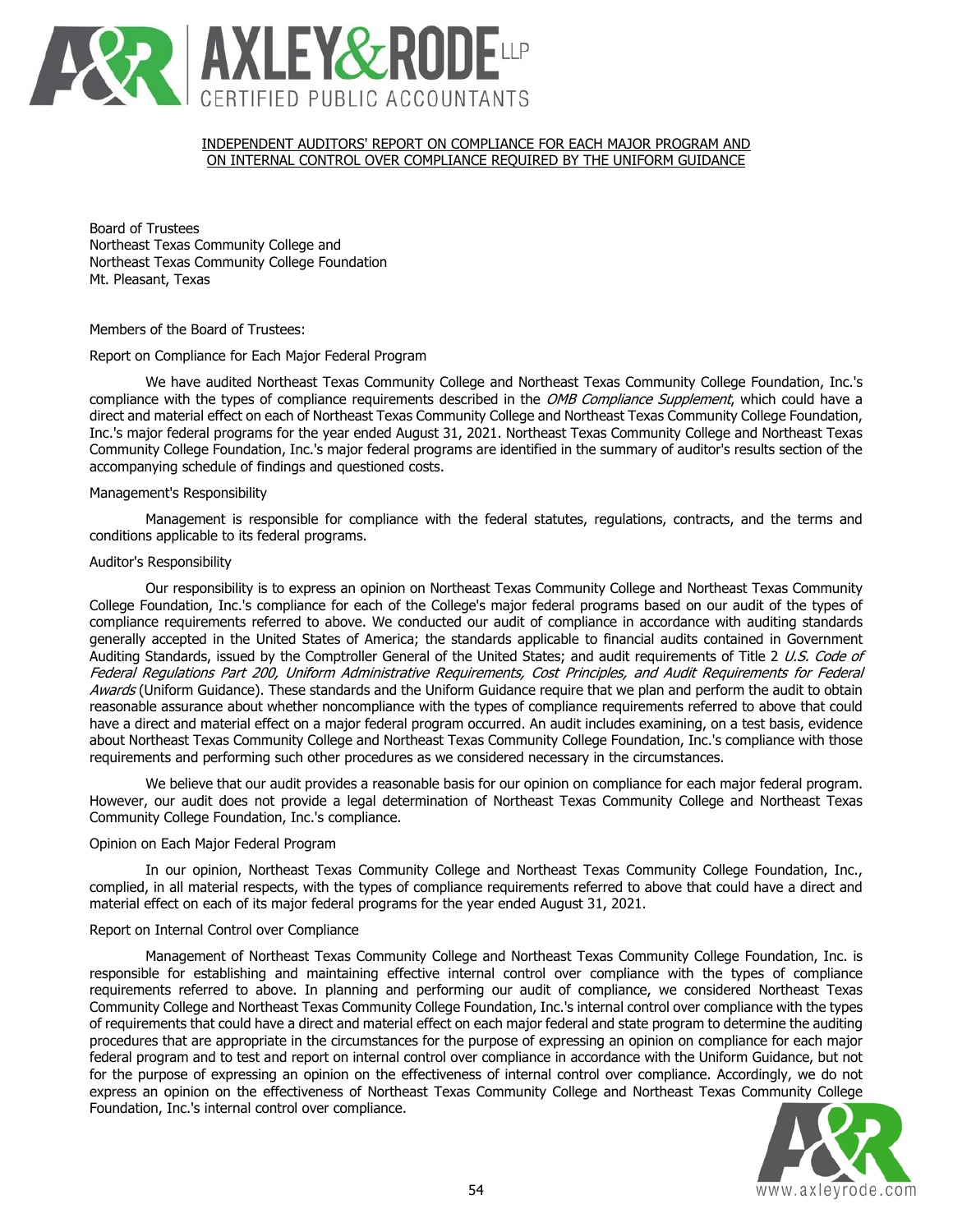## INDEPENDENT AUDITORS' REPORT ON COMPLIANCE FOR EACH MAJOR PROGRAM AND ON INTERNAL CONTROL OVER COMPLIANCE REQUIRED BY THE UNIFORM GUIDANCE

Board of Trustees
Northeast Texas Community College and
Northeast Texas Community College Foundation
Mt. Pleasant, Texas

Members of the Board of Trustees:

### Report on Compliance for Each Major Federal Program

We have audited Northeast Texas Community College and Northeast Texas Community College Foundation, Inc.'s compliance with the types of compliance requirements described in the *OMB Compliance Supplement*, which could have a direct and material effect on each of Northeast Texas Community College and Northeast Texas Community College Foundation, Inc.'s major federal programs for the year ended August 31, 2021. Northeast Texas Community College and Northeast Texas Community College Foundation, Inc.'s major federal programs are identified in the summary of auditor's results section of the accompanying schedule of findings and questioned costs.

### Management's Responsibility

Management is responsible for compliance with the federal statutes, regulations, contracts, and the terms and conditions applicable to its federal programs.

### Auditor's Responsibility

Our responsibility is to express an opinion on Northeast Texas Community College and Northeast Texas Community College Foundation, Inc.'s compliance for each of the College's major federal programs based on our audit of the types of compliance requirements referred to above. We conducted our audit of compliance in accordance with auditing standards generally accepted in the United States of America; the standards applicable to financial audits contained in Government Auditing Standards, issued by the Comptroller General of the United States; and audit requirements of Title 2 *U.S. Code of Federal Regulations Part 200, Uniform Administrative Requirements, Cost Principles, and Audit Requirements for Federal Awards* (Uniform Guidance). These standards and the Uniform Guidance require that we plan and perform the audit to obtain reasonable assurance about whether noncompliance with the types of compliance requirements referred to above that could have a direct and material effect on a major federal program occurred. An audit includes examining, on a test basis, evidence about Northeast Texas Community College and Northeast Texas Community College Foundation, Inc.'s compliance with those requirements and performing such other procedures as we considered necessary in the circumstances.

We believe that our audit provides a reasonable basis for our opinion on compliance for each major federal program. However, our audit does not provide a legal determination of Northeast Texas Community College and Northeast Texas Community College Foundation, Inc.'s compliance.

### Opinion on Each Major Federal Program

In our opinion, Northeast Texas Community College and Northeast Texas Community College Foundation, Inc., complied, in all material respects, with the types of compliance requirements referred to above that could have a direct and material effect on each of its major federal programs for the year ended August 31, 2021.

### Report on Internal Control over Compliance

Management of Northeast Texas Community College and Northeast Texas Community College Foundation, Inc. is responsible for establishing and maintaining effective internal control over compliance with the types of compliance requirements referred to above. In planning and performing our audit of compliance, we considered Northeast Texas Community College and Northeast Texas Community College Foundation, Inc.'s internal control over compliance with the types of requirements that could have a direct and material effect on each major federal and state program to determine the auditing procedures that are appropriate in the circumstances for the purpose of expressing an opinion on compliance for each major federal program and to test and report on internal control over compliance in accordance with the Uniform Guidance, but not for the purpose of expressing an opinion on the effectiveness of internal control over compliance. Accordingly, we do not express an opinion on the effectiveness of Northeast Texas Community College and Northeast Texas Community College Foundation, Inc.'s internal control over compliance.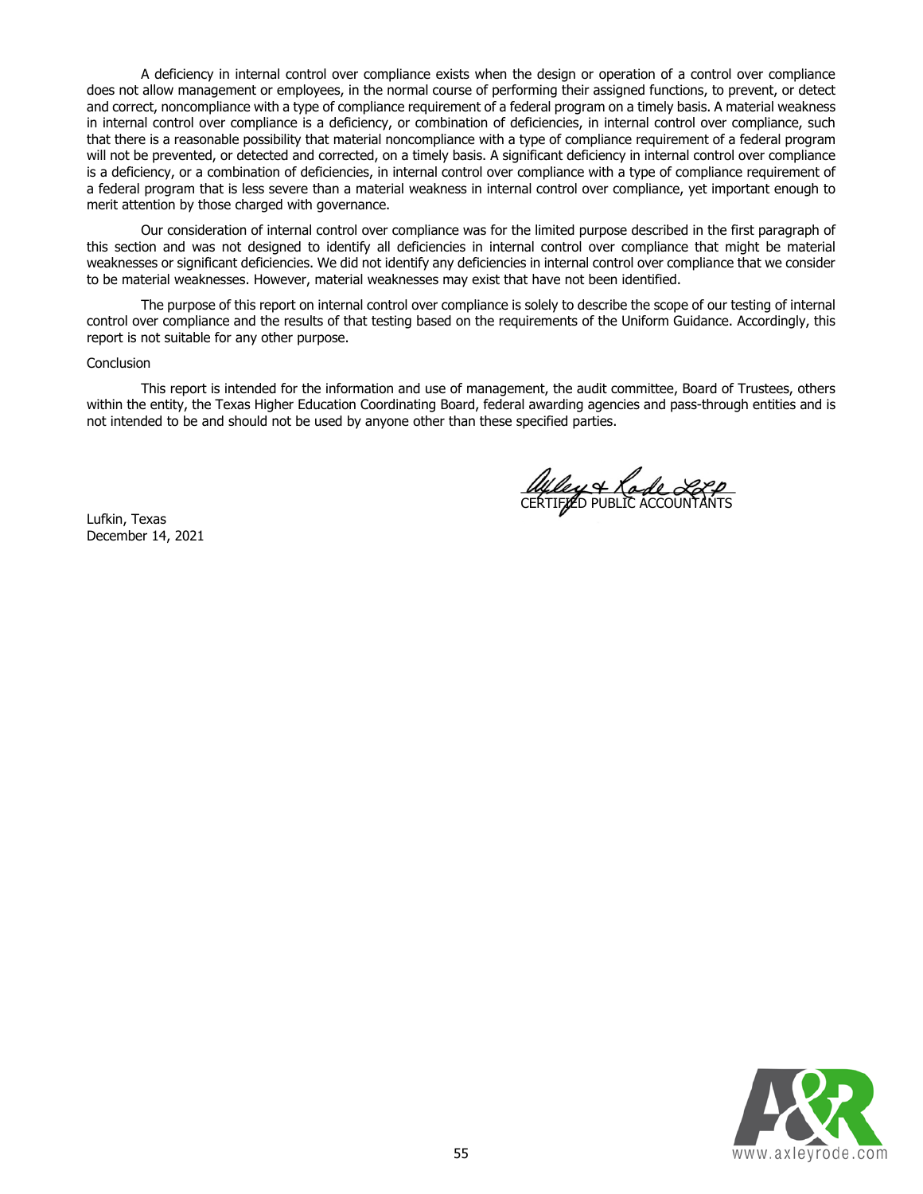A deficiency in internal control over compliance exists when the design or operation of a control over compliance does not allow management or employees, in the normal course of performing their assigned functions, to prevent, or detect and correct, noncompliance with a type of compliance requirement of a federal program on a timely basis. A material weakness in internal control over compliance is a deficiency, or combination of deficiencies, in internal control over compliance, such that there is a reasonable possibility that material noncompliance with a type of compliance requirement of a federal program will not be prevented, or detected and corrected, on a timely basis. A significant deficiency in internal control over compliance is a deficiency, or a combination of deficiencies, in internal control over compliance with a type of compliance requirement of a federal program that is less severe than a material weakness in internal control over compliance, yet important enough to merit attention by those charged with governance.

Our consideration of internal control over compliance was for the limited purpose described in the first paragraph of this section and was not designed to identify all deficiencies in internal control over compliance that might be material weaknesses or significant deficiencies. We did not identify any deficiencies in internal control over compliance that we consider to be material weaknesses. However, material weaknesses may exist that have not been identified.

The purpose of this report on internal control over compliance is solely to describe the scope of our testing of internal control over compliance and the results of that testing based on the requirements of the Uniform Guidance. Accordingly, this report is not suitable for any other purpose.

Conclusion

This report is intended for the information and use of management, the audit committee, Board of Trustees, others within the entity, the Texas Higher Education Coordinating Board, federal awarding agencies and pass-through entities and is not intended to be and should not be used by anyone other than these specified parties.

Axley & Rode LLP
CERTIFIED PUBLIC ACCOUNTANTS

Lufkin, Texas
December 14, 2021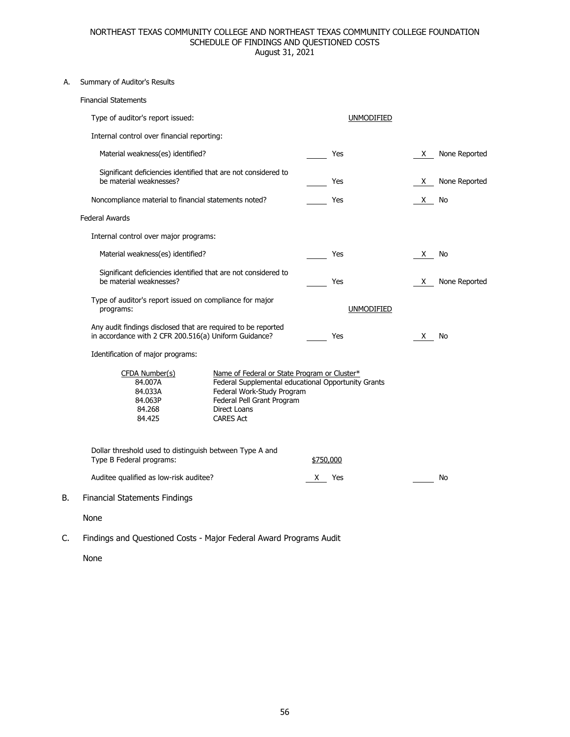# NORTHEAST TEXAS COMMUNITY COLLEGE AND NORTHEAST TEXAS COMMUNITY COLLEGE FOUNDATION
## SCHEDULE OF FINDINGS AND QUESTIONED COSTS
### August 31, 2021

A. Summary of Auditor's Results

**Financial Statements**

| | | |
|---|---|---|
| Type of auditor's report issued: | UNMODIFIED | |
| Internal control over financial reporting: | | |
| Material weakness(es) identified? | ____ Yes | X None Reported |
| Significant deficiencies identified that are not considered to be material weaknesses? | ____ Yes | X None Reported |
| Noncompliance material to financial statements noted? | ____ Yes | X No |

**Federal Awards**

| | | |
|---|---|---|
| Internal control over major programs: | | |
| Material weakness(es) identified? | ____ Yes | X No |
| Significant deficiencies identified that are not considered to be material weaknesses? | ____ Yes | X None Reported |
| Type of auditor's report issued on compliance for major programs: | UNMODIFIED | |
| Any audit findings disclosed that are required to be reported in accordance with 2 CFR 200.516(a) Uniform Guidance? | ____ Yes | X No |

Identification of major programs:

| CFDA Number(s) | Name of Federal or State Program or Cluster* |
|---|---|
| 84.007A | Federal Supplemental educational Opportunity Grants |
| 84.033A | Federal Work-Study Program |
| 84.063P | Federal Pell Grant Program |
| 84.268 | Direct Loans |
| 84.425 | CARES Act |

| | | |
|---|---|---|
| Dollar threshold used to distinguish between Type A and Type B Federal programs: | $750,000 | |
| Auditee qualified as low-risk auditee? | X Yes | ____ No |

B. Financial Statements Findings

None

C. Findings and Questioned Costs - Major Federal Award Programs Audit

None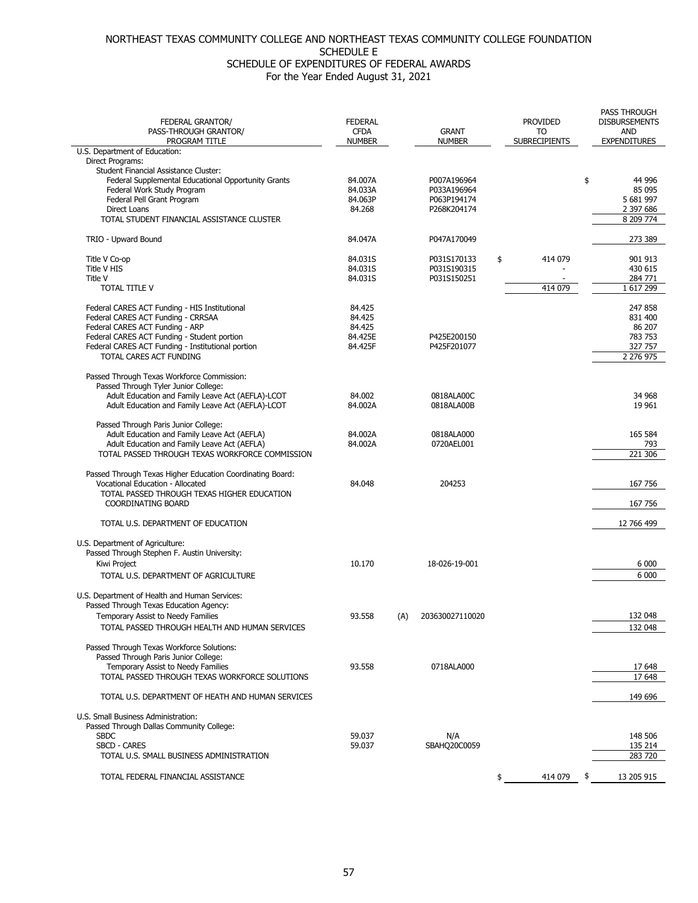NORTHEAST TEXAS COMMUNITY COLLEGE AND NORTHEAST TEXAS COMMUNITY COLLEGE FOUNDATION
SCHEDULE E
SCHEDULE OF EXPENDITURES OF FEDERAL AWARDS
For the Year Ended August 31, 2021

| FEDERAL GRANTOR/ PASS-THROUGH GRANTOR/ PROGRAM TITLE | FEDERAL CFDA NUMBER | | GRANT NUMBER | PROVIDED TO SUBRECIPIENTS | PASS THROUGH DISBURSEMENTS AND EXPENDITURES |
|---|---|---|---|---|---|
| U.S. Department of Education: | | | | | |
| Direct Programs: | | | | | |
| Student Financial Assistance Cluster: | | | | | |
| Federal Supplemental Educational Opportunity Grants | 84.007A | | P007A196964 | | $ 44 996 |
| Federal Work Study Program | 84.033A | | P033A196964 | | 85 095 |
| Federal Pell Grant Program | 84.063P | | P063P194174 | | 5 681 997 |
| Direct Loans | 84.268 | | P268K204174 | | 2 397 686 |
| TOTAL STUDENT FINANCIAL ASSISTANCE CLUSTER | | | | | 8 209 774 |
| TRIO - Upward Bound | 84.047A | | P047A170049 | | 273 389 |
| Title V Co-op | 84.031S | | P031S170133 | $ 414 079 | 901 913 |
| Title V HIS | 84.031S | | P031S190315 | - | 430 615 |
| Title V | 84.031S | | P031S150251 | - | 284 771 |
| TOTAL TITLE V | | | | 414 079 | 1 617 299 |
| Federal CARES ACT Funding - HIS Institutional | 84.425 | | | | 247 858 |
| Federal CARES ACT Funding - CRRSAA | 84.425 | | | | 831 400 |
| Federal CARES ACT Funding - ARP | 84.425 | | | | 86 207 |
| Federal CARES ACT Funding - Student portion | 84.425E | | P425E200150 | | 783 753 |
| Federal CARES ACT Funding - Institutional portion | 84.425F | | P425F201077 | | 327 757 |
| TOTAL CARES ACT FUNDING | | | | | 2 276 975 |
| Passed Through Texas Workforce Commission: | | | | | |
| Passed Through Tyler Junior College: | | | | | |
| Adult Education and Family Leave Act (AEFLA)-LCOT | 84.002 | | 0818ALA00C | | 34 968 |
| Adult Education and Family Leave Act (AEFLA)-LCOT | 84.002A | | 0818ALA00B | | 19 961 |
| Passed Through Paris Junior College: | | | | | |
| Adult Education and Family Leave Act (AEFLA) | 84.002A | | 0818ALA000 | | 165 584 |
| Adult Education and Family Leave Act (AEFLA) | 84.002A | | 0720AEL001 | | 793 |
| TOTAL PASSED THROUGH TEXAS WORKFORCE COMMISSION | | | | | 221 306 |
| Passed Through Texas Higher Education Coordinating Board: | | | | | |
| Vocational Education - Allocated | 84.048 | | 204253 | | 167 756 |
| TOTAL PASSED THROUGH TEXAS HIGHER EDUCATION COORDINATING BOARD | | | | | 167 756 |
| TOTAL U.S. DEPARTMENT OF EDUCATION | | | | | 12 766 499 |
| U.S. Department of Agriculture: | | | | | |
| Passed Through Stephen F. Austin University: | | | | | |
| Kiwi Project | 10.170 | | 18-026-19-001 | | 6 000 |
| TOTAL U.S. DEPARTMENT OF AGRICULTURE | | | | | 6 000 |
| U.S. Department of Health and Human Services: | | | | | |
| Passed Through Texas Education Agency: | | | | | |
| Temporary Assist to Needy Families | 93.558 | (A) | 203630027110020 | | 132 048 |
| TOTAL PASSED THROUGH HEALTH AND HUMAN SERVICES | | | | | 132 048 |
| Passed Through Texas Workforce Solutions: | | | | | |
| Passed Through Paris Junior College: | | | | | |
| Temporary Assist to Needy Families | 93.558 | | 0718ALA000 | | 17 648 |
| TOTAL PASSED THROUGH TEXAS WORKFORCE SOLUTIONS | | | | | 17 648 |
| TOTAL U.S. DEPARTMENT OF HEATH AND HUMAN SERVICES | | | | | 149 696 |
| U.S. Small Business Administration: | | | | | |
| Passed Through Dallas Community College: | | | | | |
| SBDC | 59.037 | | N/A | | 148 506 |
| SBCD - CARES | 59.037 | | SBAHQ20C0059 | | 135 214 |
| TOTAL U.S. SMALL BUSINESS ADMINISTRATION | | | | | 283 720 |
| TOTAL FEDERAL FINANCIAL ASSISTANCE | | | | $ 414 079 | $ 13 205 915 |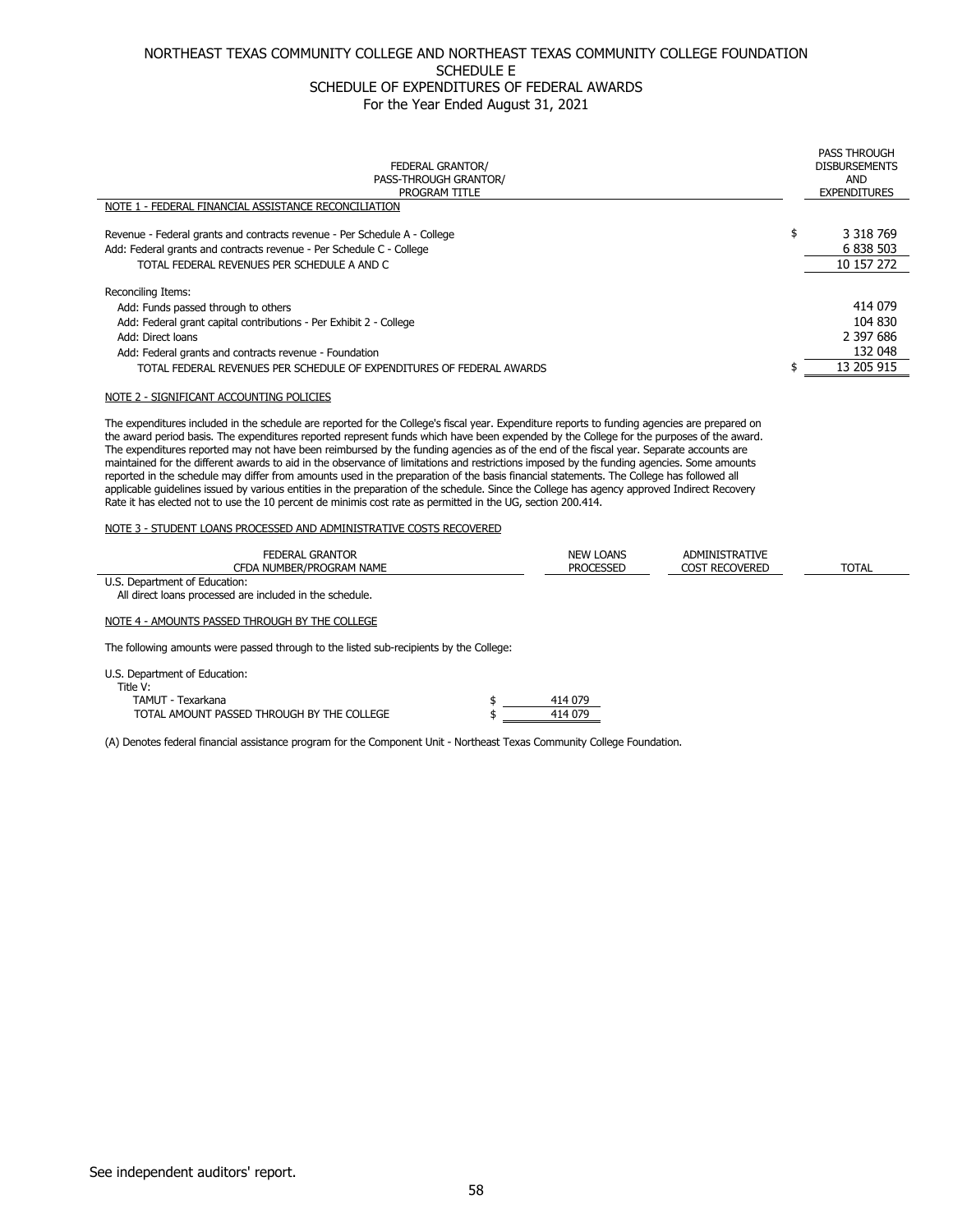# NORTHEAST TEXAS COMMUNITY COLLEGE AND NORTHEAST TEXAS COMMUNITY COLLEGE FOUNDATION
## SCHEDULE E
## SCHEDULE OF EXPENDITURES OF FEDERAL AWARDS
### For the Year Ended August 31, 2021

| FEDERAL GRANTOR/ PASS-THROUGH GRANTOR/ PROGRAM TITLE | PASS THROUGH DISBURSEMENTS AND EXPENDITURES |
|---|---|
| NOTE 1 - FEDERAL FINANCIAL ASSISTANCE RECONCILIATION | |
| Revenue - Federal grants and contracts revenue - Per Schedule A - College | $ 3 318 769 |
| Add: Federal grants and contracts revenue - Per Schedule C - College | 6 838 503 |
| TOTAL FEDERAL REVENUES PER SCHEDULE A AND C | 10 157 272 |
| Reconciling Items: | |
| Add: Funds passed through to others | 414 079 |
| Add: Federal grant capital contributions - Per Exhibit 2 - College | 104 830 |
| Add: Direct loans | 2 397 686 |
| Add: Federal grants and contracts revenue - Foundation | 132 048 |
| TOTAL FEDERAL REVENUES PER SCHEDULE OF EXPENDITURES OF FEDERAL AWARDS | $ 13 205 915 |

NOTE 2 - SIGNIFICANT ACCOUNTING POLICIES

The expenditures included in the schedule are reported for the College's fiscal year. Expenditure reports to funding agencies are prepared on the award period basis. The expenditures reported represent funds which have been expended by the College for the purposes of the award. The expenditures reported may not have been reimbursed by the funding agencies as of the end of the fiscal year. Separate accounts are maintained for the different awards to aid in the observance of limitations and restrictions imposed by the funding agencies. Some amounts reported in the schedule may differ from amounts used in the preparation of the basis financial statements. The College has followed all applicable guidelines issued by various entities in the preparation of the schedule. Since the College has agency approved Indirect Recovery Rate it has elected not to use the 10 percent de minimis cost rate as permitted in the UG, section 200.414.

NOTE 3 - STUDENT LOANS PROCESSED AND ADMINISTRATIVE COSTS RECOVERED

| FEDERAL GRANTOR CFDA NUMBER/PROGRAM NAME | NEW LOANS PROCESSED | ADMINISTRATIVE COST RECOVERED | TOTAL |
|---|---|---|---|
| U.S. Department of Education: | | | |
| All direct loans processed are included in the schedule. | | | |

NOTE 4 - AMOUNTS PASSED THROUGH BY THE COLLEGE

The following amounts were passed through to the listed sub-recipients by the College:

| U.S. Department of Education: | |
|---|---|
| Title V: | |
| TAMUT - Texarkana | $ 414 079 |
| TOTAL AMOUNT PASSED THROUGH BY THE COLLEGE | $ 414 079 |

(A) Denotes federal financial assistance program for the Component Unit - Northeast Texas Community College Foundation.

See independent auditors' report.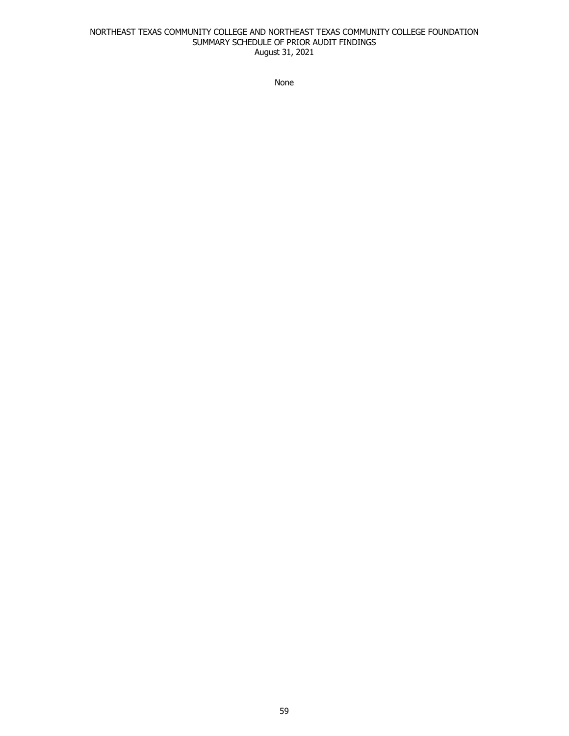NORTHEAST TEXAS COMMUNITY COLLEGE AND NORTHEAST TEXAS COMMUNITY COLLEGE FOUNDATION
SUMMARY SCHEDULE OF PRIOR AUDIT FINDINGS
August 31, 2021

None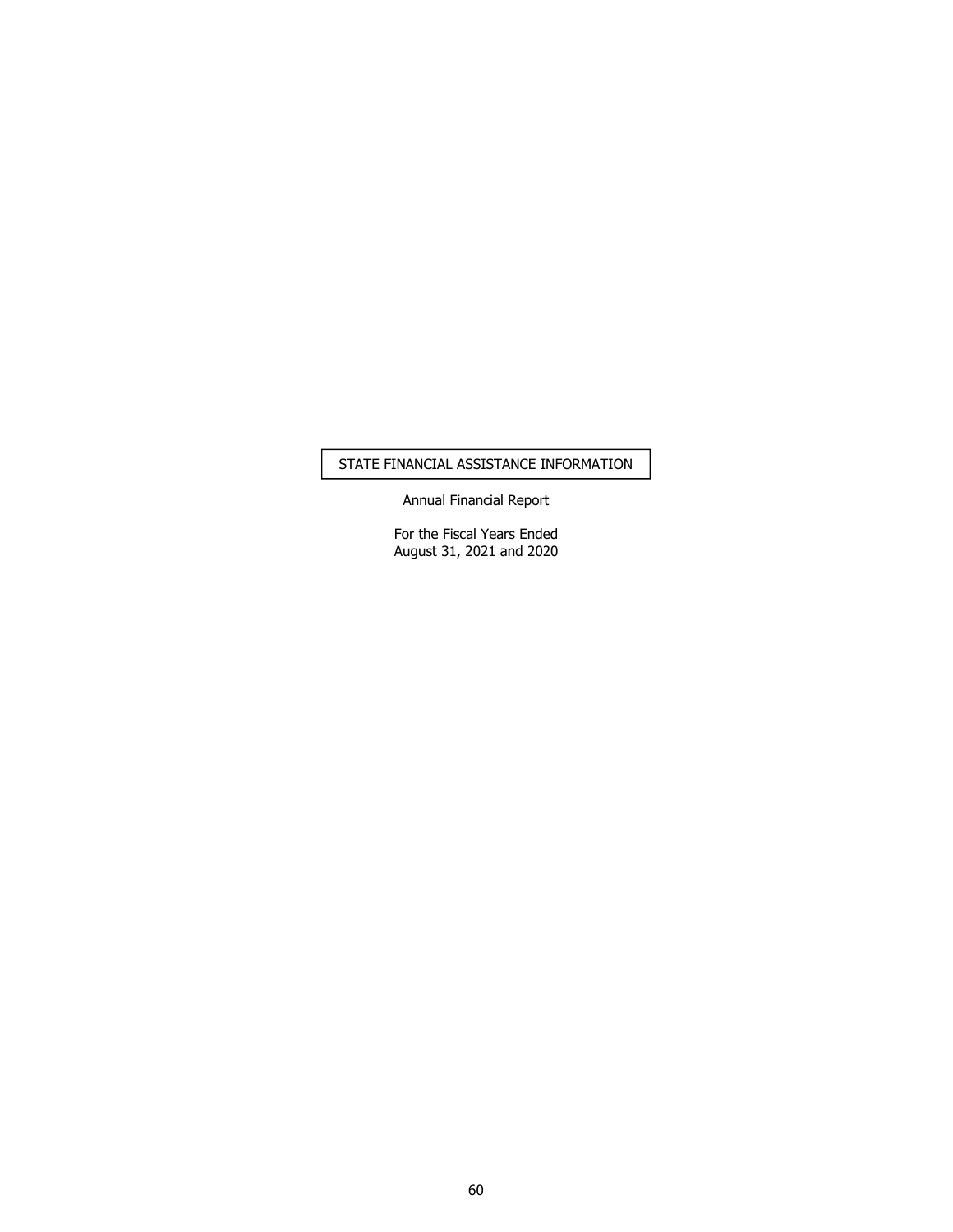# STATE FINANCIAL ASSISTANCE INFORMATION

Annual Financial Report

For the Fiscal Years Ended
August 31, 2021 and 2020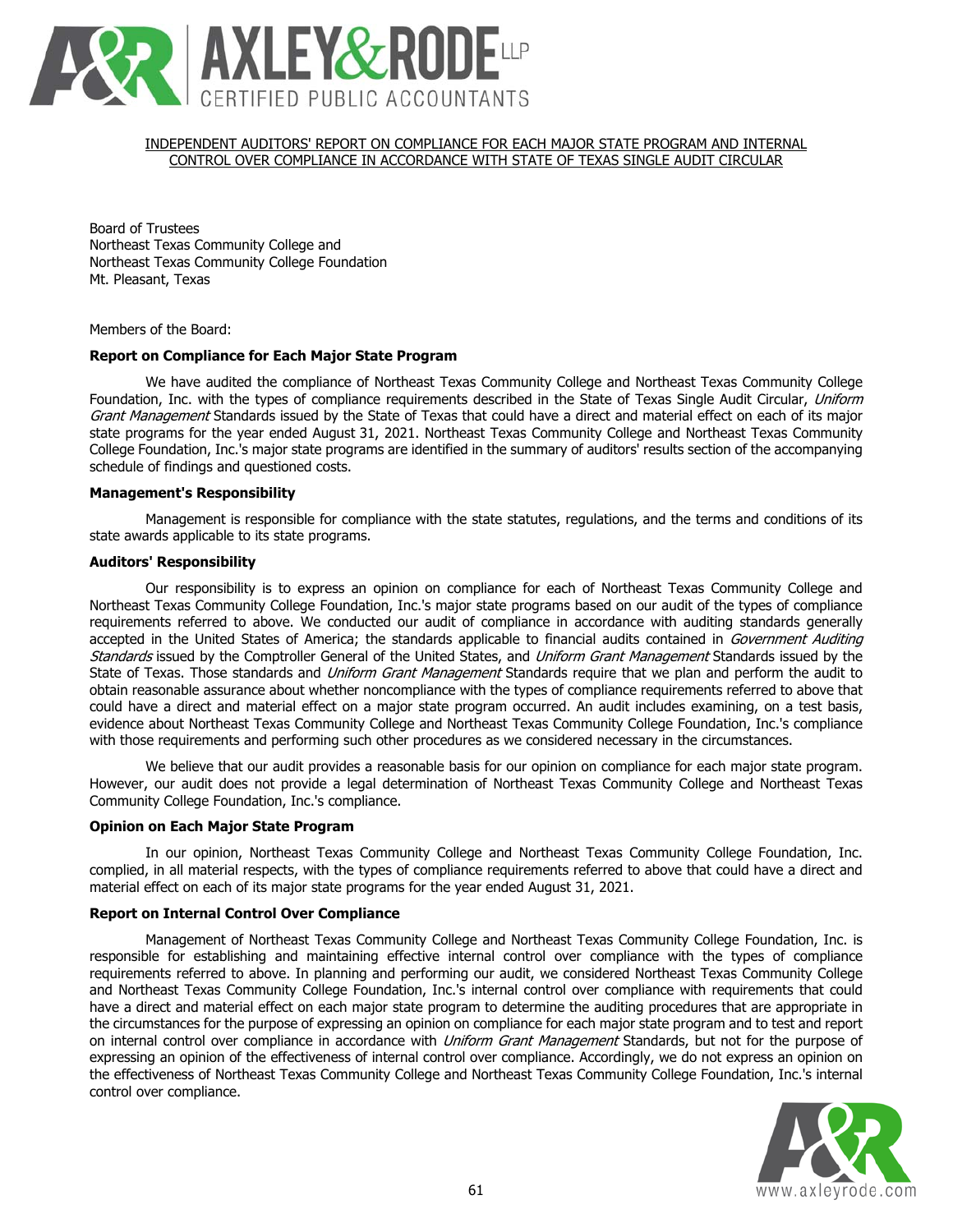## INDEPENDENT AUDITORS' REPORT ON COMPLIANCE FOR EACH MAJOR STATE PROGRAM AND INTERNAL CONTROL OVER COMPLIANCE IN ACCORDANCE WITH STATE OF TEXAS SINGLE AUDIT CIRCULAR

Board of Trustees
Northeast Texas Community College and
Northeast Texas Community College Foundation
Mt. Pleasant, Texas

Members of the Board:

**Report on Compliance for Each Major State Program**

We have audited the compliance of Northeast Texas Community College and Northeast Texas Community College Foundation, Inc. with the types of compliance requirements described in the State of Texas Single Audit Circular, *Uniform Grant Management* Standards issued by the State of Texas that could have a direct and material effect on each of its major state programs for the year ended August 31, 2021. Northeast Texas Community College and Northeast Texas Community College Foundation, Inc.'s major state programs are identified in the summary of auditors' results section of the accompanying schedule of findings and questioned costs.

**Management's Responsibility**

Management is responsible for compliance with the state statutes, regulations, and the terms and conditions of its state awards applicable to its state programs.

**Auditors' Responsibility**

Our responsibility is to express an opinion on compliance for each of Northeast Texas Community College and Northeast Texas Community College Foundation, Inc.'s major state programs based on our audit of the types of compliance requirements referred to above. We conducted our audit of compliance in accordance with auditing standards generally accepted in the United States of America; the standards applicable to financial audits contained in *Government Auditing Standards* issued by the Comptroller General of the United States, and *Uniform Grant Management* Standards issued by the State of Texas. Those standards and *Uniform Grant Management* Standards require that we plan and perform the audit to obtain reasonable assurance about whether noncompliance with the types of compliance requirements referred to above that could have a direct and material effect on a major state program occurred. An audit includes examining, on a test basis, evidence about Northeast Texas Community College and Northeast Texas Community College Foundation, Inc.'s compliance with those requirements and performing such other procedures as we considered necessary in the circumstances.

We believe that our audit provides a reasonable basis for our opinion on compliance for each major state program. However, our audit does not provide a legal determination of Northeast Texas Community College and Northeast Texas Community College Foundation, Inc.'s compliance.

**Opinion on Each Major State Program**

In our opinion, Northeast Texas Community College and Northeast Texas Community College Foundation, Inc. complied, in all material respects, with the types of compliance requirements referred to above that could have a direct and material effect on each of its major state programs for the year ended August 31, 2021.

**Report on Internal Control Over Compliance**

Management of Northeast Texas Community College and Northeast Texas Community College Foundation, Inc. is responsible for establishing and maintaining effective internal control over compliance with the types of compliance requirements referred to above. In planning and performing our audit, we considered Northeast Texas Community College and Northeast Texas Community College Foundation, Inc.'s internal control over compliance with requirements that could have a direct and material effect on each major state program to determine the auditing procedures that are appropriate in the circumstances for the purpose of expressing an opinion on compliance for each major state program and to test and report on internal control over compliance in accordance with *Uniform Grant Management* Standards, but not for the purpose of expressing an opinion of the effectiveness of internal control over compliance. Accordingly, we do not express an opinion on the effectiveness of Northeast Texas Community College and Northeast Texas Community College Foundation, Inc.'s internal control over compliance.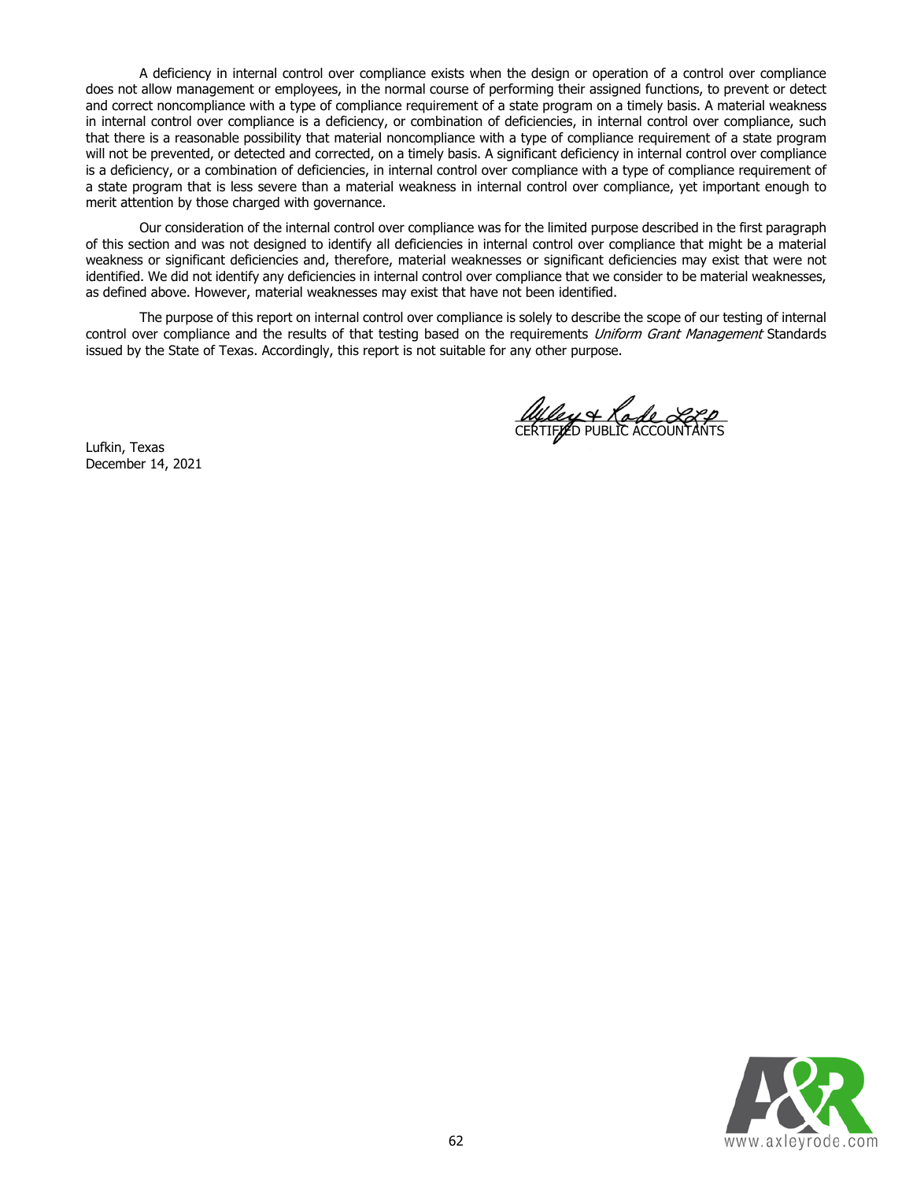A deficiency in internal control over compliance exists when the design or operation of a control over compliance does not allow management or employees, in the normal course of performing their assigned functions, to prevent or detect and correct noncompliance with a type of compliance requirement of a state program on a timely basis. A material weakness in internal control over compliance is a deficiency, or combination of deficiencies, in internal control over compliance, such that there is a reasonable possibility that material noncompliance with a type of compliance requirement of a state program will not be prevented, or detected and corrected, on a timely basis. A significant deficiency in internal control over compliance is a deficiency, or a combination of deficiencies, in internal control over compliance with a type of compliance requirement of a state program that is less severe than a material weakness in internal control over compliance, yet important enough to merit attention by those charged with governance.

Our consideration of the internal control over compliance was for the limited purpose described in the first paragraph of this section and was not designed to identify all deficiencies in internal control over compliance that might be a material weakness or significant deficiencies and, therefore, material weaknesses or significant deficiencies may exist that were not identified. We did not identify any deficiencies in internal control over compliance that we consider to be material weaknesses, as defined above. However, material weaknesses may exist that have not been identified.

The purpose of this report on internal control over compliance is solely to describe the scope of our testing of internal control over compliance and the results of that testing based on the requirements *Uniform Grant Management* Standards issued by the State of Texas. Accordingly, this report is not suitable for any other purpose.

Axley & Rode LLP
CERTIFIED PUBLIC ACCOUNTANTS

Lufkin, Texas
December 14, 2021

www.axleyrode.com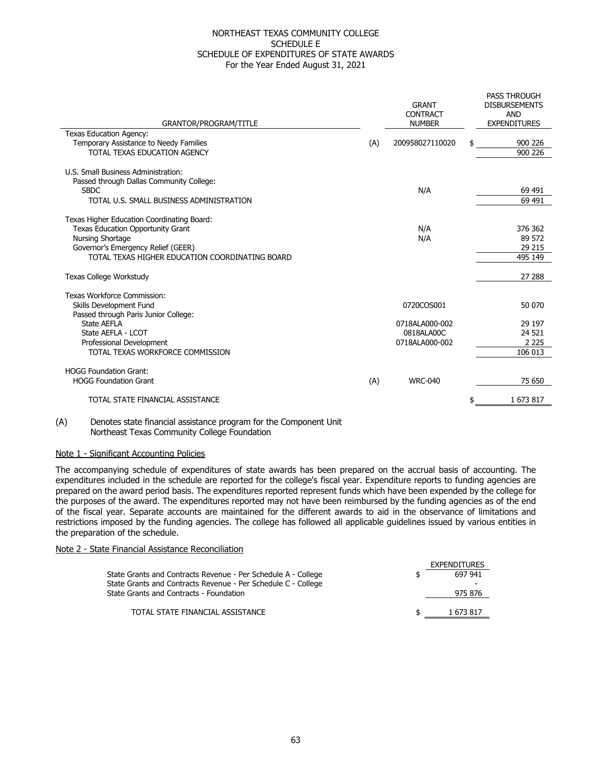# NORTHEAST TEXAS COMMUNITY COLLEGE
## SCHEDULE E
## SCHEDULE OF EXPENDITURES OF STATE AWARDS
### For the Year Ended August 31, 2021

| GRANTOR/PROGRAM/TITLE | | GRANT CONTRACT NUMBER | PASS THROUGH DISBURSEMENTS AND EXPENDITURES |
|---|---|---|---|
| Texas Education Agency: | | | |
| Temporary Assistance to Needy Families | (A) | 200958027110020 | $ 900 226 |
| TOTAL TEXAS EDUCATION AGENCY | | | 900 226 |
| | | | |
| U.S. Small Business Administration: | | | |
| Passed through Dallas Community College: | | | |
| SBDC | | N/A | 69 491 |
| TOTAL U.S. SMALL BUSINESS ADMINISTRATION | | | 69 491 |
| | | | |
| Texas Higher Education Coordinating Board: | | | |
| Texas Education Opportunity Grant | | N/A | 376 362 |
| Nursing Shortage | | N/A | 89 572 |
| Governor's Emergency Relief (GEER) | | | 29 215 |
| TOTAL TEXAS HIGHER EDUCATION COORDINATING BOARD | | | 495 149 |
| | | | |
| Texas College Workstudy | | | 27 288 |
| | | | |
| Texas Workforce Commission: | | | |
| Skills Development Fund | | 0720COS001 | 50 070 |
| Passed through Paris Junior College: | | | |
| State AEFLA | | 0718ALA000-002 | 29 197 |
| State AEFLA - LCOT | | 0818ALA00C | 24 521 |
| Professional Development | | 0718ALA000-002 | 2 225 |
| TOTAL TEXAS WORKFORCE COMMISSION | | | 106 013 |
| | | | |
| HOGG Foundation Grant: | | | |
| HOGG Foundation Grant | (A) | WRC-040 | 75 650 |
| | | | |
| TOTAL STATE FINANCIAL ASSISTANCE | | | $ 1 673 817 |

(A) Denotes state financial assistance program for the Component Unit Northeast Texas Community College Foundation

Note 1 - Significant Accounting Policies

The accompanying schedule of expenditures of state awards has been prepared on the accrual basis of accounting. The expenditures included in the schedule are reported for the college's fiscal year. Expenditure reports to funding agencies are prepared on the award period basis. The expenditures reported represent funds which have been expended by the college for the purposes of the award. The expenditures reported may not have been reimbursed by the funding agencies as of the end of the fiscal year. Separate accounts are maintained for the different awards to aid in the observance of limitations and restrictions imposed by the funding agencies. The college has followed all applicable guidelines issued by various entities in the preparation of the schedule.

Note 2 - State Financial Assistance Reconciliation

| | EXPENDITURES |
|---|---|
| State Grants and Contracts Revenue - Per Schedule A - College | $ 697 941 |
| State Grants and Contracts Revenue - Per Schedule C - College | - |
| State Grants and Contracts - Foundation | 975 876 |
| TOTAL STATE FINANCIAL ASSISTANCE | $ 1 673 817 |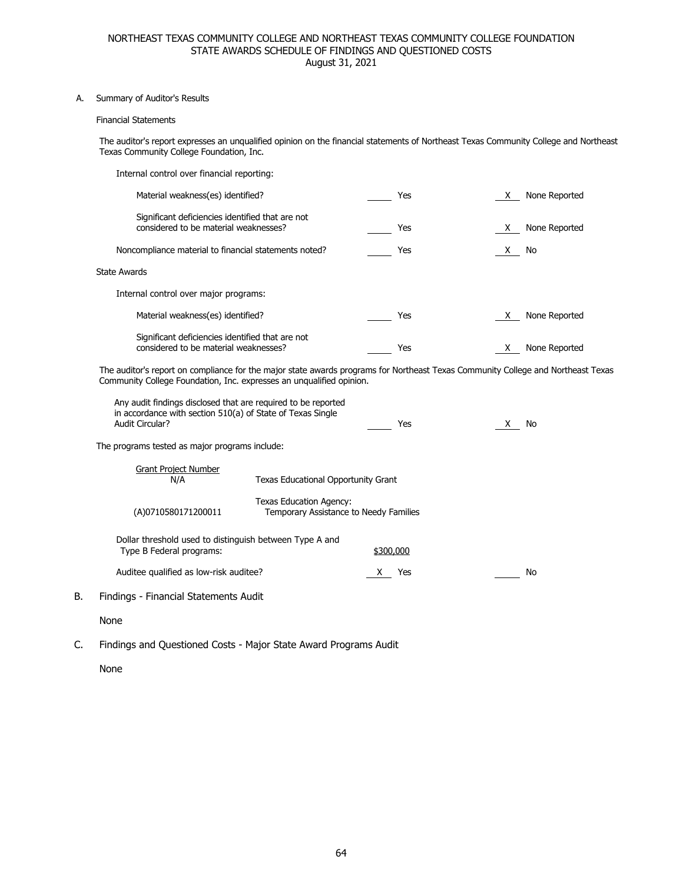# NORTHEAST TEXAS COMMUNITY COLLEGE AND NORTHEAST TEXAS COMMUNITY COLLEGE FOUNDATION
## STATE AWARDS SCHEDULE OF FINDINGS AND QUESTIONED COSTS
### August 31, 2021

A. Summary of Auditor's Results

Financial Statements

The auditor's report expresses an unqualified opinion on the financial statements of Northeast Texas Community College and Northeast Texas Community College Foundation, Inc.

Internal control over financial reporting:

| | | |
|---|---|---|
| Material weakness(es) identified? | ____ Yes | X None Reported |
| Significant deficiencies identified that are not considered to be material weaknesses? | ____ Yes | X None Reported |
| Noncompliance material to financial statements noted? | ____ Yes | X No |

State Awards

Internal control over major programs:

| | | |
|---|---|---|
| Material weakness(es) identified? | ____ Yes | X None Reported |
| Significant deficiencies identified that are not considered to be material weaknesses? | ____ Yes | X None Reported |

The auditor's report on compliance for the major state awards programs for Northeast Texas Community College and Northeast Texas Community College Foundation, Inc. expresses an unqualified opinion.

| | | |
|---|---|---|
| Any audit findings disclosed that are required to be reported in accordance with section 510(a) of State of Texas Single Audit Circular? | ____ Yes | X No |

The programs tested as major programs include:

| Grant Project Number | |
|---|---|
| N/A | Texas Educational Opportunity Grant |
| (A)0710580171200011 | Texas Education Agency: Temporary Assistance to Needy Families |

| | | |
|---|---|---|
| Dollar threshold used to distinguish between Type A and Type B Federal programs: | $300,000 | |
| Auditee qualified as low-risk auditee? | X Yes | ____ No |

B. Findings - Financial Statements Audit

None

C. Findings and Questioned Costs - Major State Award Programs Audit

None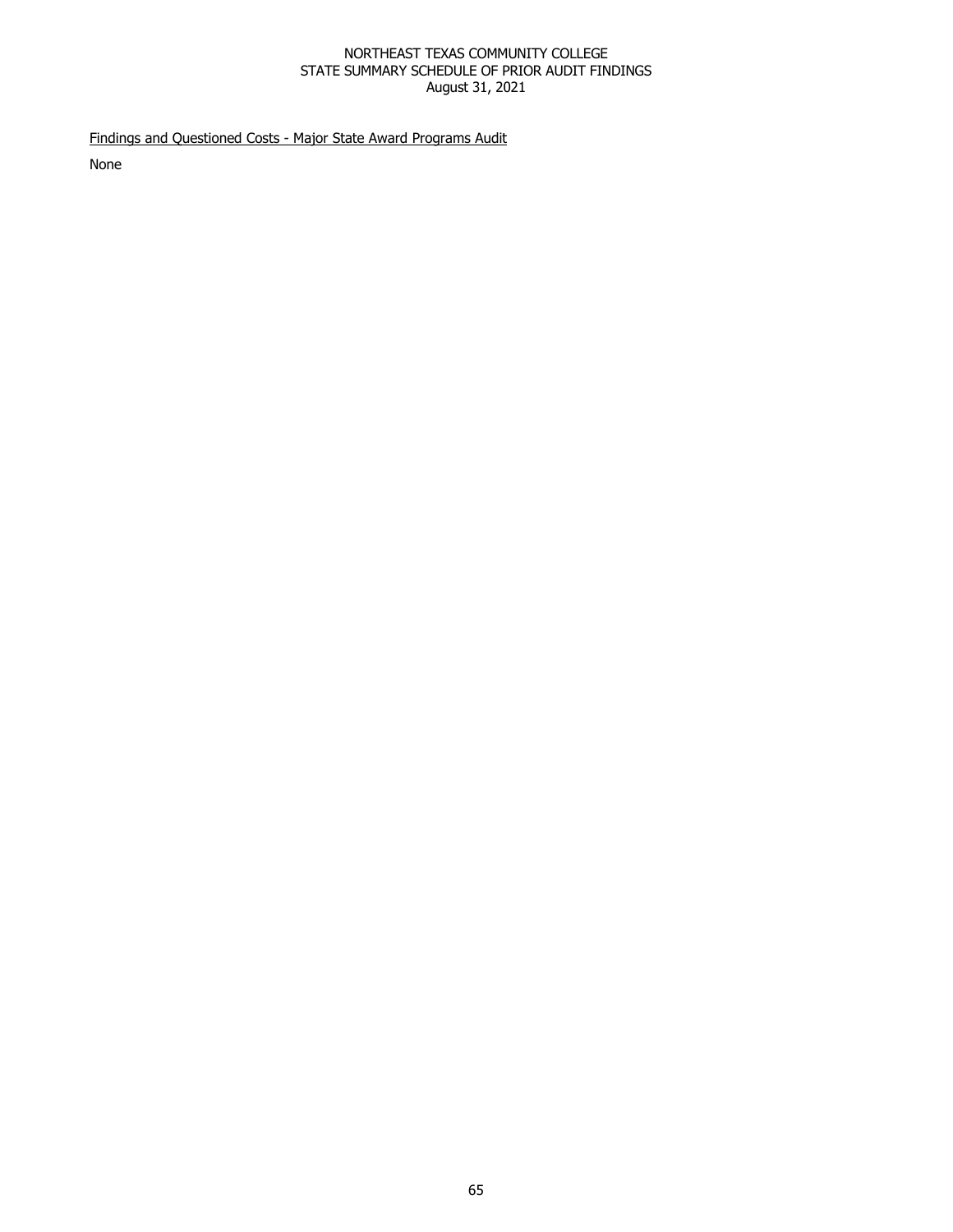# NORTHEAST TEXAS COMMUNITY COLLEGE
## STATE SUMMARY SCHEDULE OF PRIOR AUDIT FINDINGS
### August 31, 2021

Findings and Questioned Costs - Major State Award Programs Audit

None